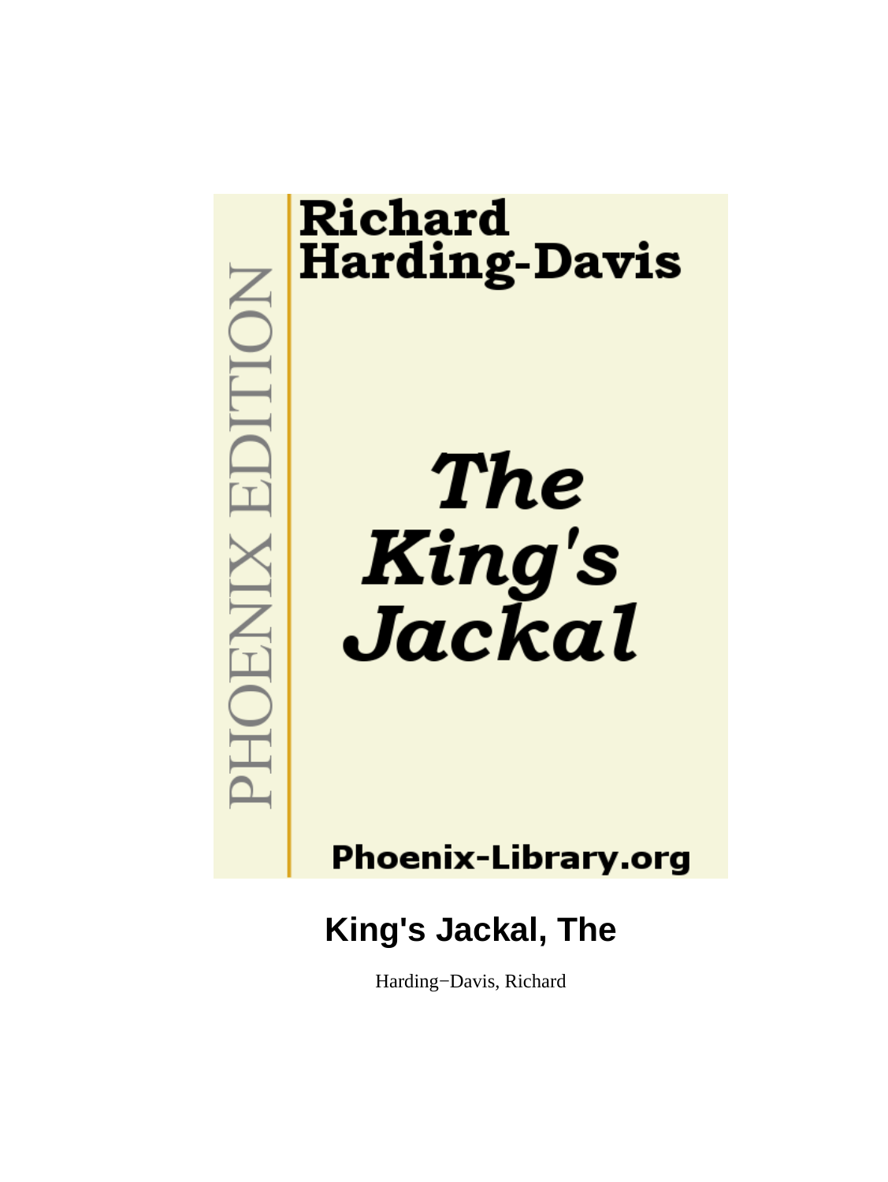PHOENIX EDITION

**Richard Harding-Davis**

***The King's Jackal***

**Phoenix-Library.org**

# King's Jackal, The

Harding−Davis, Richard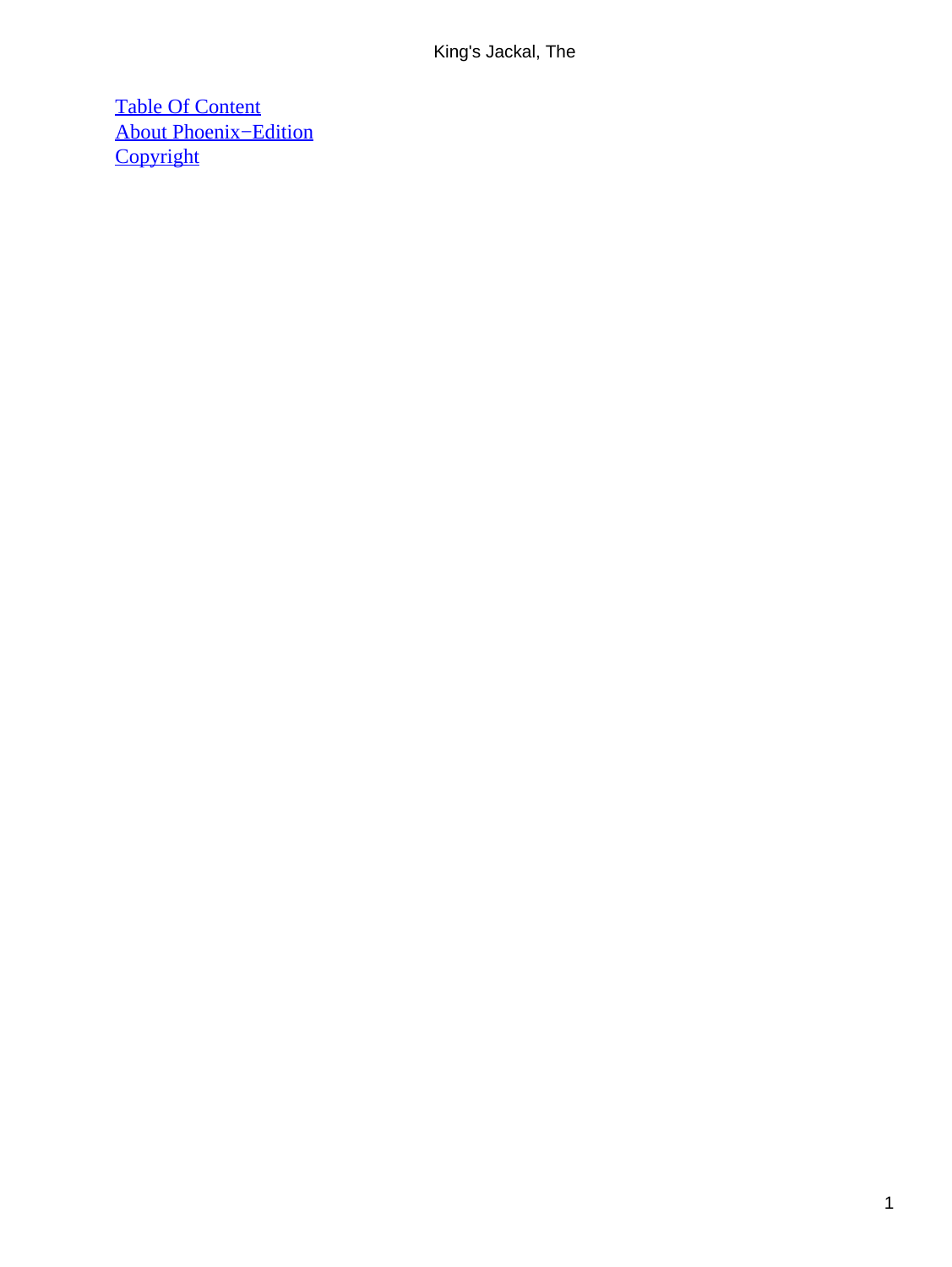[Table Of Content](#)
[About Phoenix−Edition](#)
[Copyright](#)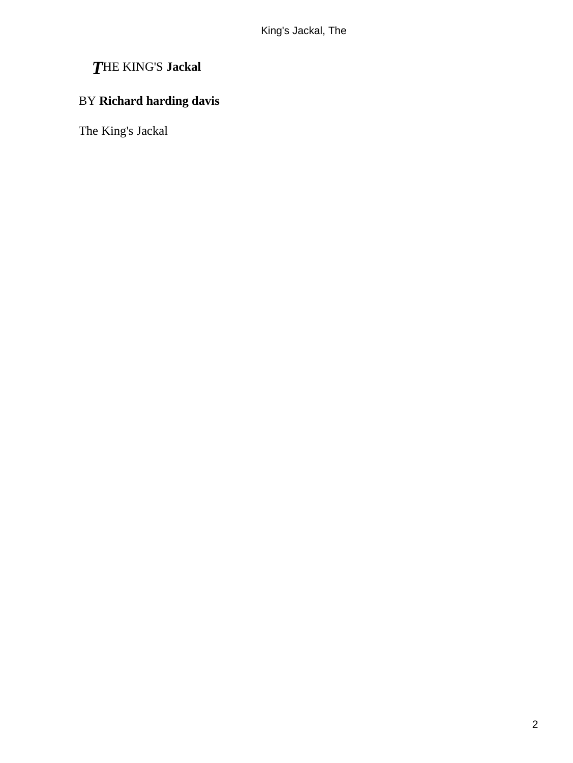# THE KING'S **Jackal**

BY **Richard harding davis**

The King's Jackal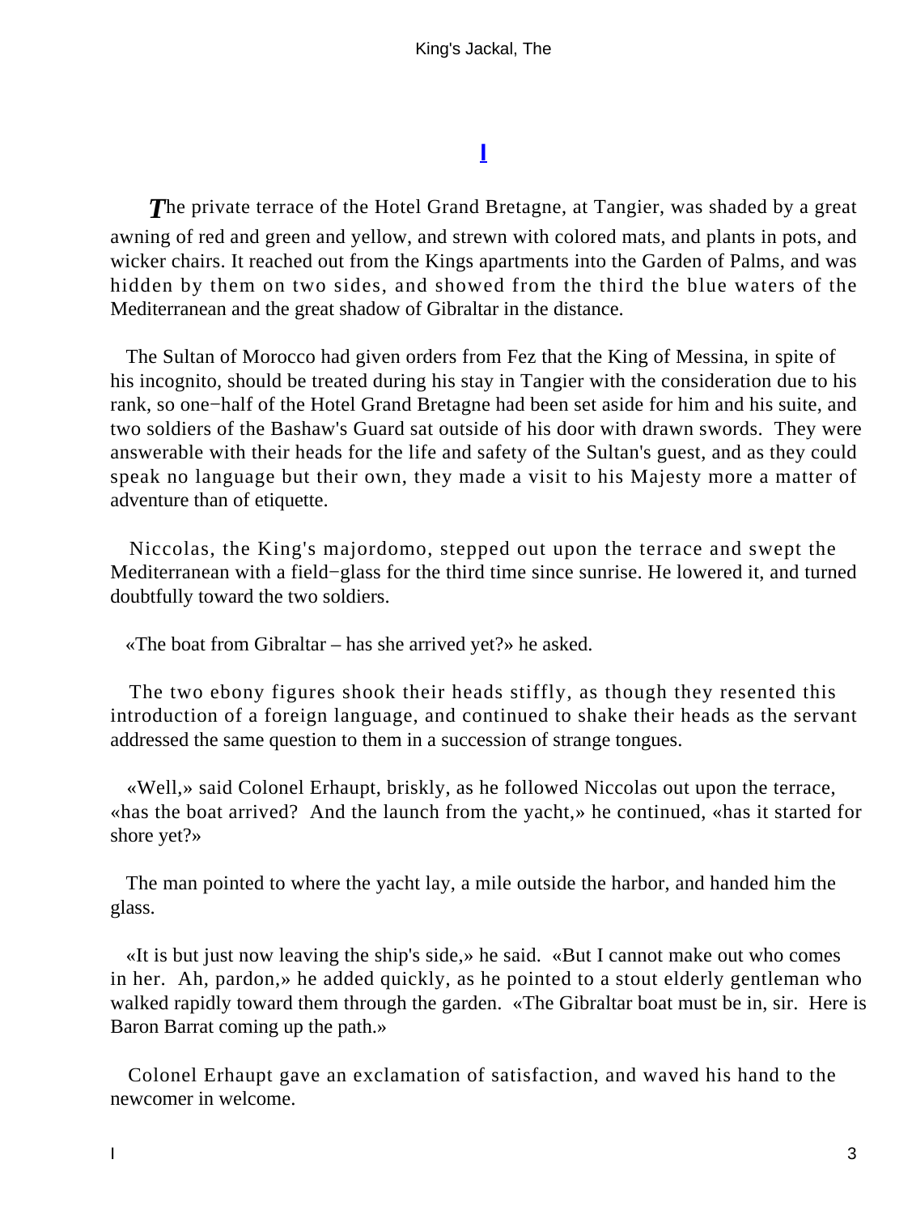# I

*T*he private terrace of the Hotel Grand Bretagne, at Tangier, was shaded by a great awning of red and green and yellow, and strewn with colored mats, and plants in pots, and wicker chairs. It reached out from the Kings apartments into the Garden of Palms, and was hidden by them on two sides, and showed from the third the blue waters of the Mediterranean and the great shadow of Gibraltar in the distance.

The Sultan of Morocco had given orders from Fez that the King of Messina, in spite of his incognito, should be treated during his stay in Tangier with the consideration due to his rank, so one−half of the Hotel Grand Bretagne had been set aside for him and his suite, and two soldiers of the Bashaw's Guard sat outside of his door with drawn swords. They were answerable with their heads for the life and safety of the Sultan's guest, and as they could speak no language but their own, they made a visit to his Majesty more a matter of adventure than of etiquette.

Niccolas, the King's majordomo, stepped out upon the terrace and swept the Mediterranean with a field−glass for the third time since sunrise. He lowered it, and turned doubtfully toward the two soldiers.

«The boat from Gibraltar – has she arrived yet?» he asked.

The two ebony figures shook their heads stiffly, as though they resented this introduction of a foreign language, and continued to shake their heads as the servant addressed the same question to them in a succession of strange tongues.

«Well,» said Colonel Erhaupt, briskly, as he followed Niccolas out upon the terrace, «has the boat arrived? And the launch from the yacht,» he continued, «has it started for shore yet?»

The man pointed to where the yacht lay, a mile outside the harbor, and handed him the glass.

«It is but just now leaving the ship's side,» he said. «But I cannot make out who comes in her. Ah, pardon,» he added quickly, as he pointed to a stout elderly gentleman who walked rapidly toward them through the garden. «The Gibraltar boat must be in, sir. Here is Baron Barrat coming up the path.»

Colonel Erhaupt gave an exclamation of satisfaction, and waved his hand to the newcomer in welcome.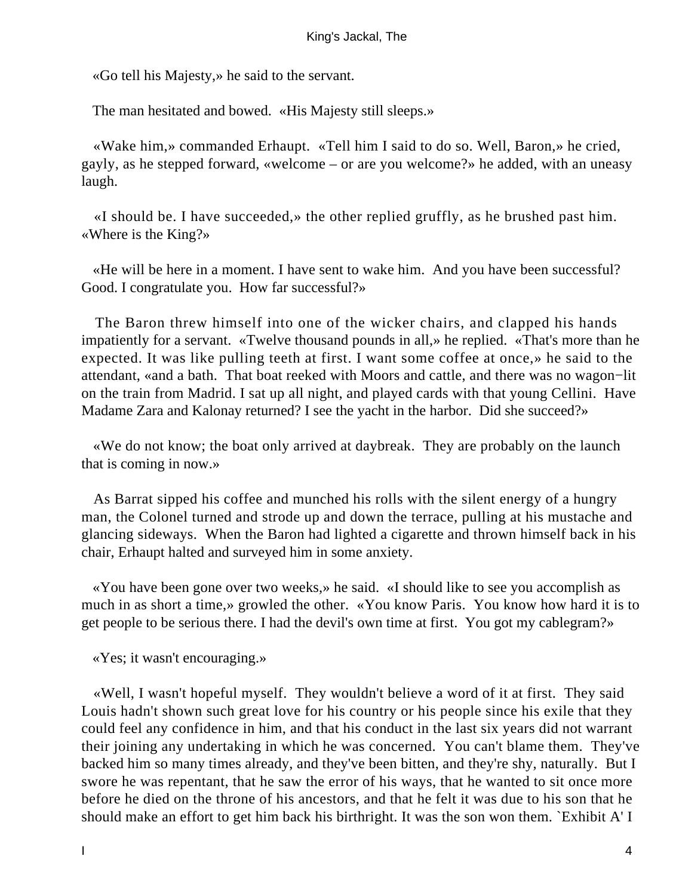«Go tell his Majesty,» he said to the servant.

The man hesitated and bowed. «His Majesty still sleeps.»

«Wake him,» commanded Erhaupt. «Tell him I said to do so. Well, Baron,» he cried, gayly, as he stepped forward, «welcome – or are you welcome?» he added, with an uneasy laugh.

«I should be. I have succeeded,» the other replied gruffly, as he brushed past him. «Where is the King?»

«He will be here in a moment. I have sent to wake him. And you have been successful? Good. I congratulate you. How far successful?»

The Baron threw himself into one of the wicker chairs, and clapped his hands impatiently for a servant. «Twelve thousand pounds in all,» he replied. «That's more than he expected. It was like pulling teeth at first. I want some coffee at once,» he said to the attendant, «and a bath. That boat reeked with Moors and cattle, and there was no wagon−lit on the train from Madrid. I sat up all night, and played cards with that young Cellini. Have Madame Zara and Kalonay returned? I see the yacht in the harbor. Did she succeed?»

«We do not know; the boat only arrived at daybreak. They are probably on the launch that is coming in now.»

As Barrat sipped his coffee and munched his rolls with the silent energy of a hungry man, the Colonel turned and strode up and down the terrace, pulling at his mustache and glancing sideways. When the Baron had lighted a cigarette and thrown himself back in his chair, Erhaupt halted and surveyed him in some anxiety.

«You have been gone over two weeks,» he said. «I should like to see you accomplish as much in as short a time,» growled the other. «You know Paris. You know how hard it is to get people to be serious there. I had the devil's own time at first. You got my cablegram?»

«Yes; it wasn't encouraging.»

«Well, I wasn't hopeful myself. They wouldn't believe a word of it at first. They said Louis hadn't shown such great love for his country or his people since his exile that they could feel any confidence in him, and that his conduct in the last six years did not warrant their joining any undertaking in which he was concerned. You can't blame them. They've backed him so many times already, and they've been bitten, and they're shy, naturally. But I swore he was repentant, that he saw the error of his ways, that he wanted to sit once more before he died on the throne of his ancestors, and that he felt it was due to his son that he should make an effort to get him back his birthright. It was the son won them. `Exhibit A' I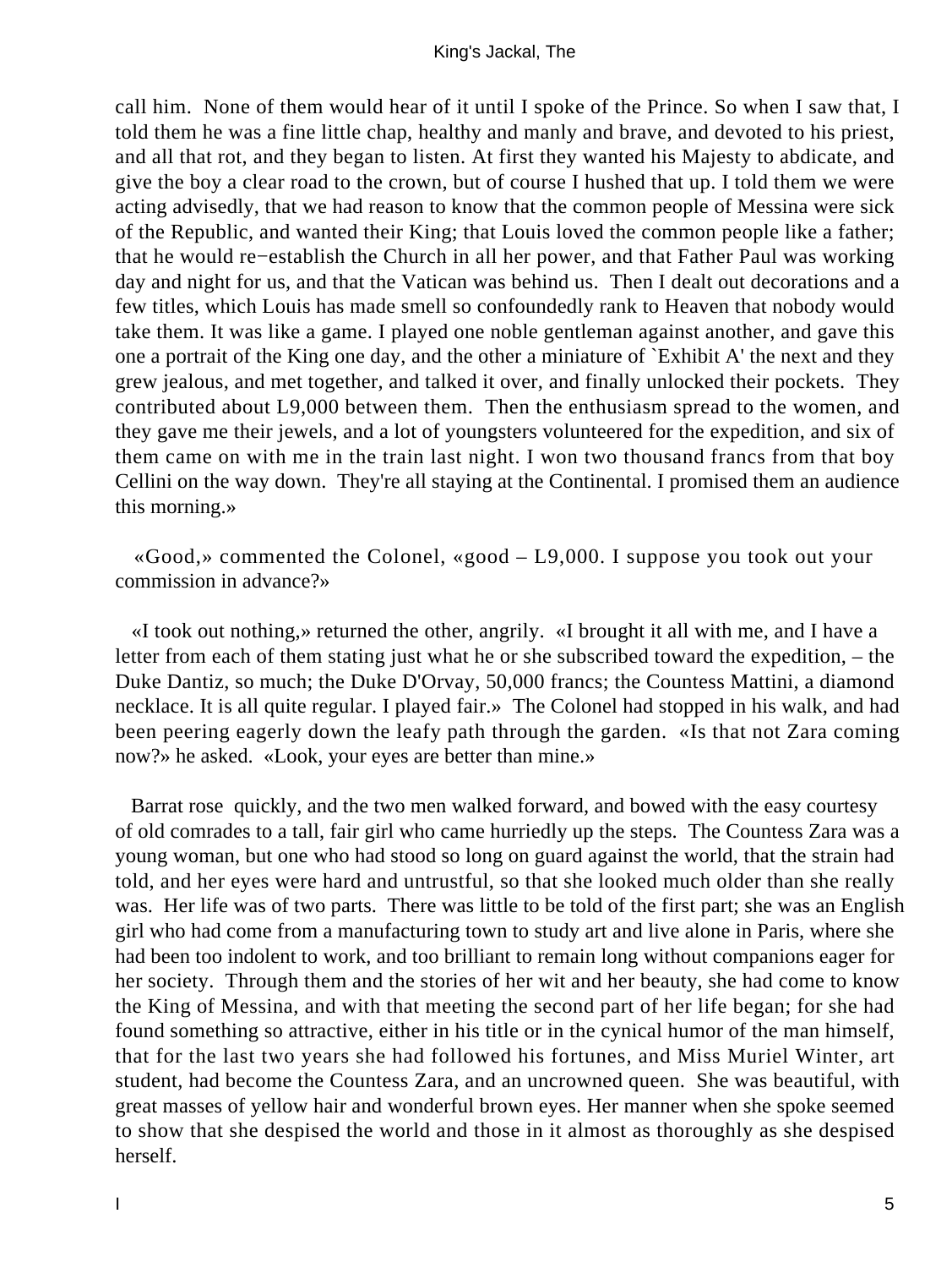call him. None of them would hear of it until I spoke of the Prince. So when I saw that, I told them he was a fine little chap, healthy and manly and brave, and devoted to his priest, and all that rot, and they began to listen. At first they wanted his Majesty to abdicate, and give the boy a clear road to the crown, but of course I hushed that up. I told them we were acting advisedly, that we had reason to know that the common people of Messina were sick of the Republic, and wanted their King; that Louis loved the common people like a father; that he would re−establish the Church in all her power, and that Father Paul was working day and night for us, and that the Vatican was behind us. Then I dealt out decorations and a few titles, which Louis has made smell so confoundedly rank to Heaven that nobody would take them. It was like a game. I played one noble gentleman against another, and gave this one a portrait of the King one day, and the other a miniature of `Exhibit A' the next and they grew jealous, and met together, and talked it over, and finally unlocked their pockets. They contributed about L9,000 between them. Then the enthusiasm spread to the women, and they gave me their jewels, and a lot of youngsters volunteered for the expedition, and six of them came on with me in the train last night. I won two thousand francs from that boy Cellini on the way down. They're all staying at the Continental. I promised them an audience this morning.»

«Good,» commented the Colonel, «good – L9,000. I suppose you took out your commission in advance?»

«I took out nothing,» returned the other, angrily. «I brought it all with me, and I have a letter from each of them stating just what he or she subscribed toward the expedition, – the Duke Dantiz, so much; the Duke D'Orvay, 50,000 francs; the Countess Mattini, a diamond necklace. It is all quite regular. I played fair.» The Colonel had stopped in his walk, and had been peering eagerly down the leafy path through the garden. «Is that not Zara coming now?» he asked. «Look, your eyes are better than mine.»

Barrat rose quickly, and the two men walked forward, and bowed with the easy courtesy of old comrades to a tall, fair girl who came hurriedly up the steps. The Countess Zara was a young woman, but one who had stood so long on guard against the world, that the strain had told, and her eyes were hard and untrustful, so that she looked much older than she really was. Her life was of two parts. There was little to be told of the first part; she was an English girl who had come from a manufacturing town to study art and live alone in Paris, where she had been too indolent to work, and too brilliant to remain long without companions eager for her society. Through them and the stories of her wit and her beauty, she had come to know the King of Messina, and with that meeting the second part of her life began; for she had found something so attractive, either in his title or in the cynical humor of the man himself, that for the last two years she had followed his fortunes, and Miss Muriel Winter, art student, had become the Countess Zara, and an uncrowned queen. She was beautiful, with great masses of yellow hair and wonderful brown eyes. Her manner when she spoke seemed to show that she despised the world and those in it almost as thoroughly as she despised herself.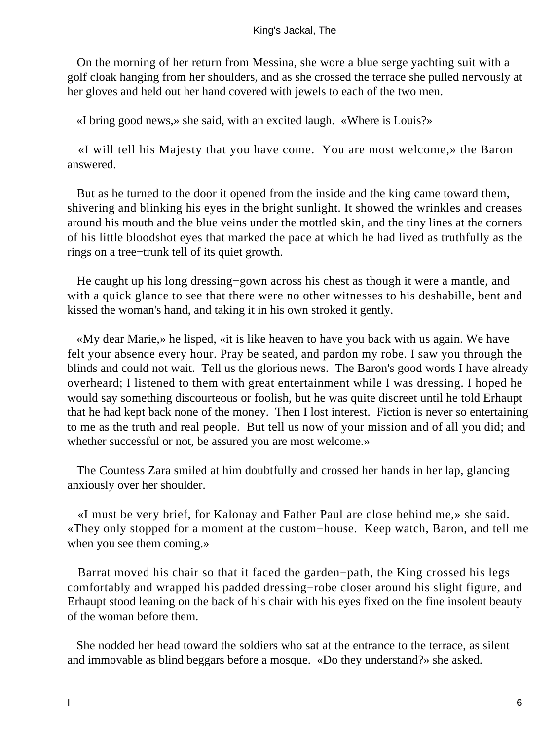On the morning of her return from Messina, she wore a blue serge yachting suit with a golf cloak hanging from her shoulders, and as she crossed the terrace she pulled nervously at her gloves and held out her hand covered with jewels to each of the two men.

«I bring good news,» she said, with an excited laugh. «Where is Louis?»

«I will tell his Majesty that you have come. You are most welcome,» the Baron answered.

But as he turned to the door it opened from the inside and the king came toward them, shivering and blinking his eyes in the bright sunlight. It showed the wrinkles and creases around his mouth and the blue veins under the mottled skin, and the tiny lines at the corners of his little bloodshot eyes that marked the pace at which he had lived as truthfully as the rings on a tree−trunk tell of its quiet growth.

He caught up his long dressing−gown across his chest as though it were a mantle, and with a quick glance to see that there were no other witnesses to his deshabille, bent and kissed the woman's hand, and taking it in his own stroked it gently.

«My dear Marie,» he lisped, «it is like heaven to have you back with us again. We have felt your absence every hour. Pray be seated, and pardon my robe. I saw you through the blinds and could not wait. Tell us the glorious news. The Baron's good words I have already overheard; I listened to them with great entertainment while I was dressing. I hoped he would say something discourteous or foolish, but he was quite discreet until he told Erhaupt that he had kept back none of the money. Then I lost interest. Fiction is never so entertaining to me as the truth and real people. But tell us now of your mission and of all you did; and whether successful or not, be assured you are most welcome.»

The Countess Zara smiled at him doubtfully and crossed her hands in her lap, glancing anxiously over her shoulder.

«I must be very brief, for Kalonay and Father Paul are close behind me,» she said. «They only stopped for a moment at the custom−house. Keep watch, Baron, and tell me when you see them coming.»

Barrat moved his chair so that it faced the garden−path, the King crossed his legs comfortably and wrapped his padded dressing−robe closer around his slight figure, and Erhaupt stood leaning on the back of his chair with his eyes fixed on the fine insolent beauty of the woman before them.

She nodded her head toward the soldiers who sat at the entrance to the terrace, as silent and immovable as blind beggars before a mosque. «Do they understand?» she asked.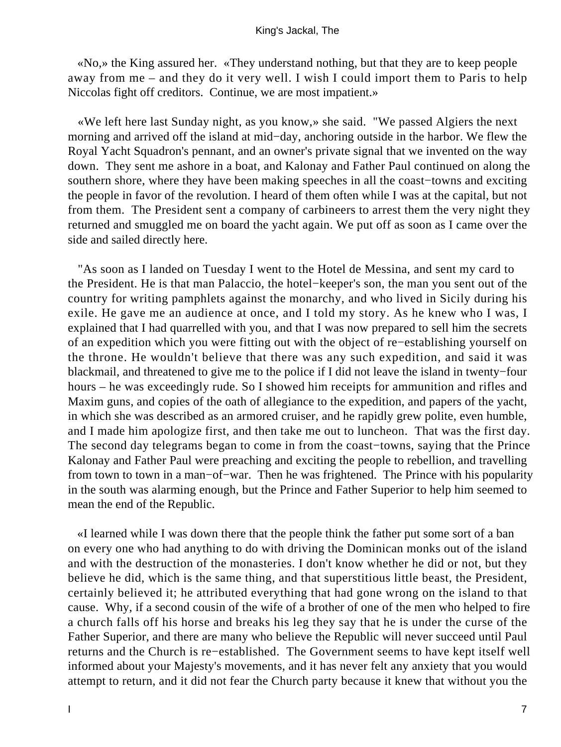«No,» the King assured her. «They understand nothing, but that they are to keep people away from me – and they do it very well. I wish I could import them to Paris to help Niccolas fight off creditors. Continue, we are most impatient.»

«We left here last Sunday night, as you know,» she said. "We passed Algiers the next morning and arrived off the island at mid−day, anchoring outside in the harbor. We flew the Royal Yacht Squadron's pennant, and an owner's private signal that we invented on the way down. They sent me ashore in a boat, and Kalonay and Father Paul continued on along the southern shore, where they have been making speeches in all the coast−towns and exciting the people in favor of the revolution. I heard of them often while I was at the capital, but not from them. The President sent a company of carbineers to arrest them the very night they returned and smuggled me on board the yacht again. We put off as soon as I came over the side and sailed directly here.

"As soon as I landed on Tuesday I went to the Hotel de Messina, and sent my card to the President. He is that man Palaccio, the hotel−keeper's son, the man you sent out of the country for writing pamphlets against the monarchy, and who lived in Sicily during his exile. He gave me an audience at once, and I told my story. As he knew who I was, I explained that I had quarrelled with you, and that I was now prepared to sell him the secrets of an expedition which you were fitting out with the object of re−establishing yourself on the throne. He wouldn't believe that there was any such expedition, and said it was blackmail, and threatened to give me to the police if I did not leave the island in twenty−four hours – he was exceedingly rude. So I showed him receipts for ammunition and rifles and Maxim guns, and copies of the oath of allegiance to the expedition, and papers of the yacht, in which she was described as an armored cruiser, and he rapidly grew polite, even humble, and I made him apologize first, and then take me out to luncheon. That was the first day. The second day telegrams began to come in from the coast−towns, saying that the Prince Kalonay and Father Paul were preaching and exciting the people to rebellion, and travelling from town to town in a man−of−war. Then he was frightened. The Prince with his popularity in the south was alarming enough, but the Prince and Father Superior to help him seemed to mean the end of the Republic.

«I learned while I was down there that the people think the father put some sort of a ban on every one who had anything to do with driving the Dominican monks out of the island and with the destruction of the monasteries. I don't know whether he did or not, but they believe he did, which is the same thing, and that superstitious little beast, the President, certainly believed it; he attributed everything that had gone wrong on the island to that cause. Why, if a second cousin of the wife of a brother of one of the men who helped to fire a church falls off his horse and breaks his leg they say that he is under the curse of the Father Superior, and there are many who believe the Republic will never succeed until Paul returns and the Church is re−established. The Government seems to have kept itself well informed about your Majesty's movements, and it has never felt any anxiety that you would attempt to return, and it did not fear the Church party because it knew that without you the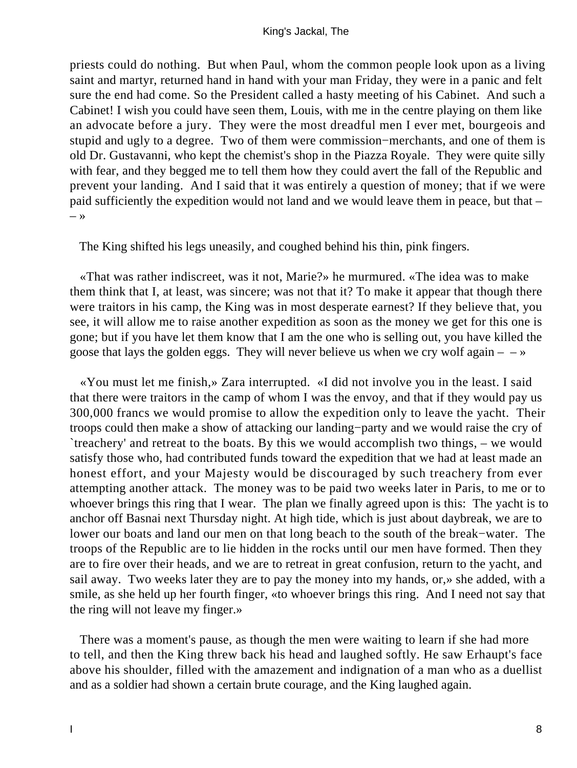priests could do nothing. But when Paul, whom the common people look upon as a living saint and martyr, returned hand in hand with your man Friday, they were in a panic and felt sure the end had come. So the President called a hasty meeting of his Cabinet. And such a Cabinet! I wish you could have seen them, Louis, with me in the centre playing on them like an advocate before a jury. They were the most dreadful men I ever met, bourgeois and stupid and ugly to a degree. Two of them were commission−merchants, and one of them is old Dr. Gustavanni, who kept the chemist's shop in the Piazza Royale. They were quite silly with fear, and they begged me to tell them how they could avert the fall of the Republic and prevent your landing. And I said that it was entirely a question of money; that if we were paid sufficiently the expedition would not land and we would leave them in peace, but that – – »

The King shifted his legs uneasily, and coughed behind his thin, pink fingers.

«That was rather indiscreet, was it not, Marie?» he murmured. «The idea was to make them think that I, at least, was sincere; was not that it? To make it appear that though there were traitors in his camp, the King was in most desperate earnest? If they believe that, you see, it will allow me to raise another expedition as soon as the money we get for this one is gone; but if you have let them know that I am the one who is selling out, you have killed the goose that lays the golden eggs. They will never believe us when we cry wolf again – – »

«You must let me finish,» Zara interrupted. «I did not involve you in the least. I said that there were traitors in the camp of whom I was the envoy, and that if they would pay us 300,000 francs we would promise to allow the expedition only to leave the yacht. Their troops could then make a show of attacking our landing−party and we would raise the cry of `treachery' and retreat to the boats. By this we would accomplish two things, – we would satisfy those who, had contributed funds toward the expedition that we had at least made an honest effort, and your Majesty would be discouraged by such treachery from ever attempting another attack. The money was to be paid two weeks later in Paris, to me or to whoever brings this ring that I wear. The plan we finally agreed upon is this: The yacht is to anchor off Basnai next Thursday night. At high tide, which is just about daybreak, we are to lower our boats and land our men on that long beach to the south of the break−water. The troops of the Republic are to lie hidden in the rocks until our men have formed. Then they are to fire over their heads, and we are to retreat in great confusion, return to the yacht, and sail away. Two weeks later they are to pay the money into my hands, or,» she added, with a smile, as she held up her fourth finger, «to whoever brings this ring. And I need not say that the ring will not leave my finger.»

There was a moment's pause, as though the men were waiting to learn if she had more to tell, and then the King threw back his head and laughed softly. He saw Erhaupt's face above his shoulder, filled with the amazement and indignation of a man who as a duellist and as a soldier had shown a certain brute courage, and the King laughed again.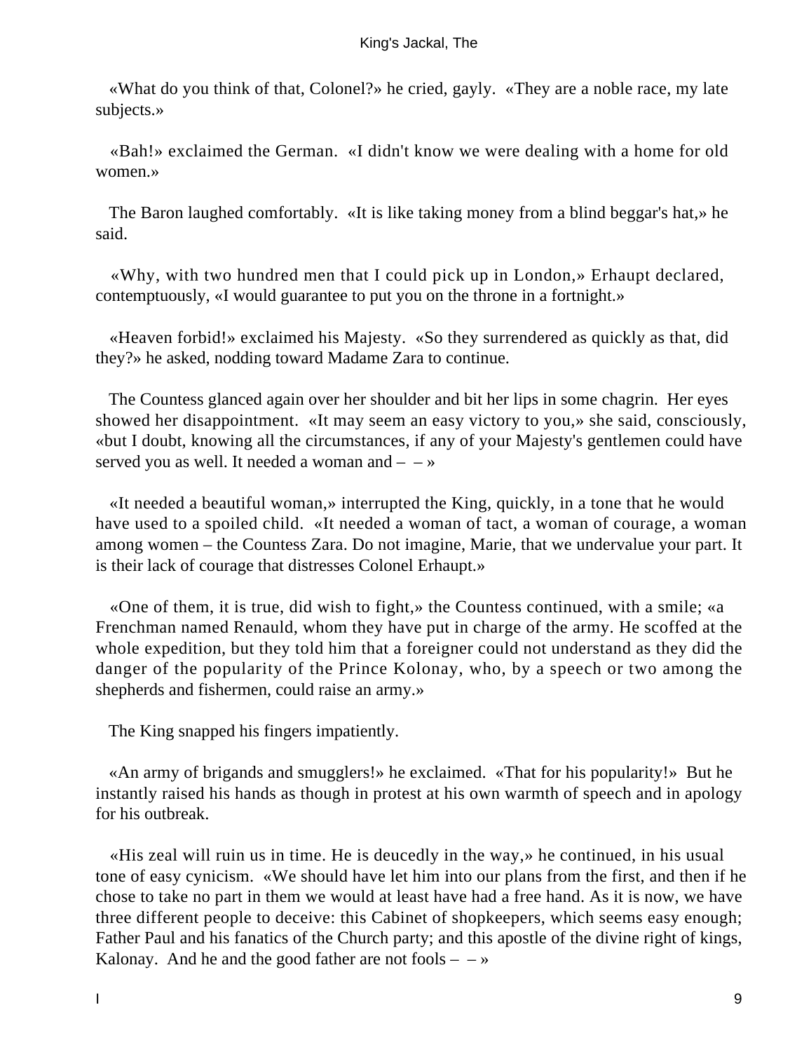«What do you think of that, Colonel?» he cried, gayly. «They are a noble race, my late subjects.»

«Bah!» exclaimed the German. «I didn't know we were dealing with a home for old women.»

The Baron laughed comfortably. «It is like taking money from a blind beggar's hat,» he said.

«Why, with two hundred men that I could pick up in London,» Erhaupt declared, contemptuously, «I would guarantee to put you on the throne in a fortnight.»

«Heaven forbid!» exclaimed his Majesty. «So they surrendered as quickly as that, did they?» he asked, nodding toward Madame Zara to continue.

The Countess glanced again over her shoulder and bit her lips in some chagrin. Her eyes showed her disappointment. «It may seem an easy victory to you,» she said, consciously, «but I doubt, knowing all the circumstances, if any of your Majesty's gentlemen could have served you as well. It needed a woman and – – »

«It needed a beautiful woman,» interrupted the King, quickly, in a tone that he would have used to a spoiled child. «It needed a woman of tact, a woman of courage, a woman among women – the Countess Zara. Do not imagine, Marie, that we undervalue your part. It is their lack of courage that distresses Colonel Erhaupt.»

«One of them, it is true, did wish to fight,» the Countess continued, with a smile; «a Frenchman named Renauld, whom they have put in charge of the army. He scoffed at the whole expedition, but they told him that a foreigner could not understand as they did the danger of the popularity of the Prince Kolonay, who, by a speech or two among the shepherds and fishermen, could raise an army.»

The King snapped his fingers impatiently.

«An army of brigands and smugglers!» he exclaimed. «That for his popularity!» But he instantly raised his hands as though in protest at his own warmth of speech and in apology for his outbreak.

«His zeal will ruin us in time. He is deucedly in the way,» he continued, in his usual tone of easy cynicism. «We should have let him into our plans from the first, and then if he chose to take no part in them we would at least have had a free hand. As it is now, we have three different people to deceive: this Cabinet of shopkeepers, which seems easy enough; Father Paul and his fanatics of the Church party; and this apostle of the divine right of kings, Kalonay. And he and the good father are not fools – – »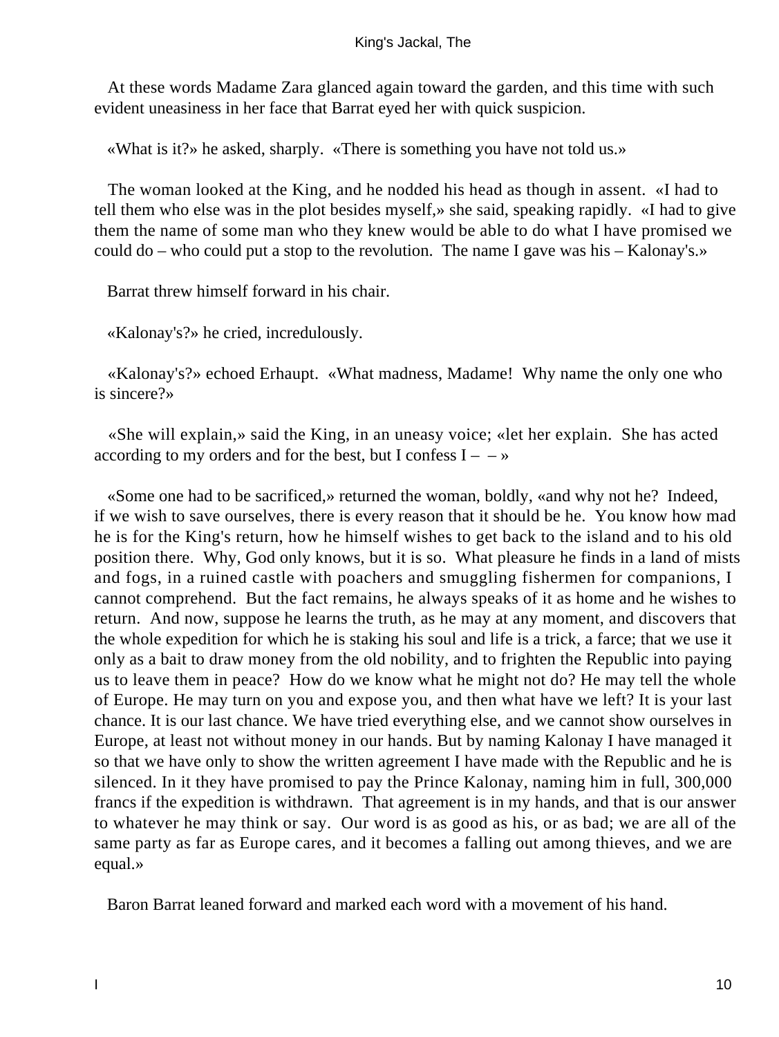At these words Madame Zara glanced again toward the garden, and this time with such evident uneasiness in her face that Barrat eyed her with quick suspicion.

«What is it?» he asked, sharply. «There is something you have not told us.»

The woman looked at the King, and he nodded his head as though in assent. «I had to tell them who else was in the plot besides myself,» she said, speaking rapidly. «I had to give them the name of some man who they knew would be able to do what I have promised we could do – who could put a stop to the revolution. The name I gave was his – Kalonay's.»

Barrat threw himself forward in his chair.

«Kalonay's?» he cried, incredulously.

«Kalonay's?» echoed Erhaupt. «What madness, Madame! Why name the only one who is sincere?»

«She will explain,» said the King, in an uneasy voice; «let her explain. She has acted according to my orders and for the best, but I confess I – – »

«Some one had to be sacrificed,» returned the woman, boldly, «and why not he? Indeed, if we wish to save ourselves, there is every reason that it should be he. You know how mad he is for the King's return, how he himself wishes to get back to the island and to his old position there. Why, God only knows, but it is so. What pleasure he finds in a land of mists and fogs, in a ruined castle with poachers and smuggling fishermen for companions, I cannot comprehend. But the fact remains, he always speaks of it as home and he wishes to return. And now, suppose he learns the truth, as he may at any moment, and discovers that the whole expedition for which he is staking his soul and life is a trick, a farce; that we use it only as a bait to draw money from the old nobility, and to frighten the Republic into paying us to leave them in peace? How do we know what he might not do? He may tell the whole of Europe. He may turn on you and expose you, and then what have we left? It is your last chance. It is our last chance. We have tried everything else, and we cannot show ourselves in Europe, at least not without money in our hands. But by naming Kalonay I have managed it so that we have only to show the written agreement I have made with the Republic and he is silenced. In it they have promised to pay the Prince Kalonay, naming him in full, 300,000 francs if the expedition is withdrawn. That agreement is in my hands, and that is our answer to whatever he may think or say. Our word is as good as his, or as bad; we are all of the same party as far as Europe cares, and it becomes a falling out among thieves, and we are equal.»

Baron Barrat leaned forward and marked each word with a movement of his hand.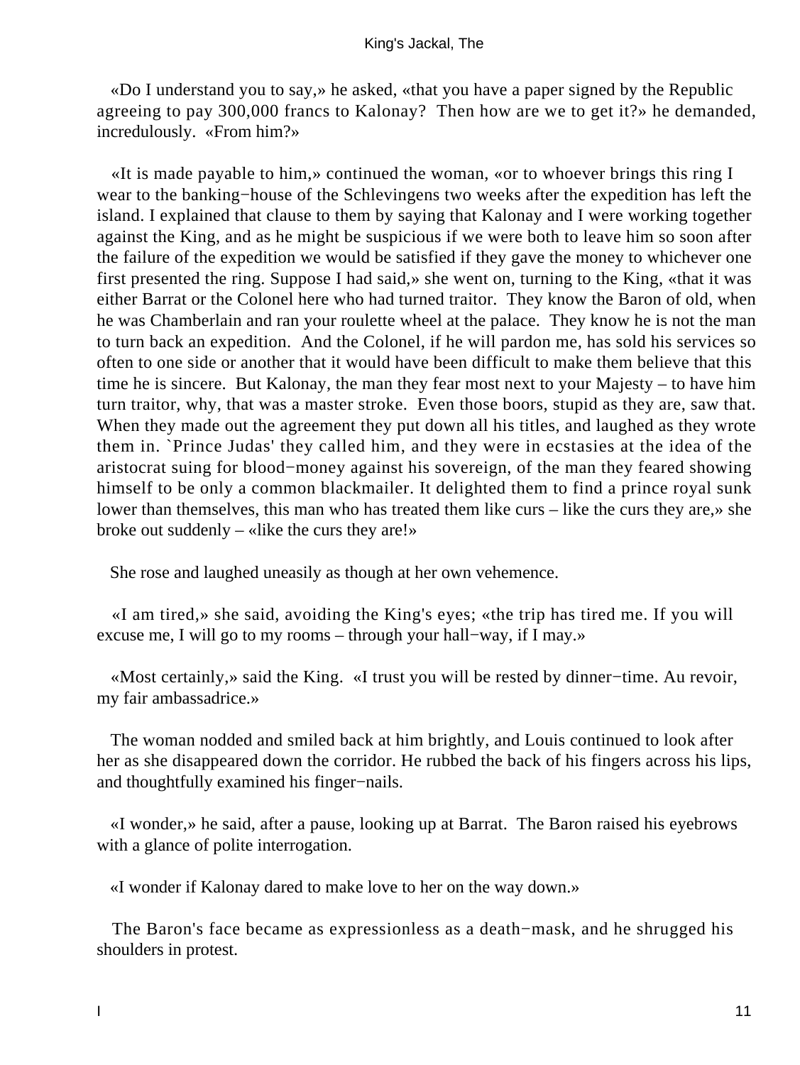«Do I understand you to say,» he asked, «that you have a paper signed by the Republic agreeing to pay 300,000 francs to Kalonay? Then how are we to get it?» he demanded, incredulously. «From him?»

«It is made payable to him,» continued the woman, «or to whoever brings this ring I wear to the banking−house of the Schlevingens two weeks after the expedition has left the island. I explained that clause to them by saying that Kalonay and I were working together against the King, and as he might be suspicious if we were both to leave him so soon after the failure of the expedition we would be satisfied if they gave the money to whichever one first presented the ring. Suppose I had said,» she went on, turning to the King, «that it was either Barrat or the Colonel here who had turned traitor. They know the Baron of old, when he was Chamberlain and ran your roulette wheel at the palace. They know he is not the man to turn back an expedition. And the Colonel, if he will pardon me, has sold his services so often to one side or another that it would have been difficult to make them believe that this time he is sincere. But Kalonay, the man they fear most next to your Majesty – to have him turn traitor, why, that was a master stroke. Even those boors, stupid as they are, saw that. When they made out the agreement they put down all his titles, and laughed as they wrote them in. `Prince Judas' they called him, and they were in ecstasies at the idea of the aristocrat suing for blood−money against his sovereign, of the man they feared showing himself to be only a common blackmailer. It delighted them to find a prince royal sunk lower than themselves, this man who has treated them like curs – like the curs they are,» she broke out suddenly – «like the curs they are!»

She rose and laughed uneasily as though at her own vehemence.

«I am tired,» she said, avoiding the King's eyes; «the trip has tired me. If you will excuse me, I will go to my rooms – through your hall−way, if I may.»

«Most certainly,» said the King. «I trust you will be rested by dinner−time. Au revoir, my fair ambassadrice.»

The woman nodded and smiled back at him brightly, and Louis continued to look after her as she disappeared down the corridor. He rubbed the back of his fingers across his lips, and thoughtfully examined his finger−nails.

«I wonder,» he said, after a pause, looking up at Barrat. The Baron raised his eyebrows with a glance of polite interrogation.

«I wonder if Kalonay dared to make love to her on the way down.»

The Baron's face became as expressionless as a death−mask, and he shrugged his shoulders in protest.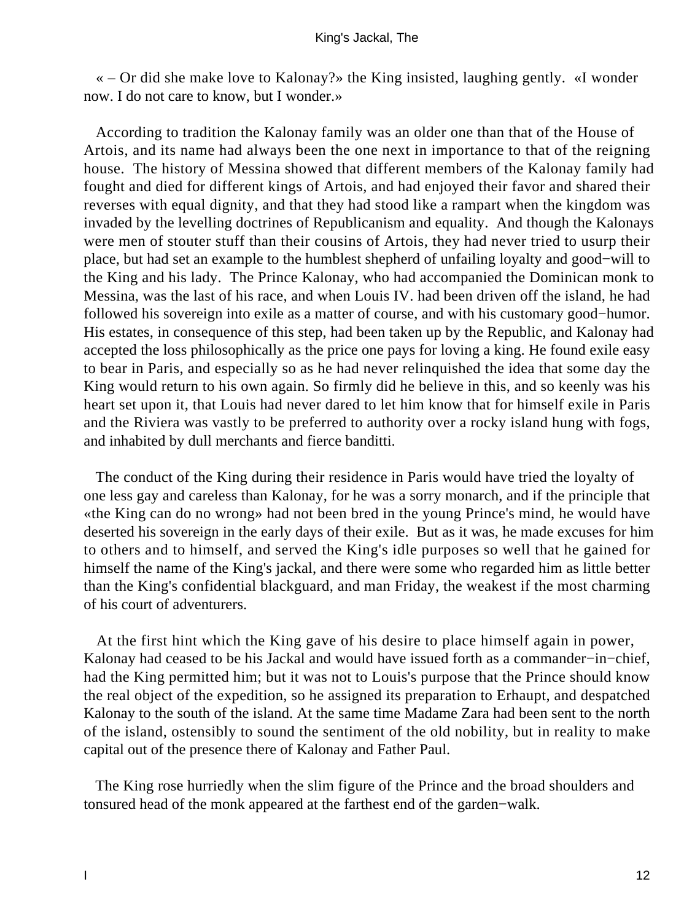« – Or did she make love to Kalonay?» the King insisted, laughing gently. «I wonder now. I do not care to know, but I wonder.»

According to tradition the Kalonay family was an older one than that of the House of Artois, and its name had always been the one next in importance to that of the reigning house. The history of Messina showed that different members of the Kalonay family had fought and died for different kings of Artois, and had enjoyed their favor and shared their reverses with equal dignity, and that they had stood like a rampart when the kingdom was invaded by the levelling doctrines of Republicanism and equality. And though the Kalonays were men of stouter stuff than their cousins of Artois, they had never tried to usurp their place, but had set an example to the humblest shepherd of unfailing loyalty and good−will to the King and his lady. The Prince Kalonay, who had accompanied the Dominican monk to Messina, was the last of his race, and when Louis IV. had been driven off the island, he had followed his sovereign into exile as a matter of course, and with his customary good−humor. His estates, in consequence of this step, had been taken up by the Republic, and Kalonay had accepted the loss philosophically as the price one pays for loving a king. He found exile easy to bear in Paris, and especially so as he had never relinquished the idea that some day the King would return to his own again. So firmly did he believe in this, and so keenly was his heart set upon it, that Louis had never dared to let him know that for himself exile in Paris and the Riviera was vastly to be preferred to authority over a rocky island hung with fogs, and inhabited by dull merchants and fierce banditti.

The conduct of the King during their residence in Paris would have tried the loyalty of one less gay and careless than Kalonay, for he was a sorry monarch, and if the principle that «the King can do no wrong» had not been bred in the young Prince's mind, he would have deserted his sovereign in the early days of their exile. But as it was, he made excuses for him to others and to himself, and served the King's idle purposes so well that he gained for himself the name of the King's jackal, and there were some who regarded him as little better than the King's confidential blackguard, and man Friday, the weakest if the most charming of his court of adventurers.

At the first hint which the King gave of his desire to place himself again in power, Kalonay had ceased to be his Jackal and would have issued forth as a commander−in−chief, had the King permitted him; but it was not to Louis's purpose that the Prince should know the real object of the expedition, so he assigned its preparation to Erhaupt, and despatched Kalonay to the south of the island. At the same time Madame Zara had been sent to the north of the island, ostensibly to sound the sentiment of the old nobility, but in reality to make capital out of the presence there of Kalonay and Father Paul.

The King rose hurriedly when the slim figure of the Prince and the broad shoulders and tonsured head of the monk appeared at the farthest end of the garden−walk.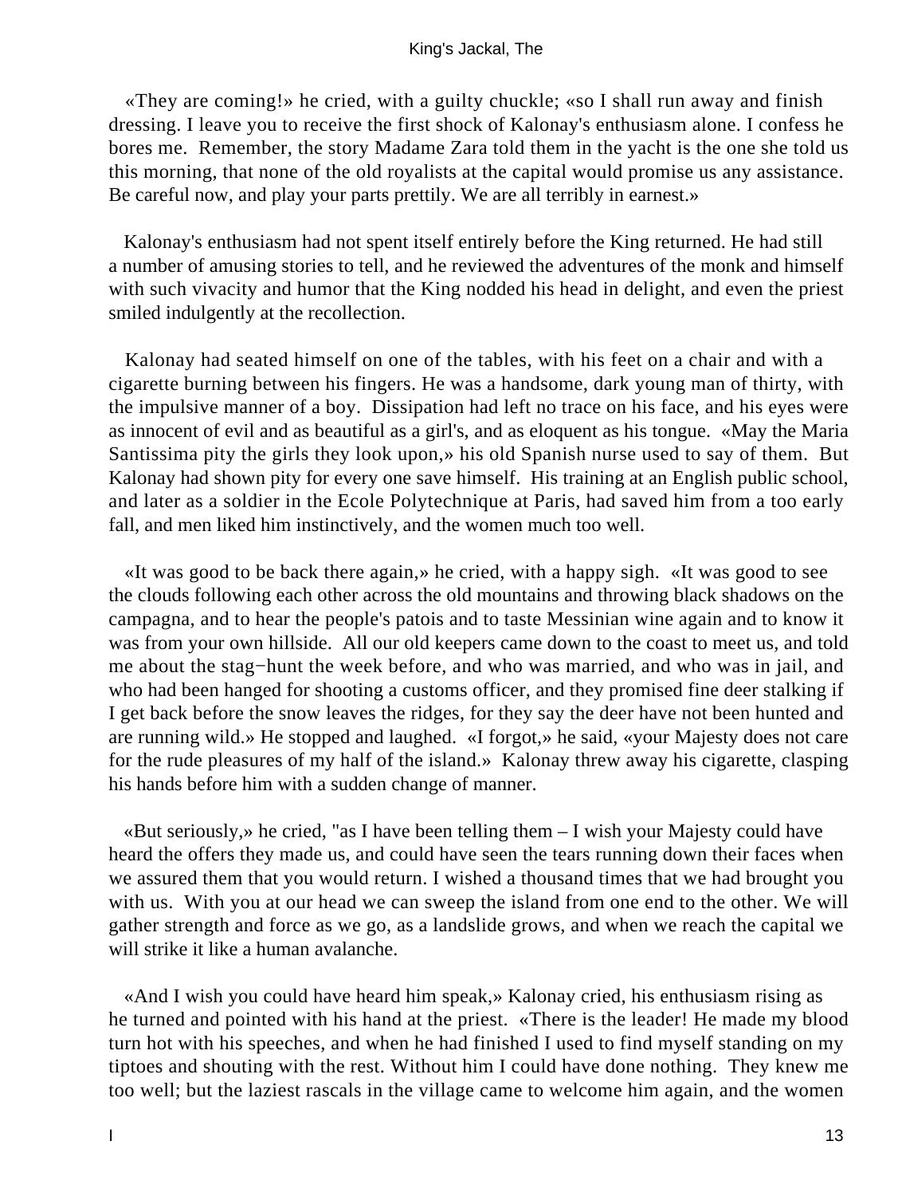«They are coming!» he cried, with a guilty chuckle; «so I shall run away and finish dressing. I leave you to receive the first shock of Kalonay's enthusiasm alone. I confess he bores me. Remember, the story Madame Zara told them in the yacht is the one she told us this morning, that none of the old royalists at the capital would promise us any assistance. Be careful now, and play your parts prettily. We are all terribly in earnest.»

Kalonay's enthusiasm had not spent itself entirely before the King returned. He had still a number of amusing stories to tell, and he reviewed the adventures of the monk and himself with such vivacity and humor that the King nodded his head in delight, and even the priest smiled indulgently at the recollection.

Kalonay had seated himself on one of the tables, with his feet on a chair and with a cigarette burning between his fingers. He was a handsome, dark young man of thirty, with the impulsive manner of a boy. Dissipation had left no trace on his face, and his eyes were as innocent of evil and as beautiful as a girl's, and as eloquent as his tongue. «May the Maria Santissima pity the girls they look upon,» his old Spanish nurse used to say of them. But Kalonay had shown pity for every one save himself. His training at an English public school, and later as a soldier in the Ecole Polytechnique at Paris, had saved him from a too early fall, and men liked him instinctively, and the women much too well.

«It was good to be back there again,» he cried, with a happy sigh. «It was good to see the clouds following each other across the old mountains and throwing black shadows on the campagna, and to hear the people's patois and to taste Messinian wine again and to know it was from your own hillside. All our old keepers came down to the coast to meet us, and told me about the stag−hunt the week before, and who was married, and who was in jail, and who had been hanged for shooting a customs officer, and they promised fine deer stalking if I get back before the snow leaves the ridges, for they say the deer have not been hunted and are running wild.» He stopped and laughed. «I forgot,» he said, «your Majesty does not care for the rude pleasures of my half of the island.» Kalonay threw away his cigarette, clasping his hands before him with a sudden change of manner.

«But seriously,» he cried, "as I have been telling them – I wish your Majesty could have heard the offers they made us, and could have seen the tears running down their faces when we assured them that you would return. I wished a thousand times that we had brought you with us. With you at our head we can sweep the island from one end to the other. We will gather strength and force as we go, as a landslide grows, and when we reach the capital we will strike it like a human avalanche.

«And I wish you could have heard him speak,» Kalonay cried, his enthusiasm rising as he turned and pointed with his hand at the priest. «There is the leader! He made my blood turn hot with his speeches, and when he had finished I used to find myself standing on my tiptoes and shouting with the rest. Without him I could have done nothing. They knew me too well; but the laziest rascals in the village came to welcome him again, and the women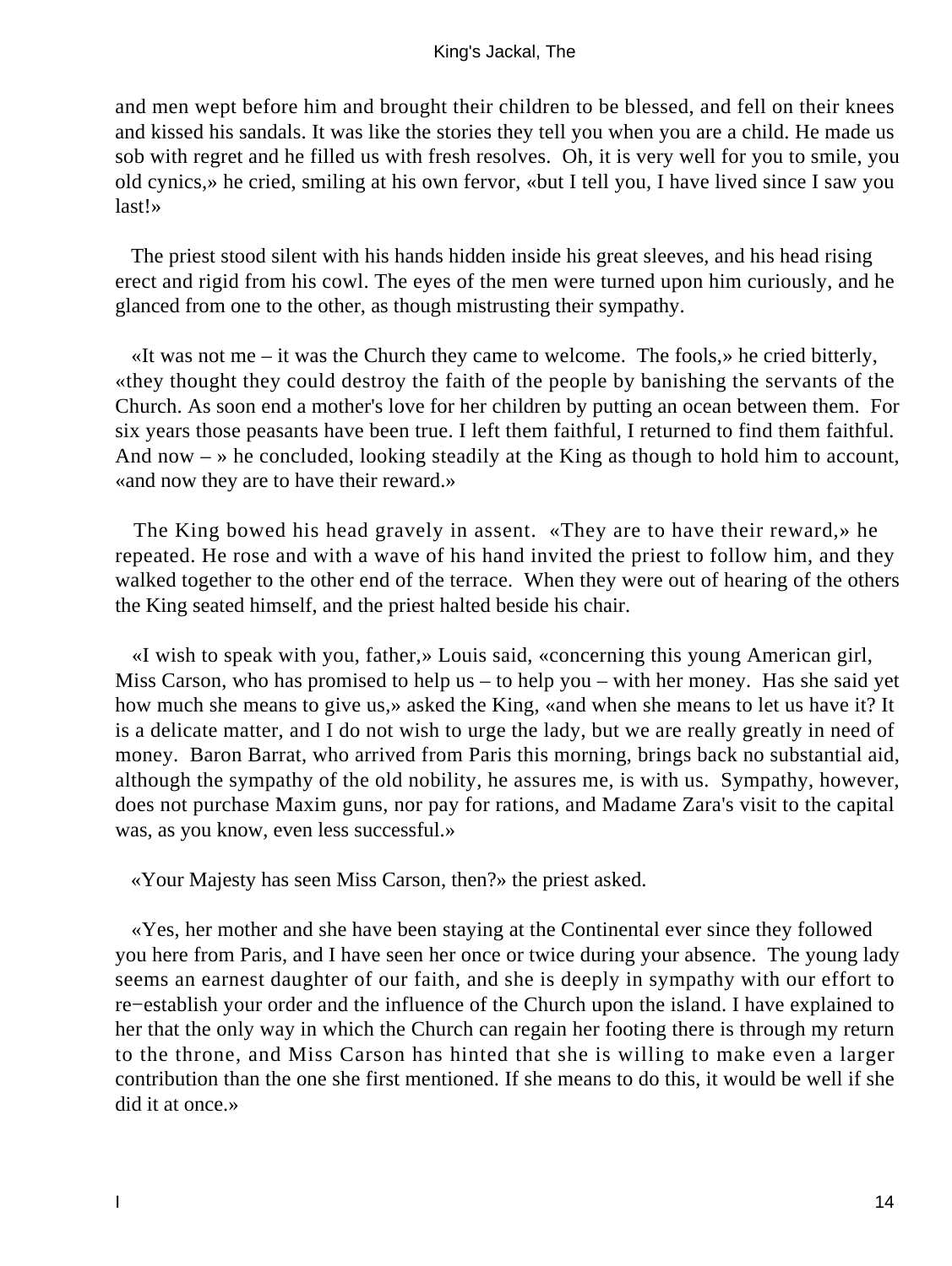and men wept before him and brought their children to be blessed, and fell on their knees and kissed his sandals. It was like the stories they tell you when you are a child. He made us sob with regret and he filled us with fresh resolves. Oh, it is very well for you to smile, you old cynics,» he cried, smiling at his own fervor, «but I tell you, I have lived since I saw you last!»

The priest stood silent with his hands hidden inside his great sleeves, and his head rising erect and rigid from his cowl. The eyes of the men were turned upon him curiously, and he glanced from one to the other, as though mistrusting their sympathy.

«It was not me – it was the Church they came to welcome. The fools,» he cried bitterly, «they thought they could destroy the faith of the people by banishing the servants of the Church. As soon end a mother's love for her children by putting an ocean between them. For six years those peasants have been true. I left them faithful, I returned to find them faithful. And now – » he concluded, looking steadily at the King as though to hold him to account, «and now they are to have their reward.»

The King bowed his head gravely in assent. «They are to have their reward,» he repeated. He rose and with a wave of his hand invited the priest to follow him, and they walked together to the other end of the terrace. When they were out of hearing of the others the King seated himself, and the priest halted beside his chair.

«I wish to speak with you, father,» Louis said, «concerning this young American girl, Miss Carson, who has promised to help us – to help you – with her money. Has she said yet how much she means to give us,» asked the King, «and when she means to let us have it? It is a delicate matter, and I do not wish to urge the lady, but we are really greatly in need of money. Baron Barrat, who arrived from Paris this morning, brings back no substantial aid, although the sympathy of the old nobility, he assures me, is with us. Sympathy, however, does not purchase Maxim guns, nor pay for rations, and Madame Zara's visit to the capital was, as you know, even less successful.»

«Your Majesty has seen Miss Carson, then?» the priest asked.

«Yes, her mother and she have been staying at the Continental ever since they followed you here from Paris, and I have seen her once or twice during your absence. The young lady seems an earnest daughter of our faith, and she is deeply in sympathy with our effort to re−establish your order and the influence of the Church upon the island. I have explained to her that the only way in which the Church can regain her footing there is through my return to the throne, and Miss Carson has hinted that she is willing to make even a larger contribution than the one she first mentioned. If she means to do this, it would be well if she did it at once.»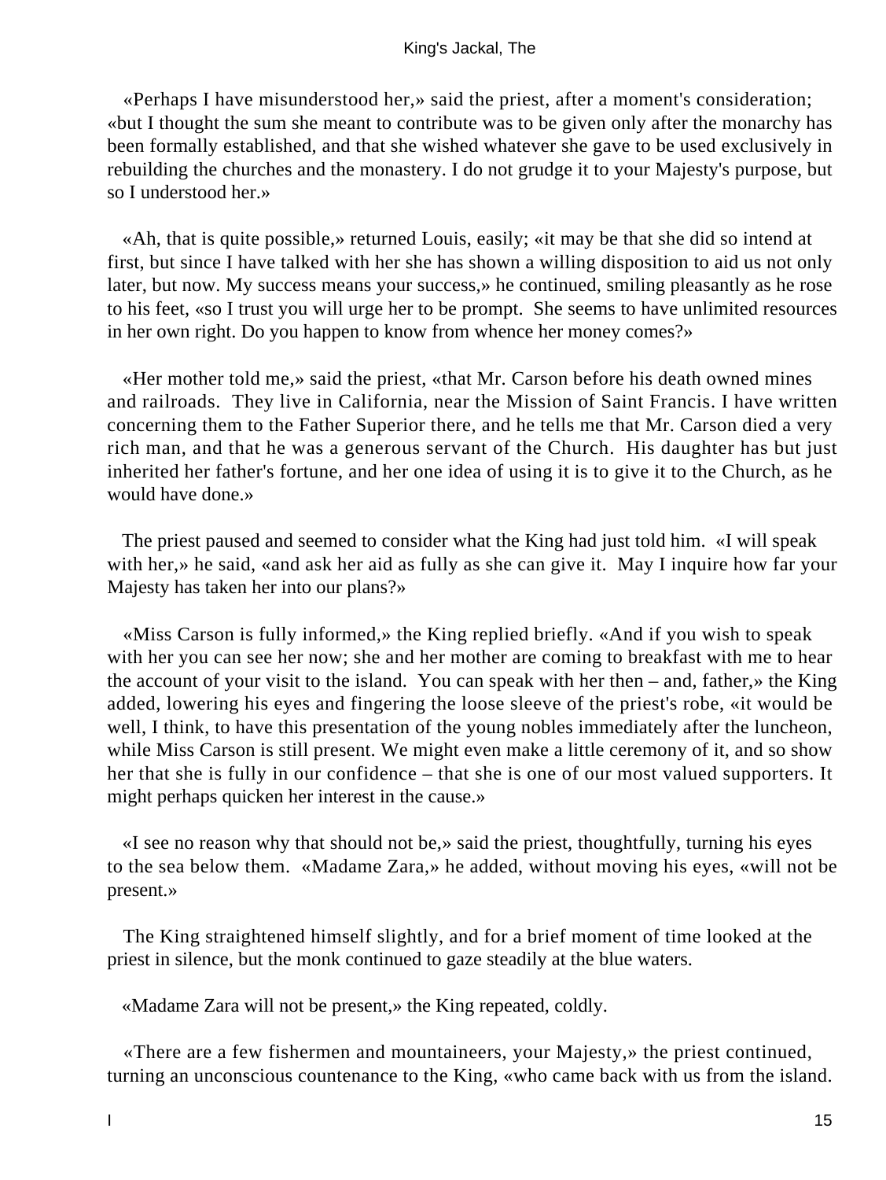«Perhaps I have misunderstood her,» said the priest, after a moment's consideration; «but I thought the sum she meant to contribute was to be given only after the monarchy has been formally established, and that she wished whatever she gave to be used exclusively in rebuilding the churches and the monastery. I do not grudge it to your Majesty's purpose, but so I understood her.»

«Ah, that is quite possible,» returned Louis, easily; «it may be that she did so intend at first, but since I have talked with her she has shown a willing disposition to aid us not only later, but now. My success means your success,» he continued, smiling pleasantly as he rose to his feet, «so I trust you will urge her to be prompt. She seems to have unlimited resources in her own right. Do you happen to know from whence her money comes?»

«Her mother told me,» said the priest, «that Mr. Carson before his death owned mines and railroads. They live in California, near the Mission of Saint Francis. I have written concerning them to the Father Superior there, and he tells me that Mr. Carson died a very rich man, and that he was a generous servant of the Church. His daughter has but just inherited her father's fortune, and her one idea of using it is to give it to the Church, as he would have done.»

The priest paused and seemed to consider what the King had just told him. «I will speak with her,» he said, «and ask her aid as fully as she can give it. May I inquire how far your Majesty has taken her into our plans?»

«Miss Carson is fully informed,» the King replied briefly. «And if you wish to speak with her you can see her now; she and her mother are coming to breakfast with me to hear the account of your visit to the island. You can speak with her then – and, father,» the King added, lowering his eyes and fingering the loose sleeve of the priest's robe, «it would be well, I think, to have this presentation of the young nobles immediately after the luncheon, while Miss Carson is still present. We might even make a little ceremony of it, and so show her that she is fully in our confidence – that she is one of our most valued supporters. It might perhaps quicken her interest in the cause.»

«I see no reason why that should not be,» said the priest, thoughtfully, turning his eyes to the sea below them. «Madame Zara,» he added, without moving his eyes, «will not be present.»

The King straightened himself slightly, and for a brief moment of time looked at the priest in silence, but the monk continued to gaze steadily at the blue waters.

«Madame Zara will not be present,» the King repeated, coldly.

«There are a few fishermen and mountaineers, your Majesty,» the priest continued, turning an unconscious countenance to the King, «who came back with us from the island.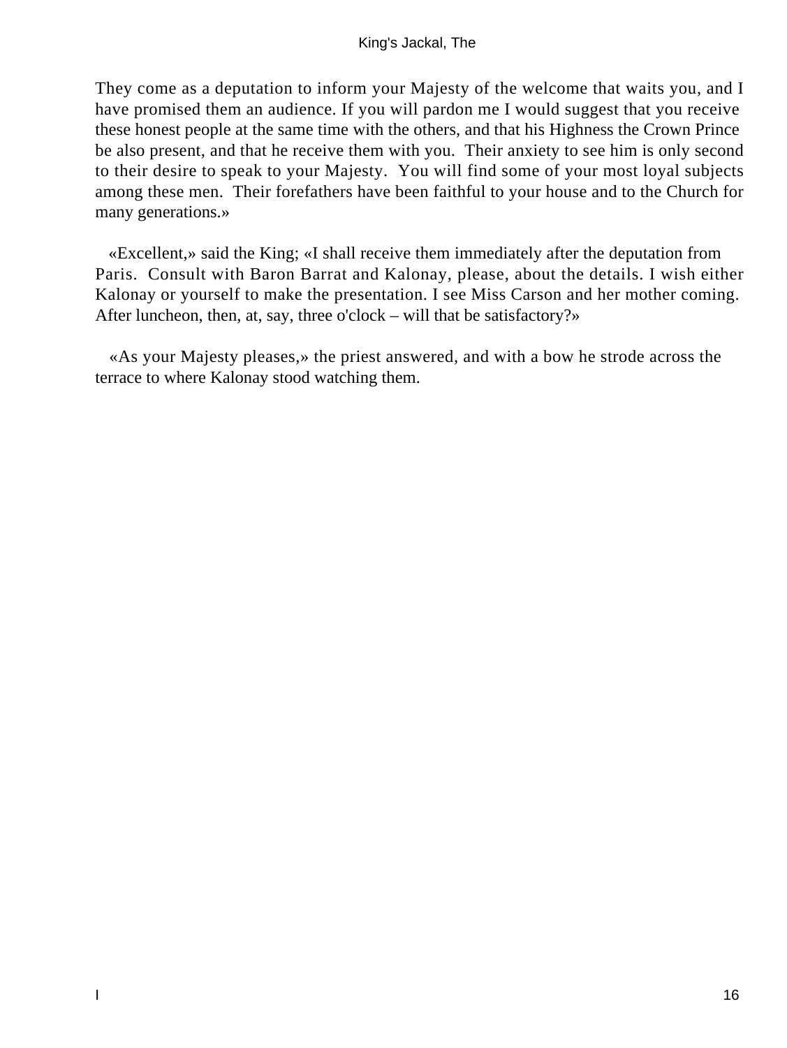They come as a deputation to inform your Majesty of the welcome that waits you, and I have promised them an audience. If you will pardon me I would suggest that you receive these honest people at the same time with the others, and that his Highness the Crown Prince be also present, and that he receive them with you. Their anxiety to see him is only second to their desire to speak to your Majesty. You will find some of your most loyal subjects among these men. Their forefathers have been faithful to your house and to the Church for many generations.»

«Excellent,» said the King; «I shall receive them immediately after the deputation from Paris. Consult with Baron Barrat and Kalonay, please, about the details. I wish either Kalonay or yourself to make the presentation. I see Miss Carson and her mother coming. After luncheon, then, at, say, three o'clock – will that be satisfactory?»

«As your Majesty pleases,» the priest answered, and with a bow he strode across the terrace to where Kalonay stood watching them.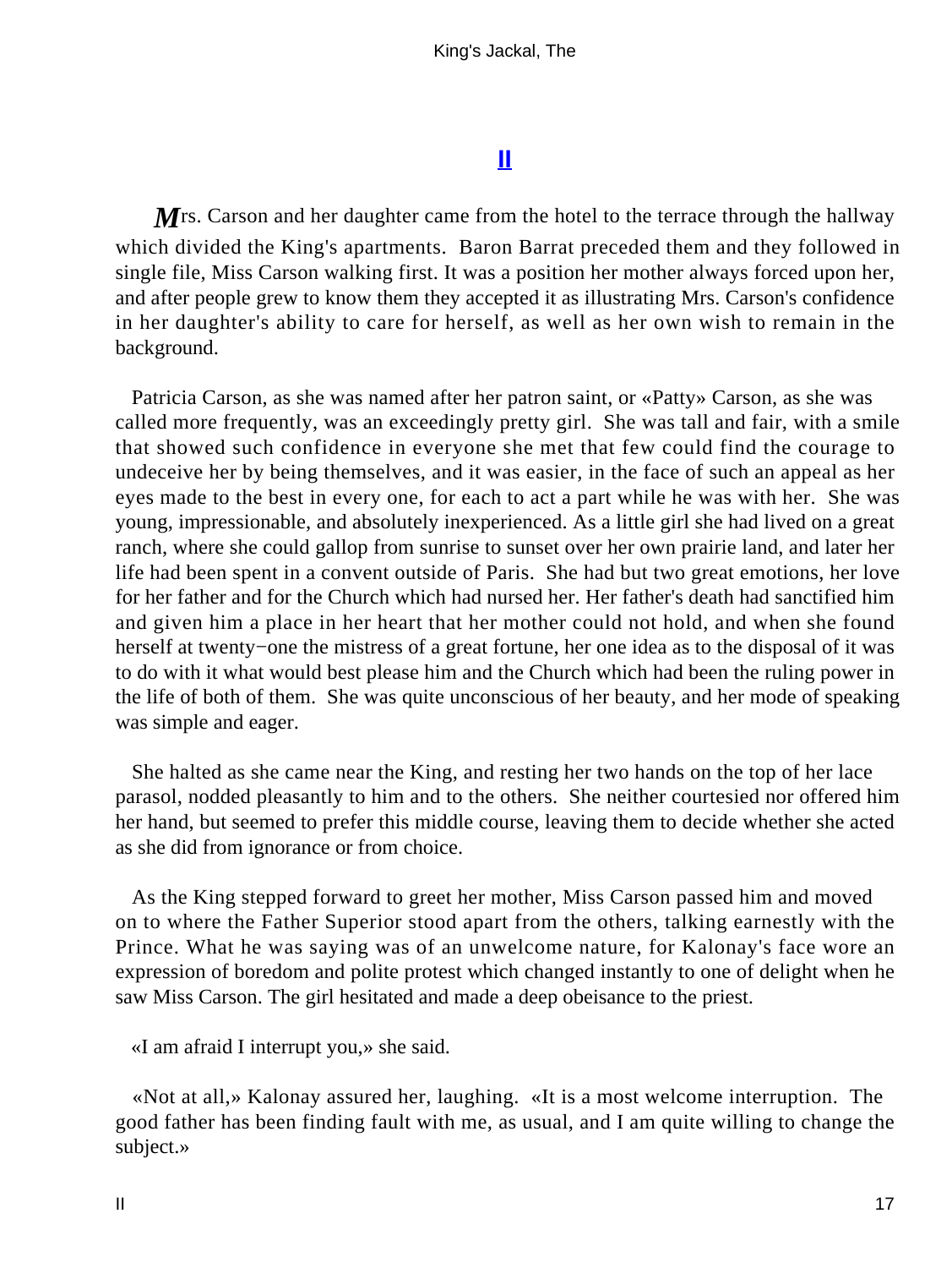## II

*M*rs. Carson and her daughter came from the hotel to the terrace through the hallway which divided the King's apartments. Baron Barrat preceded them and they followed in single file, Miss Carson walking first. It was a position her mother always forced upon her, and after people grew to know them they accepted it as illustrating Mrs. Carson's confidence in her daughter's ability to care for herself, as well as her own wish to remain in the background.

Patricia Carson, as she was named after her patron saint, or «Patty» Carson, as she was called more frequently, was an exceedingly pretty girl. She was tall and fair, with a smile that showed such confidence in everyone she met that few could find the courage to undeceive her by being themselves, and it was easier, in the face of such an appeal as her eyes made to the best in every one, for each to act a part while he was with her. She was young, impressionable, and absolutely inexperienced. As a little girl she had lived on a great ranch, where she could gallop from sunrise to sunset over her own prairie land, and later her life had been spent in a convent outside of Paris. She had but two great emotions, her love for her father and for the Church which had nursed her. Her father's death had sanctified him and given him a place in her heart that her mother could not hold, and when she found herself at twenty−one the mistress of a great fortune, her one idea as to the disposal of it was to do with it what would best please him and the Church which had been the ruling power in the life of both of them. She was quite unconscious of her beauty, and her mode of speaking was simple and eager.

She halted as she came near the King, and resting her two hands on the top of her lace parasol, nodded pleasantly to him and to the others. She neither courtesied nor offered him her hand, but seemed to prefer this middle course, leaving them to decide whether she acted as she did from ignorance or from choice.

As the King stepped forward to greet her mother, Miss Carson passed him and moved on to where the Father Superior stood apart from the others, talking earnestly with the Prince. What he was saying was of an unwelcome nature, for Kalonay's face wore an expression of boredom and polite protest which changed instantly to one of delight when he saw Miss Carson. The girl hesitated and made a deep obeisance to the priest.

«I am afraid I interrupt you,» she said.

«Not at all,» Kalonay assured her, laughing. «It is a most welcome interruption. The good father has been finding fault with me, as usual, and I am quite willing to change the subject.»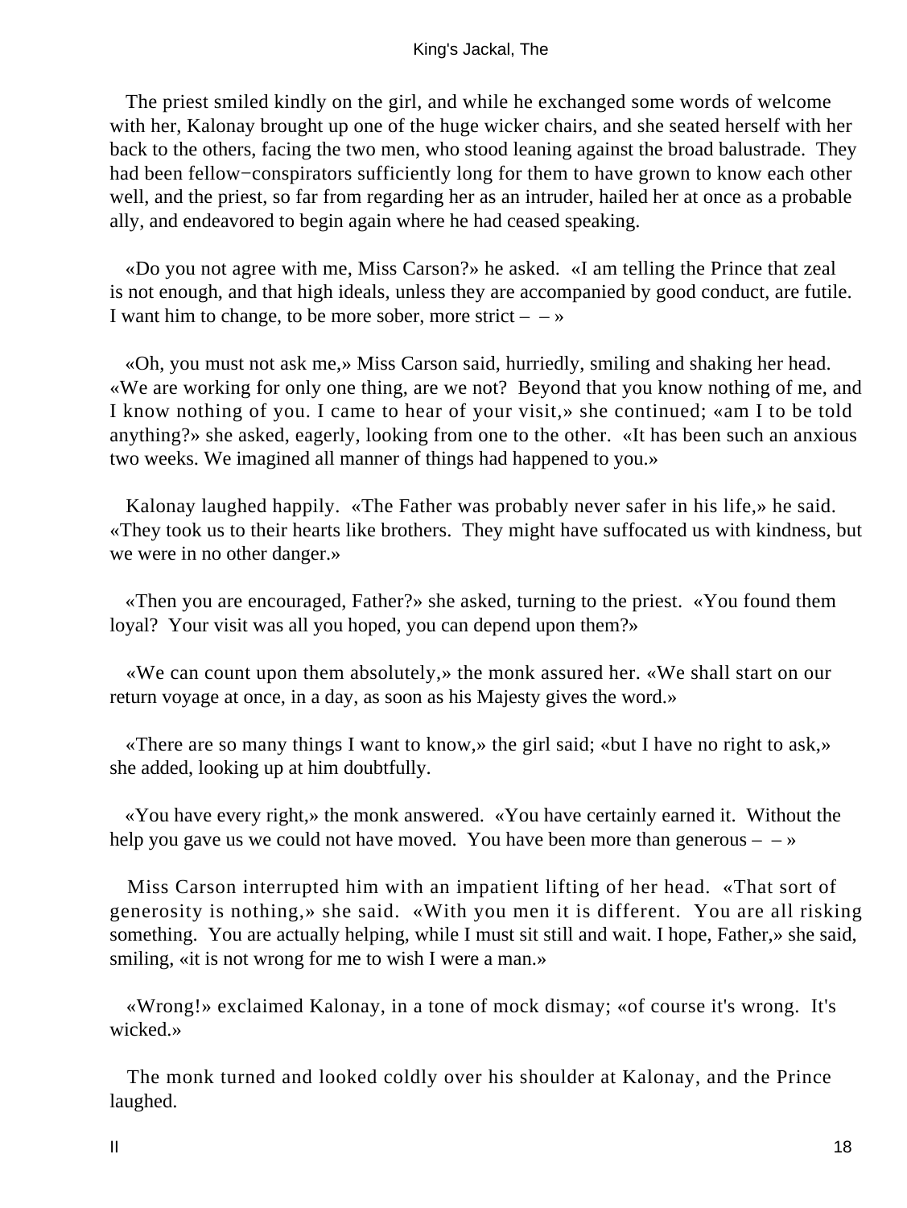The priest smiled kindly on the girl, and while he exchanged some words of welcome with her, Kalonay brought up one of the huge wicker chairs, and she seated herself with her back to the others, facing the two men, who stood leaning against the broad balustrade. They had been fellow−conspirators sufficiently long for them to have grown to know each other well, and the priest, so far from regarding her as an intruder, hailed her at once as a probable ally, and endeavored to begin again where he had ceased speaking.

«Do you not agree with me, Miss Carson?» he asked. «I am telling the Prince that zeal is not enough, and that high ideals, unless they are accompanied by good conduct, are futile. I want him to change, to be more sober, more strict – – »

«Oh, you must not ask me,» Miss Carson said, hurriedly, smiling and shaking her head. «We are working for only one thing, are we not? Beyond that you know nothing of me, and I know nothing of you. I came to hear of your visit,» she continued; «am I to be told anything?» she asked, eagerly, looking from one to the other. «It has been such an anxious two weeks. We imagined all manner of things had happened to you.»

Kalonay laughed happily. «The Father was probably never safer in his life,» he said. «They took us to their hearts like brothers. They might have suffocated us with kindness, but we were in no other danger.»

«Then you are encouraged, Father?» she asked, turning to the priest. «You found them loyal? Your visit was all you hoped, you can depend upon them?»

«We can count upon them absolutely,» the monk assured her. «We shall start on our return voyage at once, in a day, as soon as his Majesty gives the word.»

«There are so many things I want to know,» the girl said; «but I have no right to ask,» she added, looking up at him doubtfully.

«You have every right,» the monk answered. «You have certainly earned it. Without the help you gave us we could not have moved. You have been more than generous – – »

Miss Carson interrupted him with an impatient lifting of her head. «That sort of generosity is nothing,» she said. «With you men it is different. You are all risking something. You are actually helping, while I must sit still and wait. I hope, Father,» she said, smiling, «it is not wrong for me to wish I were a man.»

«Wrong!» exclaimed Kalonay, in a tone of mock dismay; «of course it's wrong. It's wicked.»

The monk turned and looked coldly over his shoulder at Kalonay, and the Prince laughed.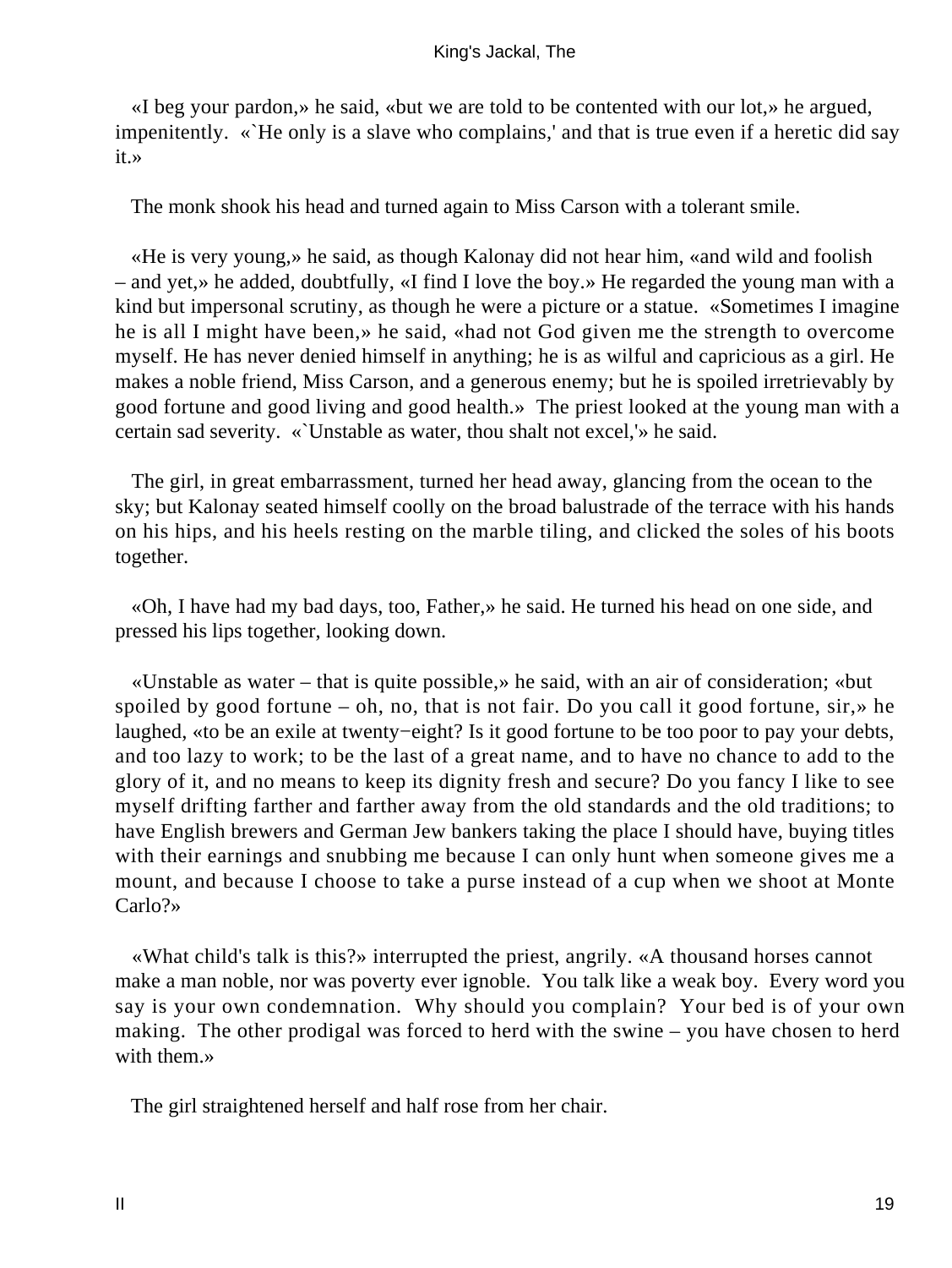«I beg your pardon,» he said, «but we are told to be contented with our lot,» he argued, impenitently. «`He only is a slave who complains,' and that is true even if a heretic did say it.»

The monk shook his head and turned again to Miss Carson with a tolerant smile.

«He is very young,» he said, as though Kalonay did not hear him, «and wild and foolish – and yet,» he added, doubtfully, «I find I love the boy.» He regarded the young man with a kind but impersonal scrutiny, as though he were a picture or a statue. «Sometimes I imagine he is all I might have been,» he said, «had not God given me the strength to overcome myself. He has never denied himself in anything; he is as wilful and capricious as a girl. He makes a noble friend, Miss Carson, and a generous enemy; but he is spoiled irretrievably by good fortune and good living and good health.» The priest looked at the young man with a certain sad severity. «`Unstable as water, thou shalt not excel,'» he said.

The girl, in great embarrassment, turned her head away, glancing from the ocean to the sky; but Kalonay seated himself coolly on the broad balustrade of the terrace with his hands on his hips, and his heels resting on the marble tiling, and clicked the soles of his boots together.

«Oh, I have had my bad days, too, Father,» he said. He turned his head on one side, and pressed his lips together, looking down.

«Unstable as water – that is quite possible,» he said, with an air of consideration; «but spoiled by good fortune – oh, no, that is not fair. Do you call it good fortune, sir,» he laughed, «to be an exile at twenty−eight? Is it good fortune to be too poor to pay your debts, and too lazy to work; to be the last of a great name, and to have no chance to add to the glory of it, and no means to keep its dignity fresh and secure? Do you fancy I like to see myself drifting farther and farther away from the old standards and the old traditions; to have English brewers and German Jew bankers taking the place I should have, buying titles with their earnings and snubbing me because I can only hunt when someone gives me a mount, and because I choose to take a purse instead of a cup when we shoot at Monte Carlo?»

«What child's talk is this?» interrupted the priest, angrily. «A thousand horses cannot make a man noble, nor was poverty ever ignoble. You talk like a weak boy. Every word you say is your own condemnation. Why should you complain? Your bed is of your own making. The other prodigal was forced to herd with the swine – you have chosen to herd with them.»

The girl straightened herself and half rose from her chair.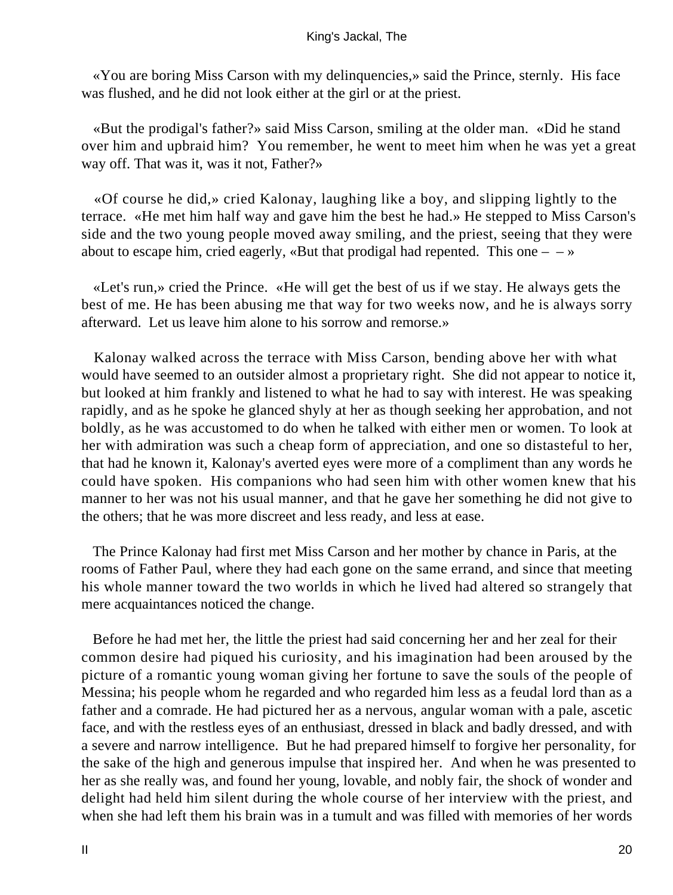«You are boring Miss Carson with my delinquencies,» said the Prince, sternly. His face was flushed, and he did not look either at the girl or at the priest.

«But the prodigal's father?» said Miss Carson, smiling at the older man. «Did he stand over him and upbraid him? You remember, he went to meet him when he was yet a great way off. That was it, was it not, Father?»

«Of course he did,» cried Kalonay, laughing like a boy, and slipping lightly to the terrace. «He met him half way and gave him the best he had.» He stepped to Miss Carson's side and the two young people moved away smiling, and the priest, seeing that they were about to escape him, cried eagerly, «But that prodigal had repented. This one – – »

«Let's run,» cried the Prince. «He will get the best of us if we stay. He always gets the best of me. He has been abusing me that way for two weeks now, and he is always sorry afterward. Let us leave him alone to his sorrow and remorse.»

Kalonay walked across the terrace with Miss Carson, bending above her with what would have seemed to an outsider almost a proprietary right. She did not appear to notice it, but looked at him frankly and listened to what he had to say with interest. He was speaking rapidly, and as he spoke he glanced shyly at her as though seeking her approbation, and not boldly, as he was accustomed to do when he talked with either men or women. To look at her with admiration was such a cheap form of appreciation, and one so distasteful to her, that had he known it, Kalonay's averted eyes were more of a compliment than any words he could have spoken. His companions who had seen him with other women knew that his manner to her was not his usual manner, and that he gave her something he did not give to the others; that he was more discreet and less ready, and less at ease.

The Prince Kalonay had first met Miss Carson and her mother by chance in Paris, at the rooms of Father Paul, where they had each gone on the same errand, and since that meeting his whole manner toward the two worlds in which he lived had altered so strangely that mere acquaintances noticed the change.

Before he had met her, the little the priest had said concerning her and her zeal for their common desire had piqued his curiosity, and his imagination had been aroused by the picture of a romantic young woman giving her fortune to save the souls of the people of Messina; his people whom he regarded and who regarded him less as a feudal lord than as a father and a comrade. He had pictured her as a nervous, angular woman with a pale, ascetic face, and with the restless eyes of an enthusiast, dressed in black and badly dressed, and with a severe and narrow intelligence. But he had prepared himself to forgive her personality, for the sake of the high and generous impulse that inspired her. And when he was presented to her as she really was, and found her young, lovable, and nobly fair, the shock of wonder and delight had held him silent during the whole course of her interview with the priest, and when she had left them his brain was in a tumult and was filled with memories of her words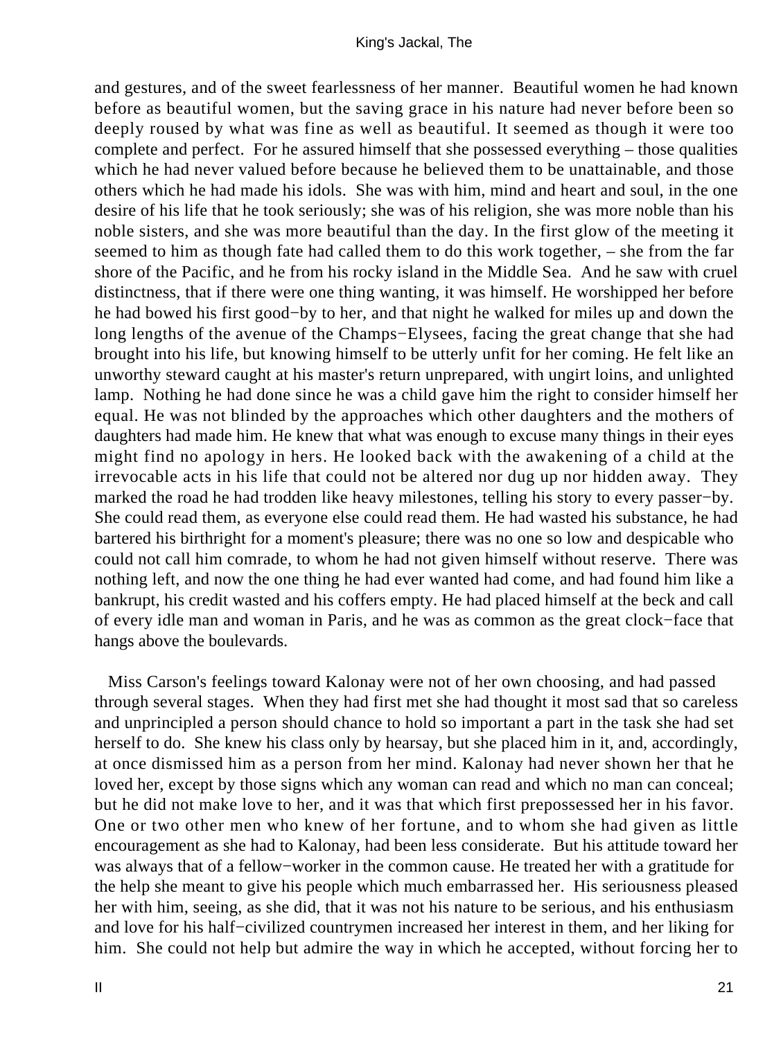and gestures, and of the sweet fearlessness of her manner. Beautiful women he had known before as beautiful women, but the saving grace in his nature had never before been so deeply roused by what was fine as well as beautiful. It seemed as though it were too complete and perfect. For he assured himself that she possessed everything – those qualities which he had never valued before because he believed them to be unattainable, and those others which he had made his idols. She was with him, mind and heart and soul, in the one desire of his life that he took seriously; she was of his religion, she was more noble than his noble sisters, and she was more beautiful than the day. In the first glow of the meeting it seemed to him as though fate had called them to do this work together, – she from the far shore of the Pacific, and he from his rocky island in the Middle Sea. And he saw with cruel distinctness, that if there were one thing wanting, it was himself. He worshipped her before he had bowed his first good−by to her, and that night he walked for miles up and down the long lengths of the avenue of the Champs−Elysees, facing the great change that she had brought into his life, but knowing himself to be utterly unfit for her coming. He felt like an unworthy steward caught at his master's return unprepared, with ungirt loins, and unlighted lamp. Nothing he had done since he was a child gave him the right to consider himself her equal. He was not blinded by the approaches which other daughters and the mothers of daughters had made him. He knew that what was enough to excuse many things in their eyes might find no apology in hers. He looked back with the awakening of a child at the irrevocable acts in his life that could not be altered nor dug up nor hidden away. They marked the road he had trodden like heavy milestones, telling his story to every passer−by. She could read them, as everyone else could read them. He had wasted his substance, he had bartered his birthright for a moment's pleasure; there was no one so low and despicable who could not call him comrade, to whom he had not given himself without reserve. There was nothing left, and now the one thing he had ever wanted had come, and had found him like a bankrupt, his credit wasted and his coffers empty. He had placed himself at the beck and call of every idle man and woman in Paris, and he was as common as the great clock−face that hangs above the boulevards.

Miss Carson's feelings toward Kalonay were not of her own choosing, and had passed through several stages. When they had first met she had thought it most sad that so careless and unprincipled a person should chance to hold so important a part in the task she had set herself to do. She knew his class only by hearsay, but she placed him in it, and, accordingly, at once dismissed him as a person from her mind. Kalonay had never shown her that he loved her, except by those signs which any woman can read and which no man can conceal; but he did not make love to her, and it was that which first prepossessed her in his favor. One or two other men who knew of her fortune, and to whom she had given as little encouragement as she had to Kalonay, had been less considerate. But his attitude toward her was always that of a fellow−worker in the common cause. He treated her with a gratitude for the help she meant to give his people which much embarrassed her. His seriousness pleased her with him, seeing, as she did, that it was not his nature to be serious, and his enthusiasm and love for his half−civilized countrymen increased her interest in them, and her liking for him. She could not help but admire the way in which he accepted, without forcing her to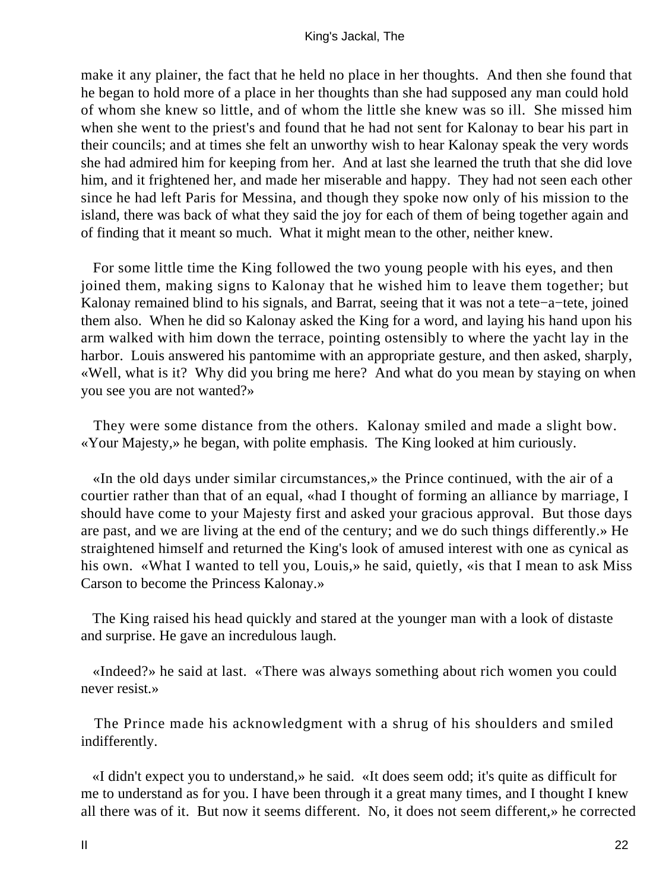make it any plainer, the fact that he held no place in her thoughts. And then she found that he began to hold more of a place in her thoughts than she had supposed any man could hold of whom she knew so little, and of whom the little she knew was so ill. She missed him when she went to the priest's and found that he had not sent for Kalonay to bear his part in their councils; and at times she felt an unworthy wish to hear Kalonay speak the very words she had admired him for keeping from her. And at last she learned the truth that she did love him, and it frightened her, and made her miserable and happy. They had not seen each other since he had left Paris for Messina, and though they spoke now only of his mission to the island, there was back of what they said the joy for each of them of being together again and of finding that it meant so much. What it might mean to the other, neither knew.

For some little time the King followed the two young people with his eyes, and then joined them, making signs to Kalonay that he wished him to leave them together; but Kalonay remained blind to his signals, and Barrat, seeing that it was not a tete−a−tete, joined them also. When he did so Kalonay asked the King for a word, and laying his hand upon his arm walked with him down the terrace, pointing ostensibly to where the yacht lay in the harbor. Louis answered his pantomime with an appropriate gesture, and then asked, sharply, «Well, what is it? Why did you bring me here? And what do you mean by staying on when you see you are not wanted?»

They were some distance from the others. Kalonay smiled and made a slight bow. «Your Majesty,» he began, with polite emphasis. The King looked at him curiously.

«In the old days under similar circumstances,» the Prince continued, with the air of a courtier rather than that of an equal, «had I thought of forming an alliance by marriage, I should have come to your Majesty first and asked your gracious approval. But those days are past, and we are living at the end of the century; and we do such things differently.» He straightened himself and returned the King's look of amused interest with one as cynical as his own. «What I wanted to tell you, Louis,» he said, quietly, «is that I mean to ask Miss Carson to become the Princess Kalonay.»

The King raised his head quickly and stared at the younger man with a look of distaste and surprise. He gave an incredulous laugh.

«Indeed?» he said at last. «There was always something about rich women you could never resist.»

The Prince made his acknowledgment with a shrug of his shoulders and smiled indifferently.

«I didn't expect you to understand,» he said. «It does seem odd; it's quite as difficult for me to understand as for you. I have been through it a great many times, and I thought I knew all there was of it. But now it seems different. No, it does not seem different,» he corrected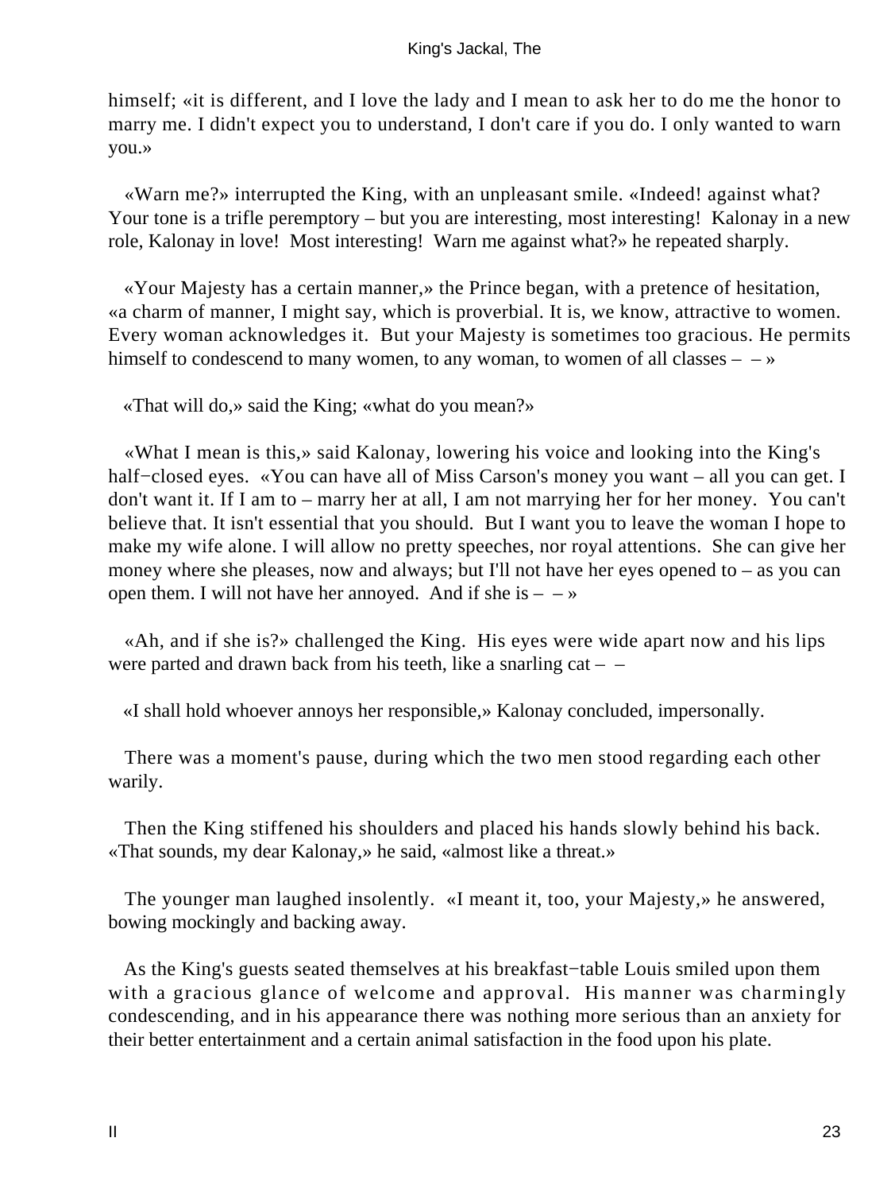himself; «it is different, and I love the lady and I mean to ask her to do me the honor to marry me. I didn't expect you to understand, I don't care if you do. I only wanted to warn you.»

«Warn me?» interrupted the King, with an unpleasant smile. «Indeed! against what? Your tone is a trifle peremptory – but you are interesting, most interesting! Kalonay in a new role, Kalonay in love! Most interesting! Warn me against what?» he repeated sharply.

«Your Majesty has a certain manner,» the Prince began, with a pretence of hesitation, «a charm of manner, I might say, which is proverbial. It is, we know, attractive to women. Every woman acknowledges it. But your Majesty is sometimes too gracious. He permits himself to condescend to many women, to any woman, to women of all classes – – »

«That will do,» said the King; «what do you mean?»

«What I mean is this,» said Kalonay, lowering his voice and looking into the King's half−closed eyes. «You can have all of Miss Carson's money you want – all you can get. I don't want it. If I am to – marry her at all, I am not marrying her for her money. You can't believe that. It isn't essential that you should. But I want you to leave the woman I hope to make my wife alone. I will allow no pretty speeches, nor royal attentions. She can give her money where she pleases, now and always; but I'll not have her eyes opened to – as you can open them. I will not have her annoyed. And if she is – – »

«Ah, and if she is?» challenged the King. His eyes were wide apart now and his lips were parted and drawn back from his teeth, like a snarling cat – –

«I shall hold whoever annoys her responsible,» Kalonay concluded, impersonally.

There was a moment's pause, during which the two men stood regarding each other warily.

Then the King stiffened his shoulders and placed his hands slowly behind his back. «That sounds, my dear Kalonay,» he said, «almost like a threat.»

The younger man laughed insolently. «I meant it, too, your Majesty,» he answered, bowing mockingly and backing away.

As the King's guests seated themselves at his breakfast−table Louis smiled upon them with a gracious glance of welcome and approval. His manner was charmingly condescending, and in his appearance there was nothing more serious than an anxiety for their better entertainment and a certain animal satisfaction in the food upon his plate.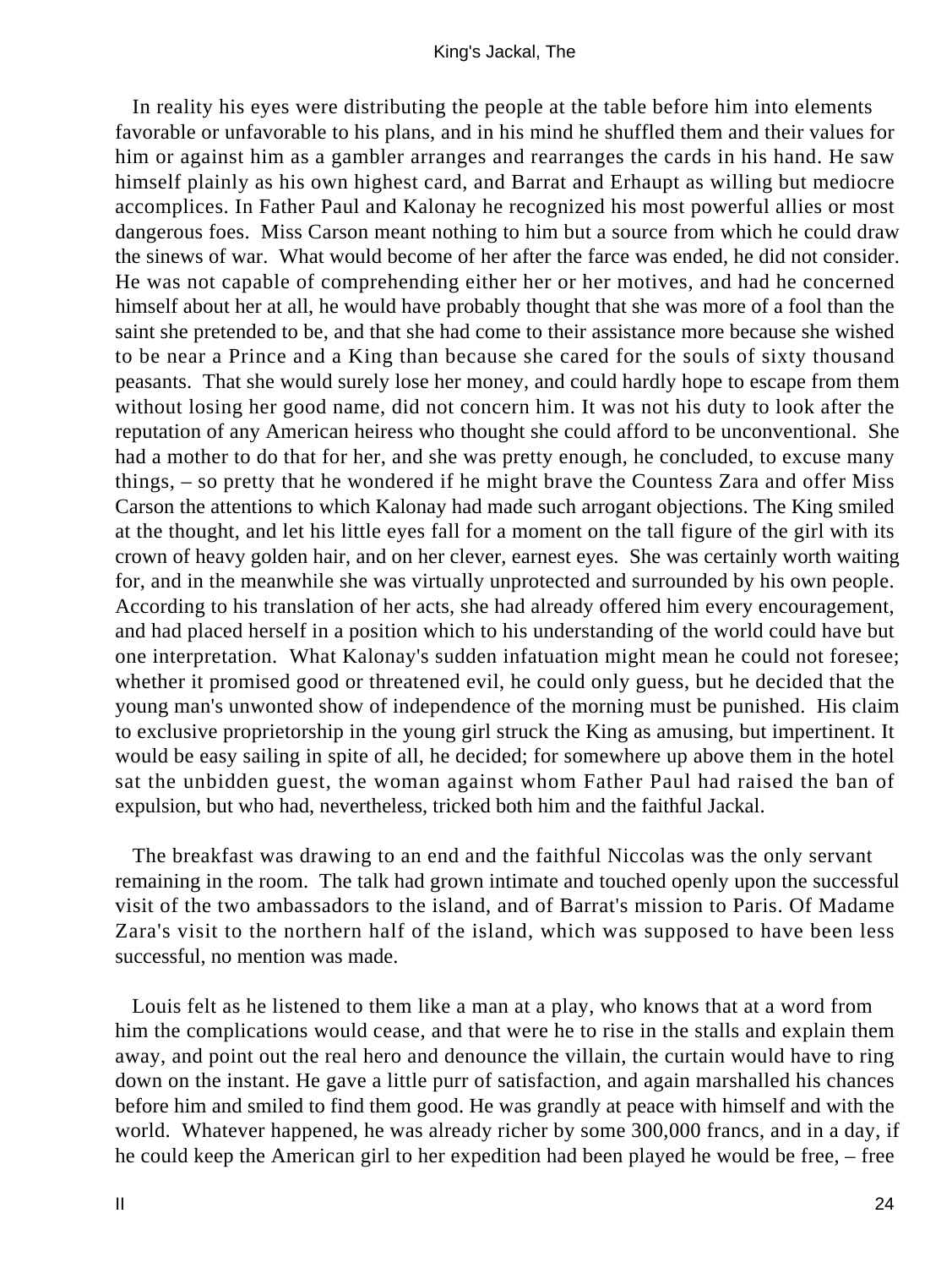In reality his eyes were distributing the people at the table before him into elements favorable or unfavorable to his plans, and in his mind he shuffled them and their values for him or against him as a gambler arranges and rearranges the cards in his hand. He saw himself plainly as his own highest card, and Barrat and Erhaupt as willing but mediocre accomplices. In Father Paul and Kalonay he recognized his most powerful allies or most dangerous foes. Miss Carson meant nothing to him but a source from which he could draw the sinews of war. What would become of her after the farce was ended, he did not consider. He was not capable of comprehending either her or her motives, and had he concerned himself about her at all, he would have probably thought that she was more of a fool than the saint she pretended to be, and that she had come to their assistance more because she wished to be near a Prince and a King than because she cared for the souls of sixty thousand peasants. That she would surely lose her money, and could hardly hope to escape from them without losing her good name, did not concern him. It was not his duty to look after the reputation of any American heiress who thought she could afford to be unconventional. She had a mother to do that for her, and she was pretty enough, he concluded, to excuse many things, – so pretty that he wondered if he might brave the Countess Zara and offer Miss Carson the attentions to which Kalonay had made such arrogant objections. The King smiled at the thought, and let his little eyes fall for a moment on the tall figure of the girl with its crown of heavy golden hair, and on her clever, earnest eyes. She was certainly worth waiting for, and in the meanwhile she was virtually unprotected and surrounded by his own people. According to his translation of her acts, she had already offered him every encouragement, and had placed herself in a position which to his understanding of the world could have but one interpretation. What Kalonay's sudden infatuation might mean he could not foresee; whether it promised good or threatened evil, he could only guess, but he decided that the young man's unwonted show of independence of the morning must be punished. His claim to exclusive proprietorship in the young girl struck the King as amusing, but impertinent. It would be easy sailing in spite of all, he decided; for somewhere up above them in the hotel sat the unbidden guest, the woman against whom Father Paul had raised the ban of expulsion, but who had, nevertheless, tricked both him and the faithful Jackal.

The breakfast was drawing to an end and the faithful Niccolas was the only servant remaining in the room. The talk had grown intimate and touched openly upon the successful visit of the two ambassadors to the island, and of Barrat's mission to Paris. Of Madame Zara's visit to the northern half of the island, which was supposed to have been less successful, no mention was made.

Louis felt as he listened to them like a man at a play, who knows that at a word from him the complications would cease, and that were he to rise in the stalls and explain them away, and point out the real hero and denounce the villain, the curtain would have to ring down on the instant. He gave a little purr of satisfaction, and again marshalled his chances before him and smiled to find them good. He was grandly at peace with himself and with the world. Whatever happened, he was already richer by some 300,000 francs, and in a day, if he could keep the American girl to her expedition had been played he would be free, – free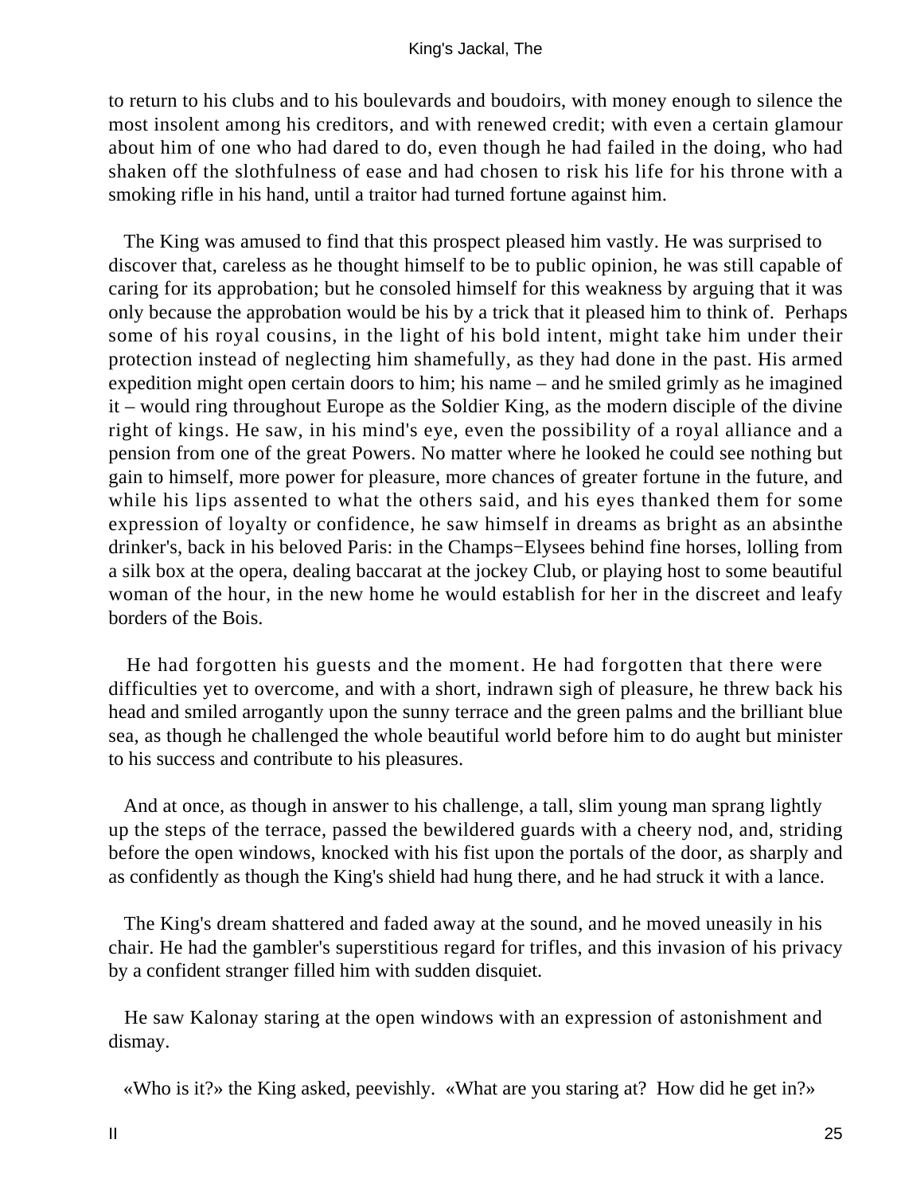to return to his clubs and to his boulevards and boudoirs, with money enough to silence the most insolent among his creditors, and with renewed credit; with even a certain glamour about him of one who had dared to do, even though he had failed in the doing, who had shaken off the slothfulness of ease and had chosen to risk his life for his throne with a smoking rifle in his hand, until a traitor had turned fortune against him.

The King was amused to find that this prospect pleased him vastly. He was surprised to discover that, careless as he thought himself to be to public opinion, he was still capable of caring for its approbation; but he consoled himself for this weakness by arguing that it was only because the approbation would be his by a trick that it pleased him to think of. Perhaps some of his royal cousins, in the light of his bold intent, might take him under their protection instead of neglecting him shamefully, as they had done in the past. His armed expedition might open certain doors to him; his name – and he smiled grimly as he imagined it – would ring throughout Europe as the Soldier King, as the modern disciple of the divine right of kings. He saw, in his mind's eye, even the possibility of a royal alliance and a pension from one of the great Powers. No matter where he looked he could see nothing but gain to himself, more power for pleasure, more chances of greater fortune in the future, and while his lips assented to what the others said, and his eyes thanked them for some expression of loyalty or confidence, he saw himself in dreams as bright as an absinthe drinker's, back in his beloved Paris: in the Champs−Elysees behind fine horses, lolling from a silk box at the opera, dealing baccarat at the jockey Club, or playing host to some beautiful woman of the hour, in the new home he would establish for her in the discreet and leafy borders of the Bois.

He had forgotten his guests and the moment. He had forgotten that there were difficulties yet to overcome, and with a short, indrawn sigh of pleasure, he threw back his head and smiled arrogantly upon the sunny terrace and the green palms and the brilliant blue sea, as though he challenged the whole beautiful world before him to do aught but minister to his success and contribute to his pleasures.

And at once, as though in answer to his challenge, a tall, slim young man sprang lightly up the steps of the terrace, passed the bewildered guards with a cheery nod, and, striding before the open windows, knocked with his fist upon the portals of the door, as sharply and as confidently as though the King's shield had hung there, and he had struck it with a lance.

The King's dream shattered and faded away at the sound, and he moved uneasily in his chair. He had the gambler's superstitious regard for trifles, and this invasion of his privacy by a confident stranger filled him with sudden disquiet.

He saw Kalonay staring at the open windows with an expression of astonishment and dismay.

«Who is it?» the King asked, peevishly. «What are you staring at? How did he get in?»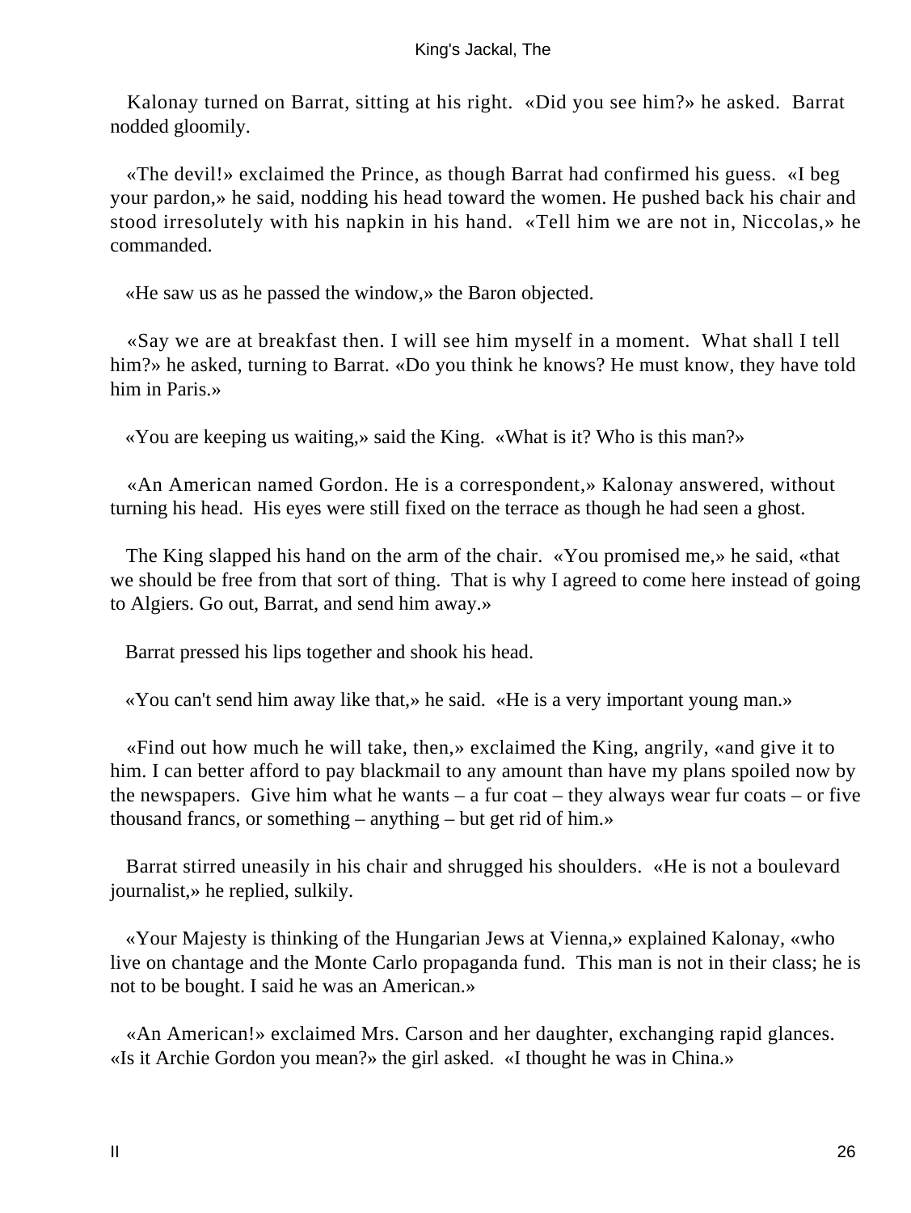Kalonay turned on Barrat, sitting at his right. «Did you see him?» he asked. Barrat nodded gloomily.

«The devil!» exclaimed the Prince, as though Barrat had confirmed his guess. «I beg your pardon,» he said, nodding his head toward the women. He pushed back his chair and stood irresolutely with his napkin in his hand. «Tell him we are not in, Niccolas,» he commanded.

«He saw us as he passed the window,» the Baron objected.

«Say we are at breakfast then. I will see him myself in a moment. What shall I tell him?» he asked, turning to Barrat. «Do you think he knows? He must know, they have told him in Paris.»

«You are keeping us waiting,» said the King. «What is it? Who is this man?»

«An American named Gordon. He is a correspondent,» Kalonay answered, without turning his head. His eyes were still fixed on the terrace as though he had seen a ghost.

The King slapped his hand on the arm of the chair. «You promised me,» he said, «that we should be free from that sort of thing. That is why I agreed to come here instead of going to Algiers. Go out, Barrat, and send him away.»

Barrat pressed his lips together and shook his head.

«You can't send him away like that,» he said. «He is a very important young man.»

«Find out how much he will take, then,» exclaimed the King, angrily, «and give it to him. I can better afford to pay blackmail to any amount than have my plans spoiled now by the newspapers. Give him what he wants – a fur coat – they always wear fur coats – or five thousand francs, or something – anything – but get rid of him.»

Barrat stirred uneasily in his chair and shrugged his shoulders. «He is not a boulevard journalist,» he replied, sulkily.

«Your Majesty is thinking of the Hungarian Jews at Vienna,» explained Kalonay, «who live on chantage and the Monte Carlo propaganda fund. This man is not in their class; he is not to be bought. I said he was an American.»

«An American!» exclaimed Mrs. Carson and her daughter, exchanging rapid glances. «Is it Archie Gordon you mean?» the girl asked. «I thought he was in China.»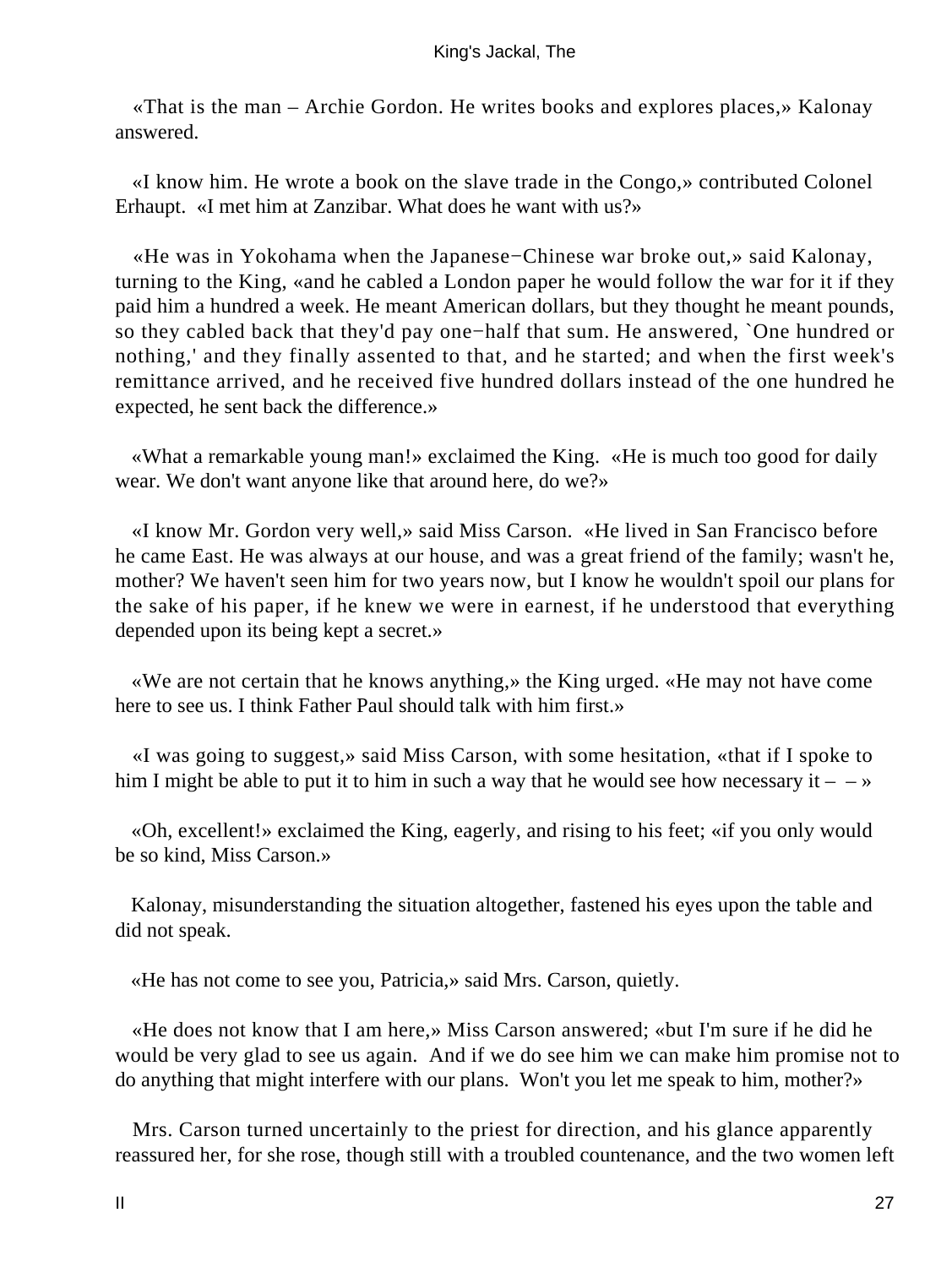«That is the man – Archie Gordon. He writes books and explores places,» Kalonay answered.

«I know him. He wrote a book on the slave trade in the Congo,» contributed Colonel Erhaupt. «I met him at Zanzibar. What does he want with us?»

«He was in Yokohama when the Japanese−Chinese war broke out,» said Kalonay, turning to the King, «and he cabled a London paper he would follow the war for it if they paid him a hundred a week. He meant American dollars, but they thought he meant pounds, so they cabled back that they'd pay one−half that sum. He answered, `One hundred or nothing,' and they finally assented to that, and he started; and when the first week's remittance arrived, and he received five hundred dollars instead of the one hundred he expected, he sent back the difference.»

«What a remarkable young man!» exclaimed the King. «He is much too good for daily wear. We don't want anyone like that around here, do we?»

«I know Mr. Gordon very well,» said Miss Carson. «He lived in San Francisco before he came East. He was always at our house, and was a great friend of the family; wasn't he, mother? We haven't seen him for two years now, but I know he wouldn't spoil our plans for the sake of his paper, if he knew we were in earnest, if he understood that everything depended upon its being kept a secret.»

«We are not certain that he knows anything,» the King urged. «He may not have come here to see us. I think Father Paul should talk with him first.»

«I was going to suggest,» said Miss Carson, with some hesitation, «that if I spoke to him I might be able to put it to him in such a way that he would see how necessary it – – »

«Oh, excellent!» exclaimed the King, eagerly, and rising to his feet; «if you only would be so kind, Miss Carson.»

Kalonay, misunderstanding the situation altogether, fastened his eyes upon the table and did not speak.

«He has not come to see you, Patricia,» said Mrs. Carson, quietly.

«He does not know that I am here,» Miss Carson answered; «but I'm sure if he did he would be very glad to see us again. And if we do see him we can make him promise not to do anything that might interfere with our plans. Won't you let me speak to him, mother?»

Mrs. Carson turned uncertainly to the priest for direction, and his glance apparently reassured her, for she rose, though still with a troubled countenance, and the two women left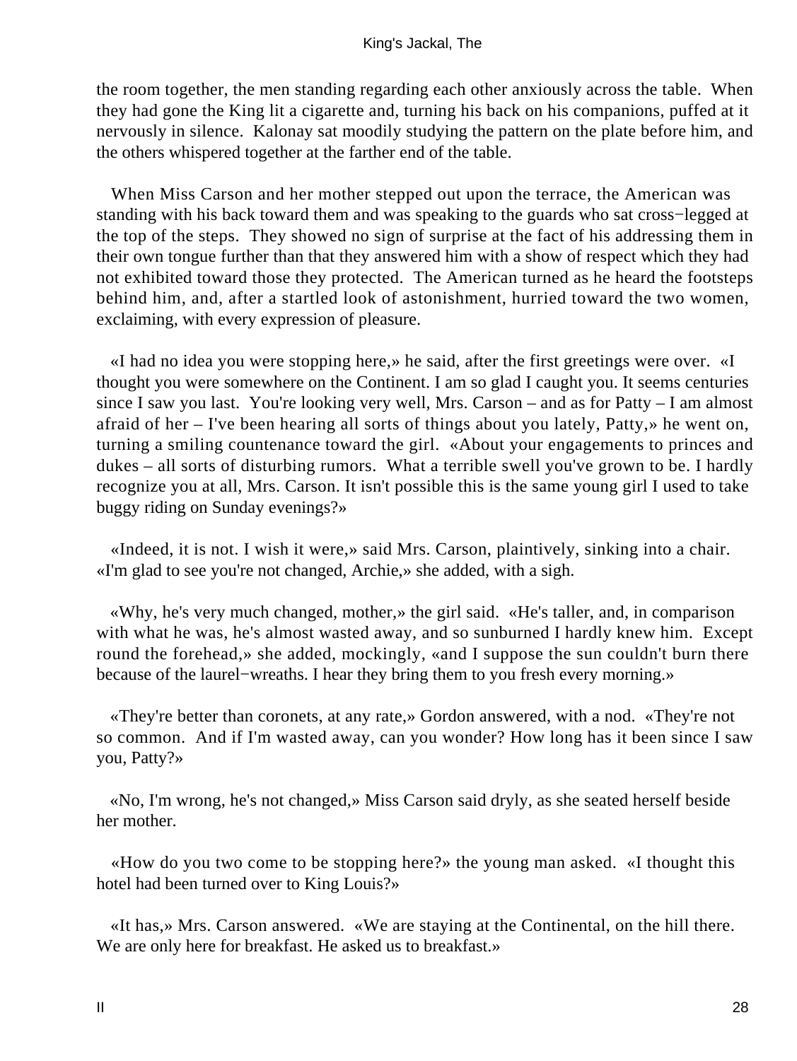the room together, the men standing regarding each other anxiously across the table. When they had gone the King lit a cigarette and, turning his back on his companions, puffed at it nervously in silence. Kalonay sat moodily studying the pattern on the plate before him, and the others whispered together at the farther end of the table.

When Miss Carson and her mother stepped out upon the terrace, the American was standing with his back toward them and was speaking to the guards who sat cross−legged at the top of the steps. They showed no sign of surprise at the fact of his addressing them in their own tongue further than that they answered him with a show of respect which they had not exhibited toward those they protected. The American turned as he heard the footsteps behind him, and, after a startled look of astonishment, hurried toward the two women, exclaiming, with every expression of pleasure.

«I had no idea you were stopping here,» he said, after the first greetings were over. «I thought you were somewhere on the Continent. I am so glad I caught you. It seems centuries since I saw you last. You're looking very well, Mrs. Carson – and as for Patty – I am almost afraid of her – I've been hearing all sorts of things about you lately, Patty,» he went on, turning a smiling countenance toward the girl. «About your engagements to princes and dukes – all sorts of disturbing rumors. What a terrible swell you've grown to be. I hardly recognize you at all, Mrs. Carson. It isn't possible this is the same young girl I used to take buggy riding on Sunday evenings?»

«Indeed, it is not. I wish it were,» said Mrs. Carson, plaintively, sinking into a chair. «I'm glad to see you're not changed, Archie,» she added, with a sigh.

«Why, he's very much changed, mother,» the girl said. «He's taller, and, in comparison with what he was, he's almost wasted away, and so sunburned I hardly knew him. Except round the forehead,» she added, mockingly, «and I suppose the sun couldn't burn there because of the laurel−wreaths. I hear they bring them to you fresh every morning.»

«They're better than coronets, at any rate,» Gordon answered, with a nod. «They're not so common. And if I'm wasted away, can you wonder? How long has it been since I saw you, Patty?»

«No, I'm wrong, he's not changed,» Miss Carson said dryly, as she seated herself beside her mother.

«How do you two come to be stopping here?» the young man asked. «I thought this hotel had been turned over to King Louis?»

«It has,» Mrs. Carson answered. «We are staying at the Continental, on the hill there. We are only here for breakfast. He asked us to breakfast.»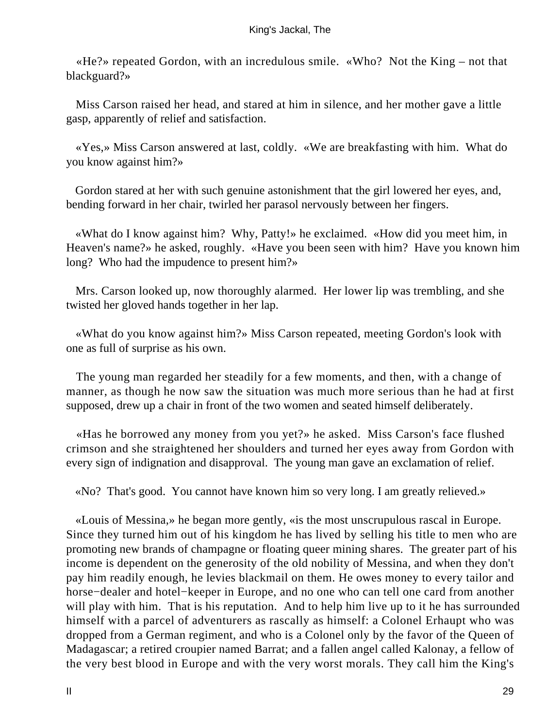«He?» repeated Gordon, with an incredulous smile. «Who? Not the King – not that blackguard?»

Miss Carson raised her head, and stared at him in silence, and her mother gave a little gasp, apparently of relief and satisfaction.

«Yes,» Miss Carson answered at last, coldly. «We are breakfasting with him. What do you know against him?»

Gordon stared at her with such genuine astonishment that the girl lowered her eyes, and, bending forward in her chair, twirled her parasol nervously between her fingers.

«What do I know against him? Why, Patty!» he exclaimed. «How did you meet him, in Heaven's name?» he asked, roughly. «Have you been seen with him? Have you known him long? Who had the impudence to present him?»

Mrs. Carson looked up, now thoroughly alarmed. Her lower lip was trembling, and she twisted her gloved hands together in her lap.

«What do you know against him?» Miss Carson repeated, meeting Gordon's look with one as full of surprise as his own.

The young man regarded her steadily for a few moments, and then, with a change of manner, as though he now saw the situation was much more serious than he had at first supposed, drew up a chair in front of the two women and seated himself deliberately.

«Has he borrowed any money from you yet?» he asked. Miss Carson's face flushed crimson and she straightened her shoulders and turned her eyes away from Gordon with every sign of indignation and disapproval. The young man gave an exclamation of relief.

«No? That's good. You cannot have known him so very long. I am greatly relieved.»

«Louis of Messina,» he began more gently, «is the most unscrupulous rascal in Europe. Since they turned him out of his kingdom he has lived by selling his title to men who are promoting new brands of champagne or floating queer mining shares. The greater part of his income is dependent on the generosity of the old nobility of Messina, and when they don't pay him readily enough, he levies blackmail on them. He owes money to every tailor and horse−dealer and hotel−keeper in Europe, and no one who can tell one card from another will play with him. That is his reputation. And to help him live up to it he has surrounded himself with a parcel of adventurers as rascally as himself: a Colonel Erhaupt who was dropped from a German regiment, and who is a Colonel only by the favor of the Queen of Madagascar; a retired croupier named Barrat; and a fallen angel called Kalonay, a fellow of the very best blood in Europe and with the very worst morals. They call him the King's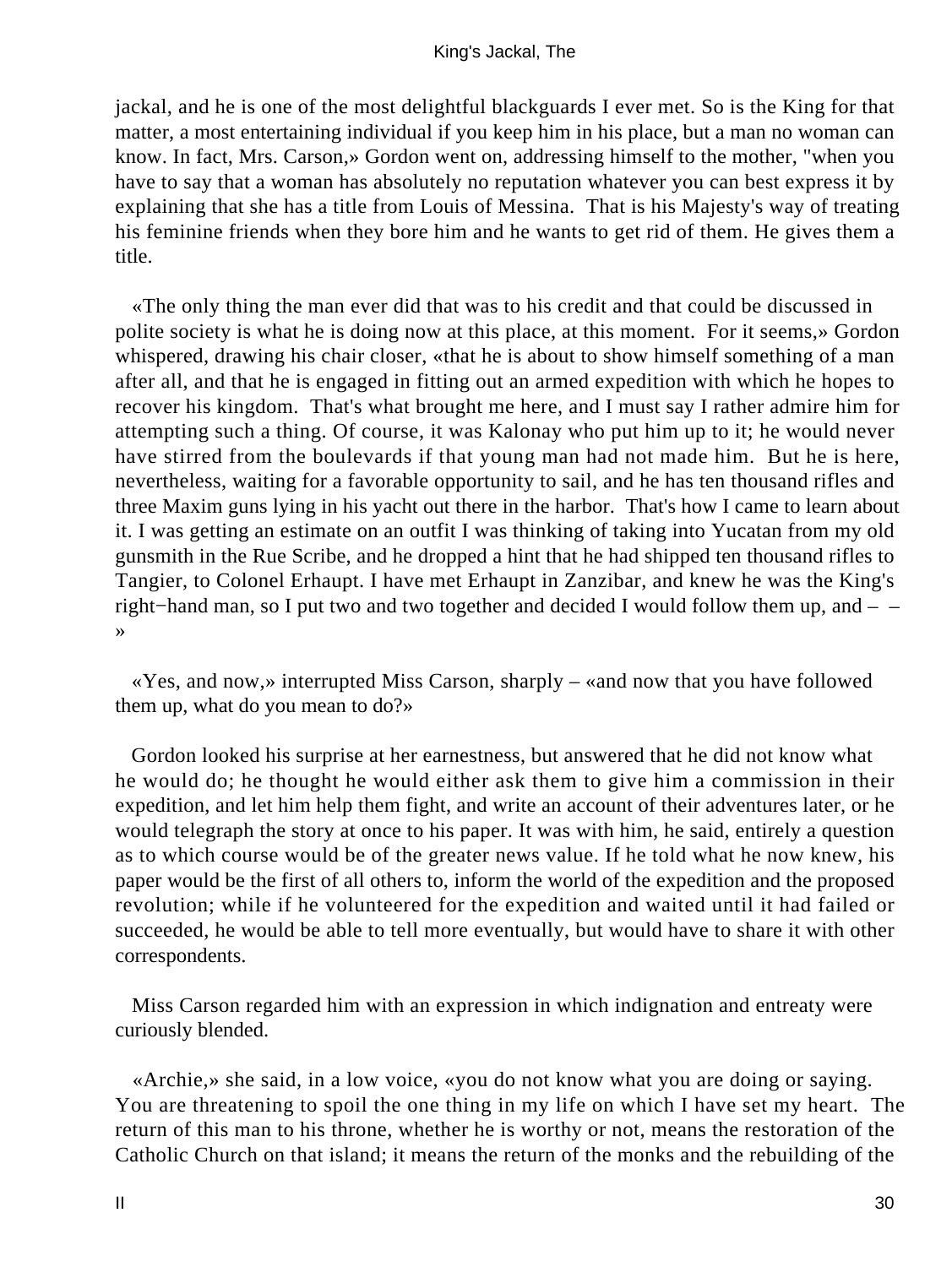jackal, and he is one of the most delightful blackguards I ever met. So is the King for that matter, a most entertaining individual if you keep him in his place, but a man no woman can know. In fact, Mrs. Carson,» Gordon went on, addressing himself to the mother, "when you have to say that a woman has absolutely no reputation whatever you can best express it by explaining that she has a title from Louis of Messina. That is his Majesty's way of treating his feminine friends when they bore him and he wants to get rid of them. He gives them a title.

«The only thing the man ever did that was to his credit and that could be discussed in polite society is what he is doing now at this place, at this moment. For it seems,» Gordon whispered, drawing his chair closer, «that he is about to show himself something of a man after all, and that he is engaged in fitting out an armed expedition with which he hopes to recover his kingdom. That's what brought me here, and I must say I rather admire him for attempting such a thing. Of course, it was Kalonay who put him up to it; he would never have stirred from the boulevards if that young man had not made him. But he is here, nevertheless, waiting for a favorable opportunity to sail, and he has ten thousand rifles and three Maxim guns lying in his yacht out there in the harbor. That's how I came to learn about it. I was getting an estimate on an outfit I was thinking of taking into Yucatan from my old gunsmith in the Rue Scribe, and he dropped a hint that he had shipped ten thousand rifles to Tangier, to Colonel Erhaupt. I have met Erhaupt in Zanzibar, and knew he was the King's right−hand man, so I put two and two together and decided I would follow them up, and – – »

«Yes, and now,» interrupted Miss Carson, sharply – «and now that you have followed them up, what do you mean to do?»

Gordon looked his surprise at her earnestness, but answered that he did not know what he would do; he thought he would either ask them to give him a commission in their expedition, and let him help them fight, and write an account of their adventures later, or he would telegraph the story at once to his paper. It was with him, he said, entirely a question as to which course would be of the greater news value. If he told what he now knew, his paper would be the first of all others to, inform the world of the expedition and the proposed revolution; while if he volunteered for the expedition and waited until it had failed or succeeded, he would be able to tell more eventually, but would have to share it with other correspondents.

Miss Carson regarded him with an expression in which indignation and entreaty were curiously blended.

«Archie,» she said, in a low voice, «you do not know what you are doing or saying. You are threatening to spoil the one thing in my life on which I have set my heart. The return of this man to his throne, whether he is worthy or not, means the restoration of the Catholic Church on that island; it means the return of the monks and the rebuilding of the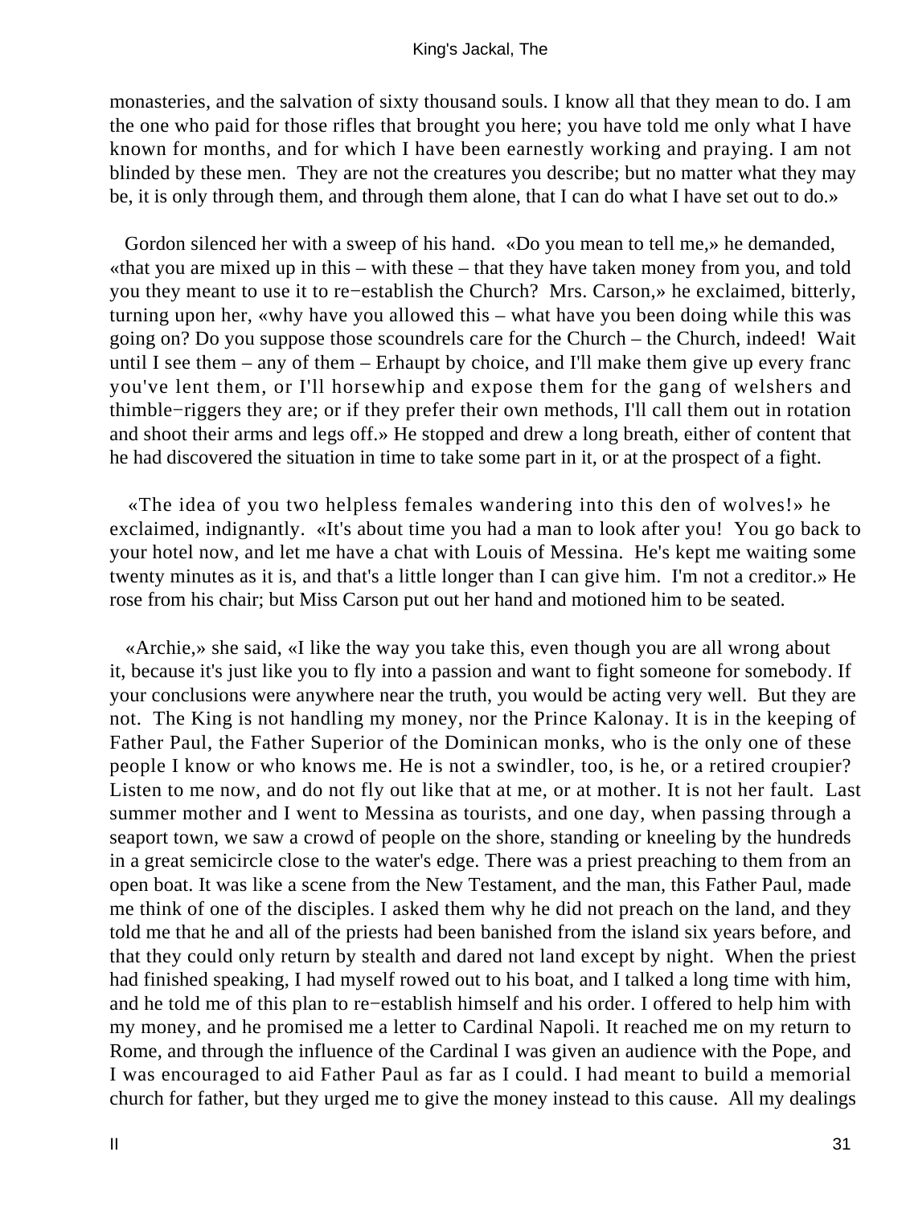monasteries, and the salvation of sixty thousand souls. I know all that they mean to do. I am the one who paid for those rifles that brought you here; you have told me only what I have known for months, and for which I have been earnestly working and praying. I am not blinded by these men. They are not the creatures you describe; but no matter what they may be, it is only through them, and through them alone, that I can do what I have set out to do.»

Gordon silenced her with a sweep of his hand. «Do you mean to tell me,» he demanded, «that you are mixed up in this – with these – that they have taken money from you, and told you they meant to use it to re−establish the Church? Mrs. Carson,» he exclaimed, bitterly, turning upon her, «why have you allowed this – what have you been doing while this was going on? Do you suppose those scoundrels care for the Church – the Church, indeed! Wait until I see them – any of them – Erhaupt by choice, and I'll make them give up every franc you've lent them, or I'll horsewhip and expose them for the gang of welshers and thimble−riggers they are; or if they prefer their own methods, I'll call them out in rotation and shoot their arms and legs off.» He stopped and drew a long breath, either of content that he had discovered the situation in time to take some part in it, or at the prospect of a fight.

«The idea of you two helpless females wandering into this den of wolves!» he exclaimed, indignantly. «It's about time you had a man to look after you! You go back to your hotel now, and let me have a chat with Louis of Messina. He's kept me waiting some twenty minutes as it is, and that's a little longer than I can give him. I'm not a creditor.» He rose from his chair; but Miss Carson put out her hand and motioned him to be seated.

«Archie,» she said, «I like the way you take this, even though you are all wrong about it, because it's just like you to fly into a passion and want to fight someone for somebody. If your conclusions were anywhere near the truth, you would be acting very well. But they are not. The King is not handling my money, nor the Prince Kalonay. It is in the keeping of Father Paul, the Father Superior of the Dominican monks, who is the only one of these people I know or who knows me. He is not a swindler, too, is he, or a retired croupier? Listen to me now, and do not fly out like that at me, or at mother. It is not her fault. Last summer mother and I went to Messina as tourists, and one day, when passing through a seaport town, we saw a crowd of people on the shore, standing or kneeling by the hundreds in a great semicircle close to the water's edge. There was a priest preaching to them from an open boat. It was like a scene from the New Testament, and the man, this Father Paul, made me think of one of the disciples. I asked them why he did not preach on the land, and they told me that he and all of the priests had been banished from the island six years before, and that they could only return by stealth and dared not land except by night. When the priest had finished speaking, I had myself rowed out to his boat, and I talked a long time with him, and he told me of this plan to re−establish himself and his order. I offered to help him with my money, and he promised me a letter to Cardinal Napoli. It reached me on my return to Rome, and through the influence of the Cardinal I was given an audience with the Pope, and I was encouraged to aid Father Paul as far as I could. I had meant to build a memorial church for father, but they urged me to give the money instead to this cause. All my dealings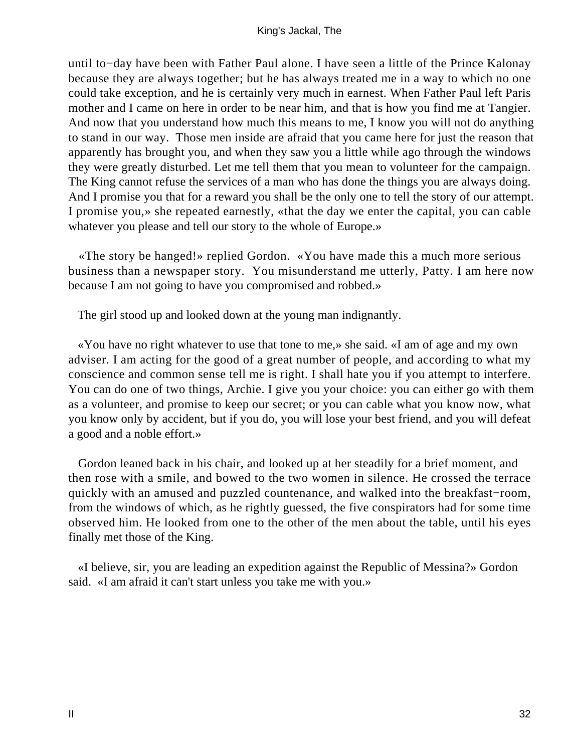until to−day have been with Father Paul alone. I have seen a little of the Prince Kalonay because they are always together; but he has always treated me in a way to which no one could take exception, and he is certainly very much in earnest. When Father Paul left Paris mother and I came on here in order to be near him, and that is how you find me at Tangier. And now that you understand how much this means to me, I know you will not do anything to stand in our way. Those men inside are afraid that you came here for just the reason that apparently has brought you, and when they saw you a little while ago through the windows they were greatly disturbed. Let me tell them that you mean to volunteer for the campaign. The King cannot refuse the services of a man who has done the things you are always doing. And I promise you that for a reward you shall be the only one to tell the story of our attempt. I promise you,» she repeated earnestly, «that the day we enter the capital, you can cable whatever you please and tell our story to the whole of Europe.»

«The story be hanged!» replied Gordon. «You have made this a much more serious business than a newspaper story. You misunderstand me utterly, Patty. I am here now because I am not going to have you compromised and robbed.»

The girl stood up and looked down at the young man indignantly.

«You have no right whatever to use that tone to me,» she said. «I am of age and my own adviser. I am acting for the good of a great number of people, and according to what my conscience and common sense tell me is right. I shall hate you if you attempt to interfere. You can do one of two things, Archie. I give you your choice: you can either go with them as a volunteer, and promise to keep our secret; or you can cable what you know now, what you know only by accident, but if you do, you will lose your best friend, and you will defeat a good and a noble effort.»

Gordon leaned back in his chair, and looked up at her steadily for a brief moment, and then rose with a smile, and bowed to the two women in silence. He crossed the terrace quickly with an amused and puzzled countenance, and walked into the breakfast−room, from the windows of which, as he rightly guessed, the five conspirators had for some time observed him. He looked from one to the other of the men about the table, until his eyes finally met those of the King.

«I believe, sir, you are leading an expedition against the Republic of Messina?» Gordon said. «I am afraid it can't start unless you take me with you.»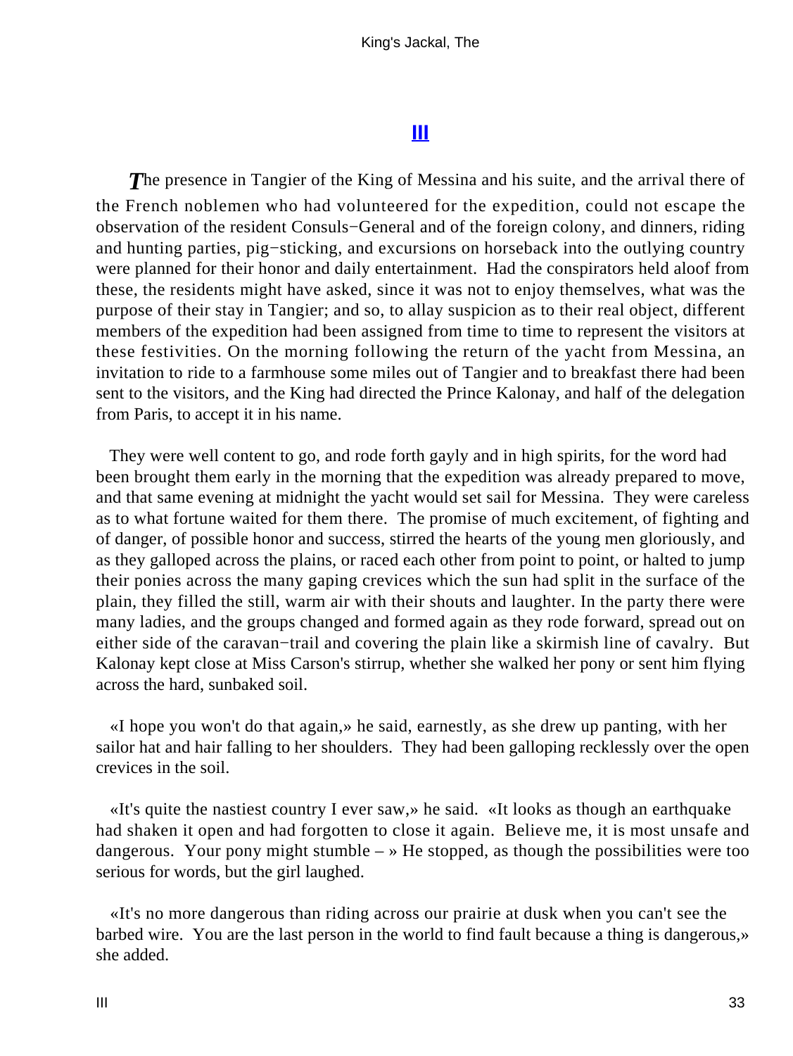## III

*T*he presence in Tangier of the King of Messina and his suite, and the arrival there of the French noblemen who had volunteered for the expedition, could not escape the observation of the resident Consuls−General and of the foreign colony, and dinners, riding and hunting parties, pig−sticking, and excursions on horseback into the outlying country were planned for their honor and daily entertainment. Had the conspirators held aloof from these, the residents might have asked, since it was not to enjoy themselves, what was the purpose of their stay in Tangier; and so, to allay suspicion as to their real object, different members of the expedition had been assigned from time to time to represent the visitors at these festivities. On the morning following the return of the yacht from Messina, an invitation to ride to a farmhouse some miles out of Tangier and to breakfast there had been sent to the visitors, and the King had directed the Prince Kalonay, and half of the delegation from Paris, to accept it in his name.

They were well content to go, and rode forth gayly and in high spirits, for the word had been brought them early in the morning that the expedition was already prepared to move, and that same evening at midnight the yacht would set sail for Messina. They were careless as to what fortune waited for them there. The promise of much excitement, of fighting and of danger, of possible honor and success, stirred the hearts of the young men gloriously, and as they galloped across the plains, or raced each other from point to point, or halted to jump their ponies across the many gaping crevices which the sun had split in the surface of the plain, they filled the still, warm air with their shouts and laughter. In the party there were many ladies, and the groups changed and formed again as they rode forward, spread out on either side of the caravan−trail and covering the plain like a skirmish line of cavalry. But Kalonay kept close at Miss Carson's stirrup, whether she walked her pony or sent him flying across the hard, sunbaked soil.

«I hope you won't do that again,» he said, earnestly, as she drew up panting, with her sailor hat and hair falling to her shoulders. They had been galloping recklessly over the open crevices in the soil.

«It's quite the nastiest country I ever saw,» he said. «It looks as though an earthquake had shaken it open and had forgotten to close it again. Believe me, it is most unsafe and dangerous. Your pony might stumble – » He stopped, as though the possibilities were too serious for words, but the girl laughed.

«It's no more dangerous than riding across our prairie at dusk when you can't see the barbed wire. You are the last person in the world to find fault because a thing is dangerous,» she added.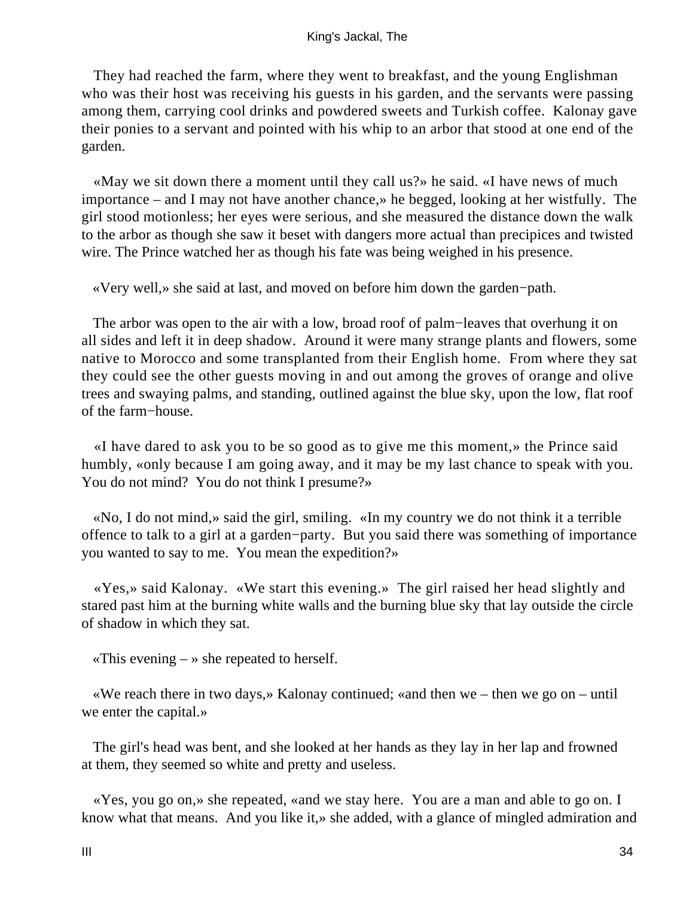They had reached the farm, where they went to breakfast, and the young Englishman who was their host was receiving his guests in his garden, and the servants were passing among them, carrying cool drinks and powdered sweets and Turkish coffee. Kalonay gave their ponies to a servant and pointed with his whip to an arbor that stood at one end of the garden.

«May we sit down there a moment until they call us?» he said. «I have news of much importance – and I may not have another chance,» he begged, looking at her wistfully. The girl stood motionless; her eyes were serious, and she measured the distance down the walk to the arbor as though she saw it beset with dangers more actual than precipices and twisted wire. The Prince watched her as though his fate was being weighed in his presence.

«Very well,» she said at last, and moved on before him down the garden−path.

The arbor was open to the air with a low, broad roof of palm−leaves that overhung it on all sides and left it in deep shadow. Around it were many strange plants and flowers, some native to Morocco and some transplanted from their English home. From where they sat they could see the other guests moving in and out among the groves of orange and olive trees and swaying palms, and standing, outlined against the blue sky, upon the low, flat roof of the farm−house.

«I have dared to ask you to be so good as to give me this moment,» the Prince said humbly, «only because I am going away, and it may be my last chance to speak with you. You do not mind? You do not think I presume?»

«No, I do not mind,» said the girl, smiling. «In my country we do not think it a terrible offence to talk to a girl at a garden−party. But you said there was something of importance you wanted to say to me. You mean the expedition?»

«Yes,» said Kalonay. «We start this evening.» The girl raised her head slightly and stared past him at the burning white walls and the burning blue sky that lay outside the circle of shadow in which they sat.

«This evening – » she repeated to herself.

«We reach there in two days,» Kalonay continued; «and then we – then we go on – until we enter the capital.»

The girl's head was bent, and she looked at her hands as they lay in her lap and frowned at them, they seemed so white and pretty and useless.

«Yes, you go on,» she repeated, «and we stay here. You are a man and able to go on. I know what that means. And you like it,» she added, with a glance of mingled admiration and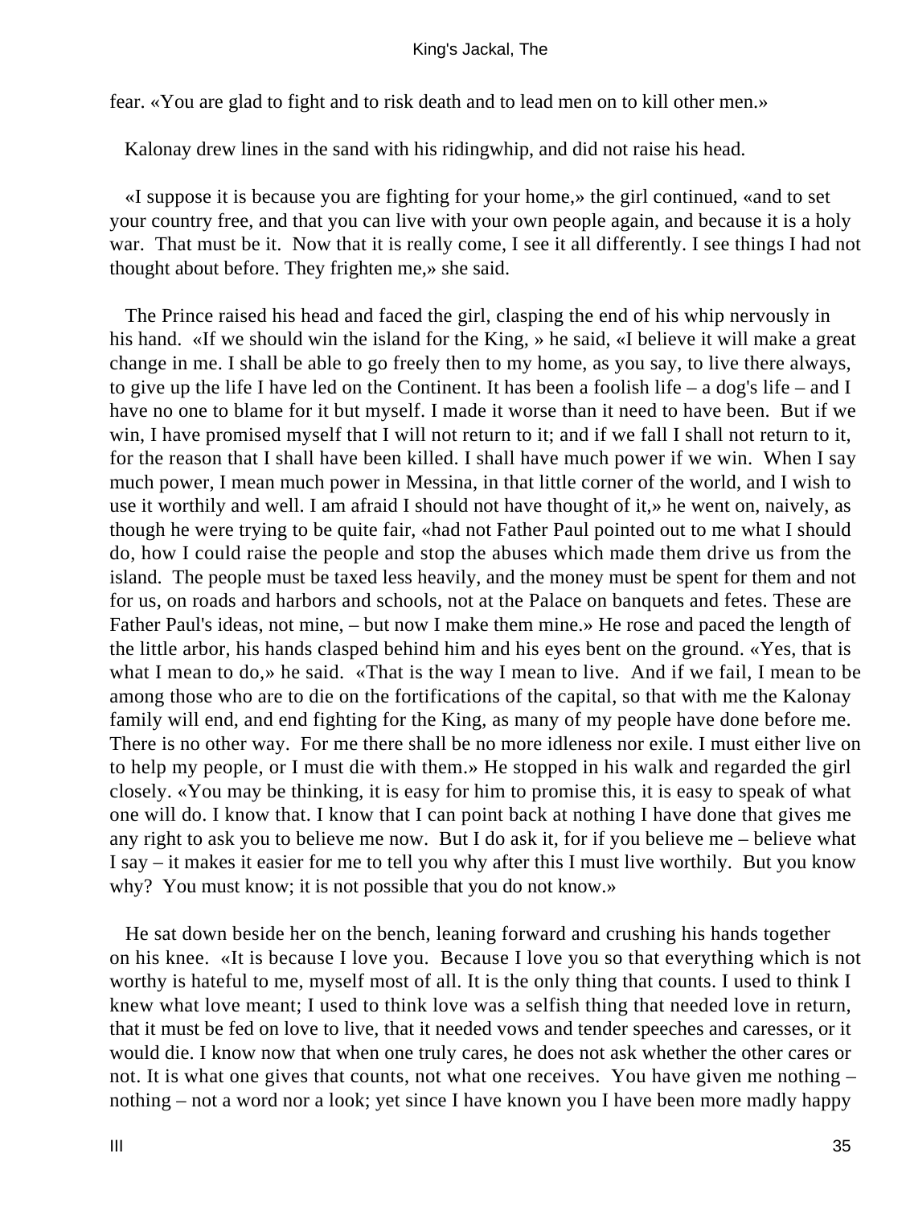fear. «You are glad to fight and to risk death and to lead men on to kill other men.»

Kalonay drew lines in the sand with his ridingwhip, and did not raise his head.

«I suppose it is because you are fighting for your home,» the girl continued, «and to set your country free, and that you can live with your own people again, and because it is a holy war. That must be it. Now that it is really come, I see it all differently. I see things I had not thought about before. They frighten me,» she said.

The Prince raised his head and faced the girl, clasping the end of his whip nervously in his hand. «If we should win the island for the King, » he said, «I believe it will make a great change in me. I shall be able to go freely then to my home, as you say, to live there always, to give up the life I have led on the Continent. It has been a foolish life – a dog's life – and I have no one to blame for it but myself. I made it worse than it need to have been. But if we win, I have promised myself that I will not return to it; and if we fall I shall not return to it, for the reason that I shall have been killed. I shall have much power if we win. When I say much power, I mean much power in Messina, in that little corner of the world, and I wish to use it worthily and well. I am afraid I should not have thought of it,» he went on, naively, as though he were trying to be quite fair, «had not Father Paul pointed out to me what I should do, how I could raise the people and stop the abuses which made them drive us from the island. The people must be taxed less heavily, and the money must be spent for them and not for us, on roads and harbors and schools, not at the Palace on banquets and fetes. These are Father Paul's ideas, not mine, – but now I make them mine.» He rose and paced the length of the little arbor, his hands clasped behind him and his eyes bent on the ground. «Yes, that is what I mean to do,» he said. «That is the way I mean to live. And if we fail, I mean to be among those who are to die on the fortifications of the capital, so that with me the Kalonay family will end, and end fighting for the King, as many of my people have done before me. There is no other way. For me there shall be no more idleness nor exile. I must either live on to help my people, or I must die with them.» He stopped in his walk and regarded the girl closely. «You may be thinking, it is easy for him to promise this, it is easy to speak of what one will do. I know that. I know that I can point back at nothing I have done that gives me any right to ask you to believe me now. But I do ask it, for if you believe me – believe what I say – it makes it easier for me to tell you why after this I must live worthily. But you know why? You must know; it is not possible that you do not know.»

He sat down beside her on the bench, leaning forward and crushing his hands together on his knee. «It is because I love you. Because I love you so that everything which is not worthy is hateful to me, myself most of all. It is the only thing that counts. I used to think I knew what love meant; I used to think love was a selfish thing that needed love in return, that it must be fed on love to live, that it needed vows and tender speeches and caresses, or it would die. I know now that when one truly cares, he does not ask whether the other cares or not. It is what one gives that counts, not what one receives. You have given me nothing – nothing – not a word nor a look; yet since I have known you I have been more madly happy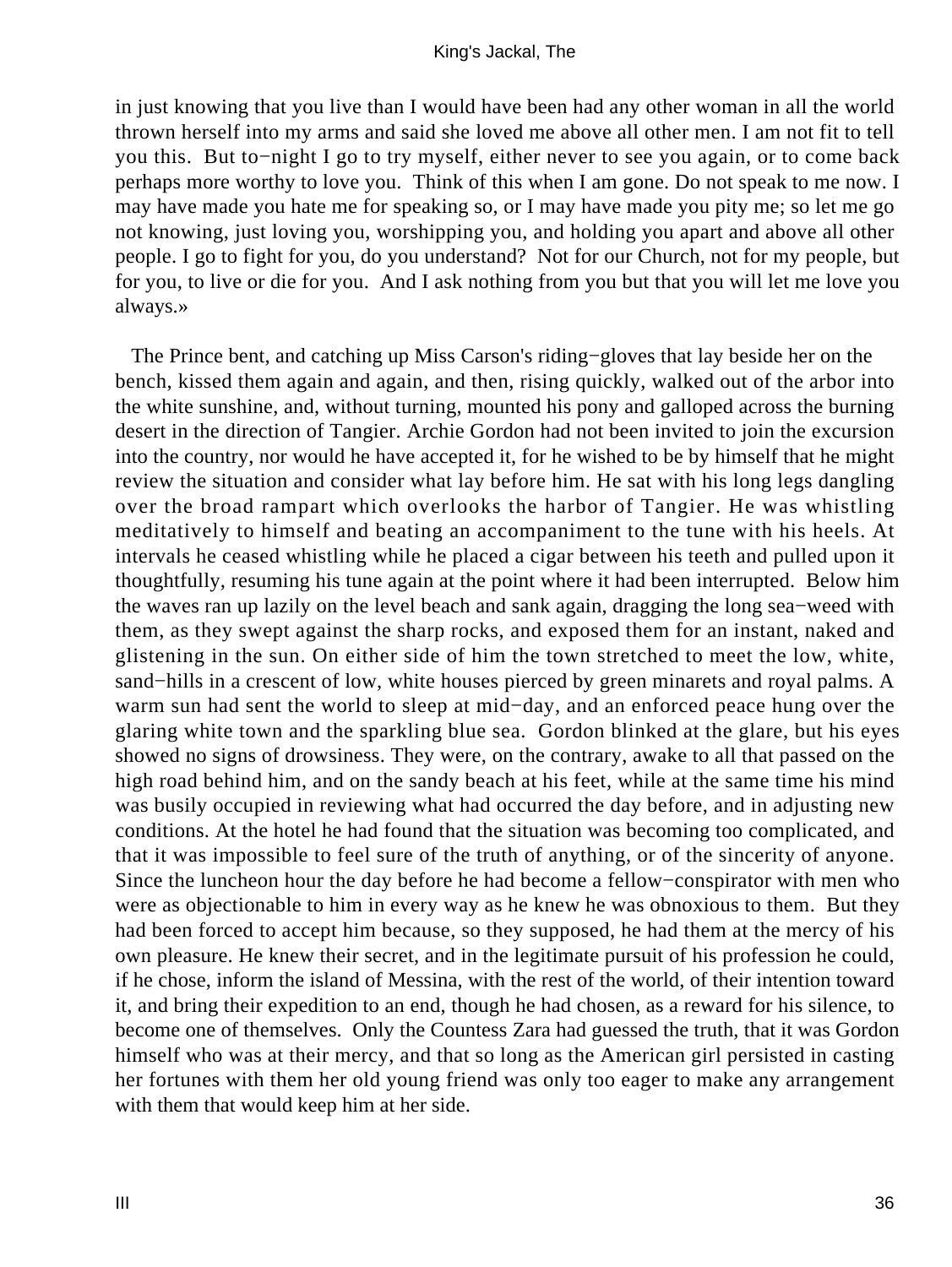in just knowing that you live than I would have been had any other woman in all the world thrown herself into my arms and said she loved me above all other men. I am not fit to tell you this. But to−night I go to try myself, either never to see you again, or to come back perhaps more worthy to love you. Think of this when I am gone. Do not speak to me now. I may have made you hate me for speaking so, or I may have made you pity me; so let me go not knowing, just loving you, worshipping you, and holding you apart and above all other people. I go to fight for you, do you understand? Not for our Church, not for my people, but for you, to live or die for you. And I ask nothing from you but that you will let me love you always.»

The Prince bent, and catching up Miss Carson's riding−gloves that lay beside her on the bench, kissed them again and again, and then, rising quickly, walked out of the arbor into the white sunshine, and, without turning, mounted his pony and galloped across the burning desert in the direction of Tangier. Archie Gordon had not been invited to join the excursion into the country, nor would he have accepted it, for he wished to be by himself that he might review the situation and consider what lay before him. He sat with his long legs dangling over the broad rampart which overlooks the harbor of Tangier. He was whistling meditatively to himself and beating an accompaniment to the tune with his heels. At intervals he ceased whistling while he placed a cigar between his teeth and pulled upon it thoughtfully, resuming his tune again at the point where it had been interrupted. Below him the waves ran up lazily on the level beach and sank again, dragging the long sea−weed with them, as they swept against the sharp rocks, and exposed them for an instant, naked and glistening in the sun. On either side of him the town stretched to meet the low, white, sand−hills in a crescent of low, white houses pierced by green minarets and royal palms. A warm sun had sent the world to sleep at mid−day, and an enforced peace hung over the glaring white town and the sparkling blue sea. Gordon blinked at the glare, but his eyes showed no signs of drowsiness. They were, on the contrary, awake to all that passed on the high road behind him, and on the sandy beach at his feet, while at the same time his mind was busily occupied in reviewing what had occurred the day before, and in adjusting new conditions. At the hotel he had found that the situation was becoming too complicated, and that it was impossible to feel sure of the truth of anything, or of the sincerity of anyone. Since the luncheon hour the day before he had become a fellow−conspirator with men who were as objectionable to him in every way as he knew he was obnoxious to them. But they had been forced to accept him because, so they supposed, he had them at the mercy of his own pleasure. He knew their secret, and in the legitimate pursuit of his profession he could, if he chose, inform the island of Messina, with the rest of the world, of their intention toward it, and bring their expedition to an end, though he had chosen, as a reward for his silence, to become one of themselves. Only the Countess Zara had guessed the truth, that it was Gordon himself who was at their mercy, and that so long as the American girl persisted in casting her fortunes with them her old young friend was only too eager to make any arrangement with them that would keep him at her side.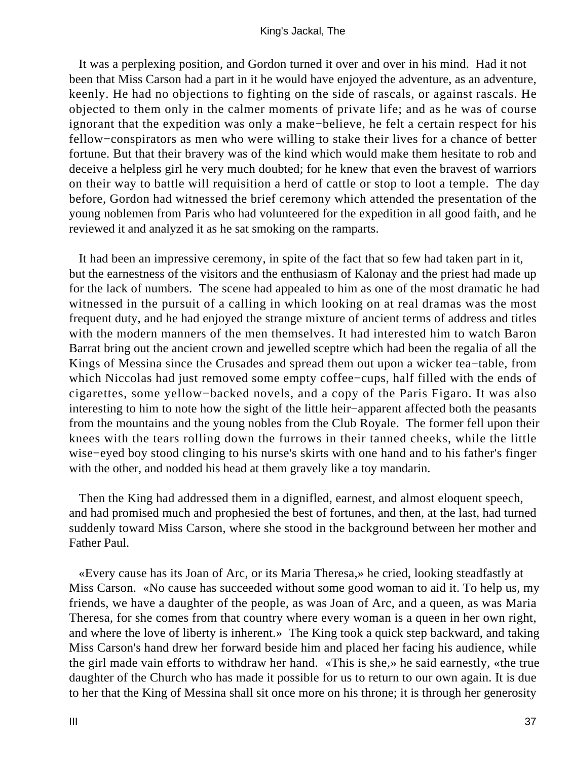It was a perplexing position, and Gordon turned it over and over in his mind. Had it not been that Miss Carson had a part in it he would have enjoyed the adventure, as an adventure, keenly. He had no objections to fighting on the side of rascals, or against rascals. He objected to them only in the calmer moments of private life; and as he was of course ignorant that the expedition was only a make−believe, he felt a certain respect for his fellow−conspirators as men who were willing to stake their lives for a chance of better fortune. But that their bravery was of the kind which would make them hesitate to rob and deceive a helpless girl he very much doubted; for he knew that even the bravest of warriors on their way to battle will requisition a herd of cattle or stop to loot a temple. The day before, Gordon had witnessed the brief ceremony which attended the presentation of the young noblemen from Paris who had volunteered for the expedition in all good faith, and he reviewed it and analyzed it as he sat smoking on the ramparts.

It had been an impressive ceremony, in spite of the fact that so few had taken part in it, but the earnestness of the visitors and the enthusiasm of Kalonay and the priest had made up for the lack of numbers. The scene had appealed to him as one of the most dramatic he had witnessed in the pursuit of a calling in which looking on at real dramas was the most frequent duty, and he had enjoyed the strange mixture of ancient terms of address and titles with the modern manners of the men themselves. It had interested him to watch Baron Barrat bring out the ancient crown and jewelled sceptre which had been the regalia of all the Kings of Messina since the Crusades and spread them out upon a wicker tea−table, from which Niccolas had just removed some empty coffee−cups, half filled with the ends of cigarettes, some yellow−backed novels, and a copy of the Paris Figaro. It was also interesting to him to note how the sight of the little heir−apparent affected both the peasants from the mountains and the young nobles from the Club Royale. The former fell upon their knees with the tears rolling down the furrows in their tanned cheeks, while the little wise−eyed boy stood clinging to his nurse's skirts with one hand and to his father's finger with the other, and nodded his head at them gravely like a toy mandarin.

Then the King had addressed them in a dignified, earnest, and almost eloquent speech, and had promised much and prophesied the best of fortunes, and then, at the last, had turned suddenly toward Miss Carson, where she stood in the background between her mother and Father Paul.

«Every cause has its Joan of Arc, or its Maria Theresa,» he cried, looking steadfastly at Miss Carson. «No cause has succeeded without some good woman to aid it. To help us, my friends, we have a daughter of the people, as was Joan of Arc, and a queen, as was Maria Theresa, for she comes from that country where every woman is a queen in her own right, and where the love of liberty is inherent.» The King took a quick step backward, and taking Miss Carson's hand drew her forward beside him and placed her facing his audience, while the girl made vain efforts to withdraw her hand. «This is she,» he said earnestly, «the true daughter of the Church who has made it possible for us to return to our own again. It is due to her that the King of Messina shall sit once more on his throne; it is through her generosity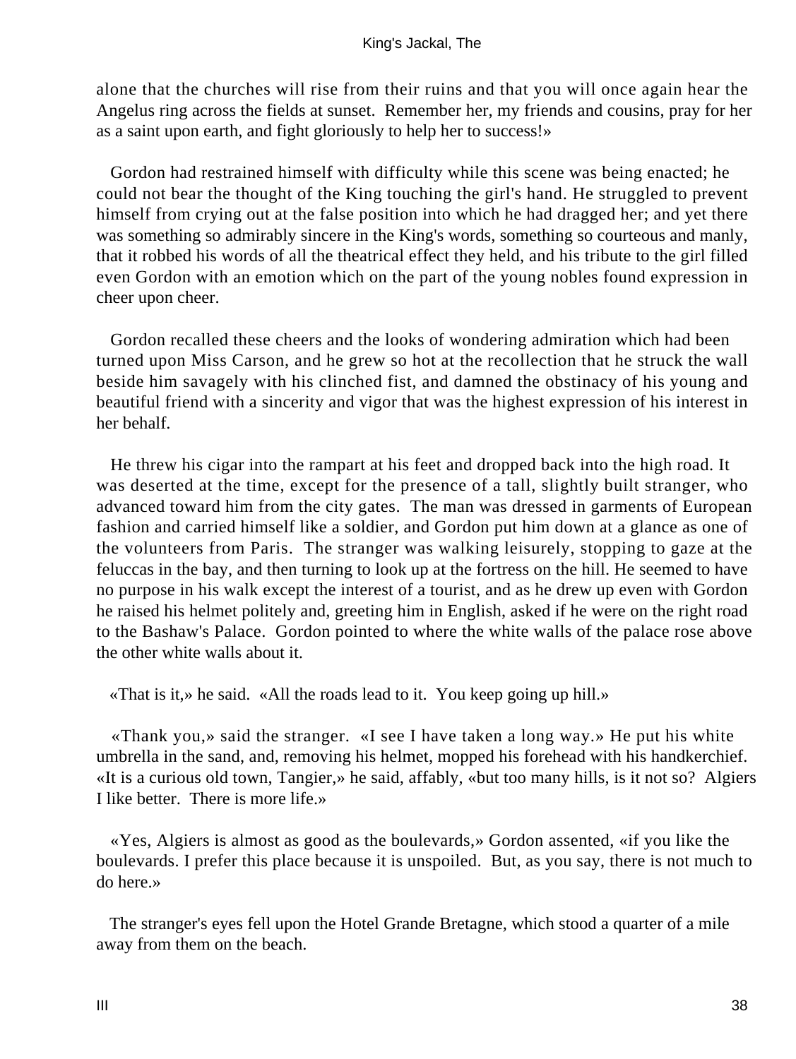alone that the churches will rise from their ruins and that you will once again hear the Angelus ring across the fields at sunset. Remember her, my friends and cousins, pray for her as a saint upon earth, and fight gloriously to help her to success!»

Gordon had restrained himself with difficulty while this scene was being enacted; he could not bear the thought of the King touching the girl's hand. He struggled to prevent himself from crying out at the false position into which he had dragged her; and yet there was something so admirably sincere in the King's words, something so courteous and manly, that it robbed his words of all the theatrical effect they held, and his tribute to the girl filled even Gordon with an emotion which on the part of the young nobles found expression in cheer upon cheer.

Gordon recalled these cheers and the looks of wondering admiration which had been turned upon Miss Carson, and he grew so hot at the recollection that he struck the wall beside him savagely with his clinched fist, and damned the obstinacy of his young and beautiful friend with a sincerity and vigor that was the highest expression of his interest in her behalf.

He threw his cigar into the rampart at his feet and dropped back into the high road. It was deserted at the time, except for the presence of a tall, slightly built stranger, who advanced toward him from the city gates. The man was dressed in garments of European fashion and carried himself like a soldier, and Gordon put him down at a glance as one of the volunteers from Paris. The stranger was walking leisurely, stopping to gaze at the feluccas in the bay, and then turning to look up at the fortress on the hill. He seemed to have no purpose in his walk except the interest of a tourist, and as he drew up even with Gordon he raised his helmet politely and, greeting him in English, asked if he were on the right road to the Bashaw's Palace. Gordon pointed to where the white walls of the palace rose above the other white walls about it.

«That is it,» he said. «All the roads lead to it. You keep going up hill.»

«Thank you,» said the stranger. «I see I have taken a long way.» He put his white umbrella in the sand, and, removing his helmet, mopped his forehead with his handkerchief. «It is a curious old town, Tangier,» he said, affably, «but too many hills, is it not so? Algiers I like better. There is more life.»

«Yes, Algiers is almost as good as the boulevards,» Gordon assented, «if you like the boulevards. I prefer this place because it is unspoiled. But, as you say, there is not much to do here.»

The stranger's eyes fell upon the Hotel Grande Bretagne, which stood a quarter of a mile away from them on the beach.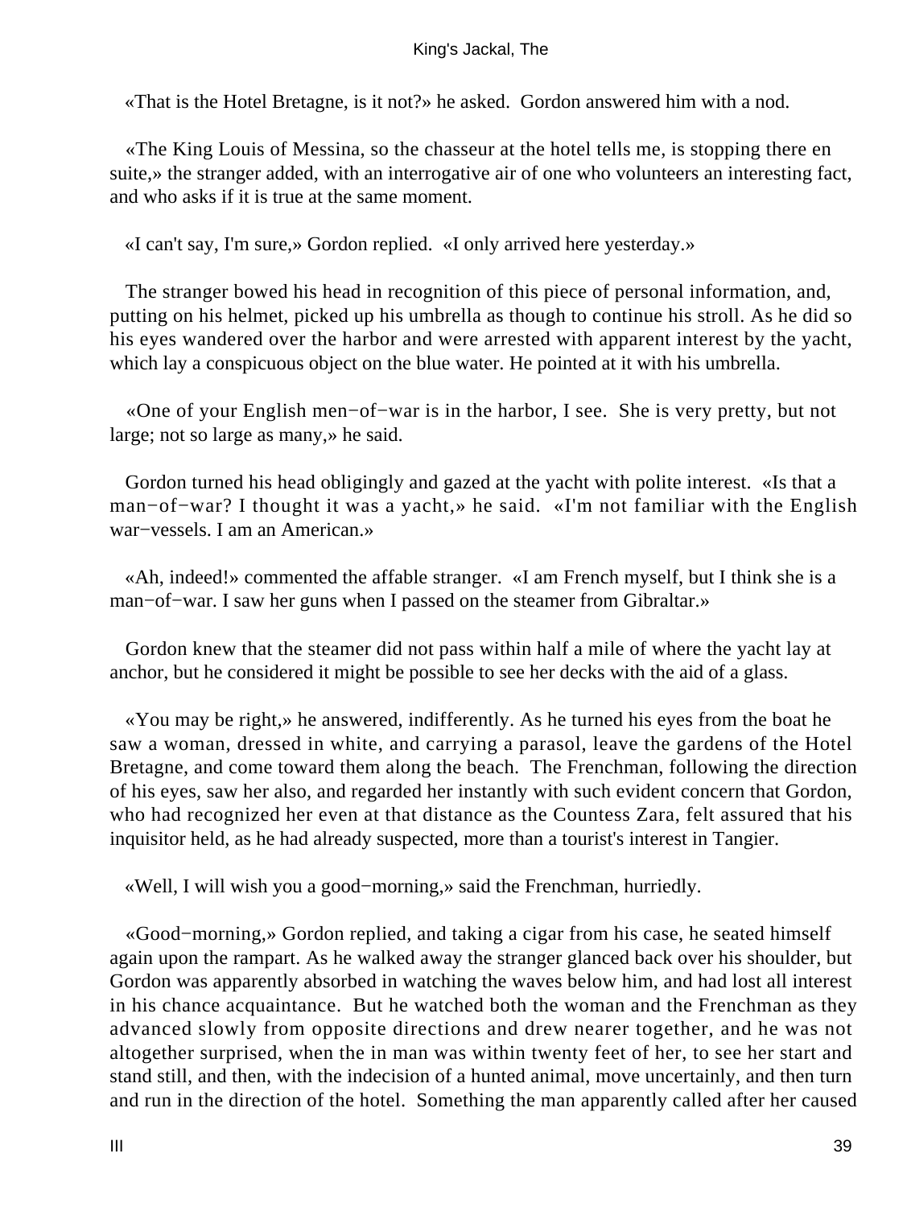«That is the Hotel Bretagne, is it not?» he asked. Gordon answered him with a nod.

«The King Louis of Messina, so the chasseur at the hotel tells me, is stopping there en suite,» the stranger added, with an interrogative air of one who volunteers an interesting fact, and who asks if it is true at the same moment.

«I can't say, I'm sure,» Gordon replied. «I only arrived here yesterday.»

The stranger bowed his head in recognition of this piece of personal information, and, putting on his helmet, picked up his umbrella as though to continue his stroll. As he did so his eyes wandered over the harbor and were arrested with apparent interest by the yacht, which lay a conspicuous object on the blue water. He pointed at it with his umbrella.

«One of your English men−of−war is in the harbor, I see. She is very pretty, but not large; not so large as many,» he said.

Gordon turned his head obligingly and gazed at the yacht with polite interest. «Is that a man−of−war? I thought it was a yacht,» he said. «I'm not familiar with the English war−vessels. I am an American.»

«Ah, indeed!» commented the affable stranger. «I am French myself, but I think she is a man−of−war. I saw her guns when I passed on the steamer from Gibraltar.»

Gordon knew that the steamer did not pass within half a mile of where the yacht lay at anchor, but he considered it might be possible to see her decks with the aid of a glass.

«You may be right,» he answered, indifferently. As he turned his eyes from the boat he saw a woman, dressed in white, and carrying a parasol, leave the gardens of the Hotel Bretagne, and come toward them along the beach. The Frenchman, following the direction of his eyes, saw her also, and regarded her instantly with such evident concern that Gordon, who had recognized her even at that distance as the Countess Zara, felt assured that his inquisitor held, as he had already suspected, more than a tourist's interest in Tangier.

«Well, I will wish you a good−morning,» said the Frenchman, hurriedly.

«Good−morning,» Gordon replied, and taking a cigar from his case, he seated himself again upon the rampart. As he walked away the stranger glanced back over his shoulder, but Gordon was apparently absorbed in watching the waves below him, and had lost all interest in his chance acquaintance. But he watched both the woman and the Frenchman as they advanced slowly from opposite directions and drew nearer together, and he was not altogether surprised, when the in man was within twenty feet of her, to see her start and stand still, and then, with the indecision of a hunted animal, move uncertainly, and then turn and run in the direction of the hotel. Something the man apparently called after her caused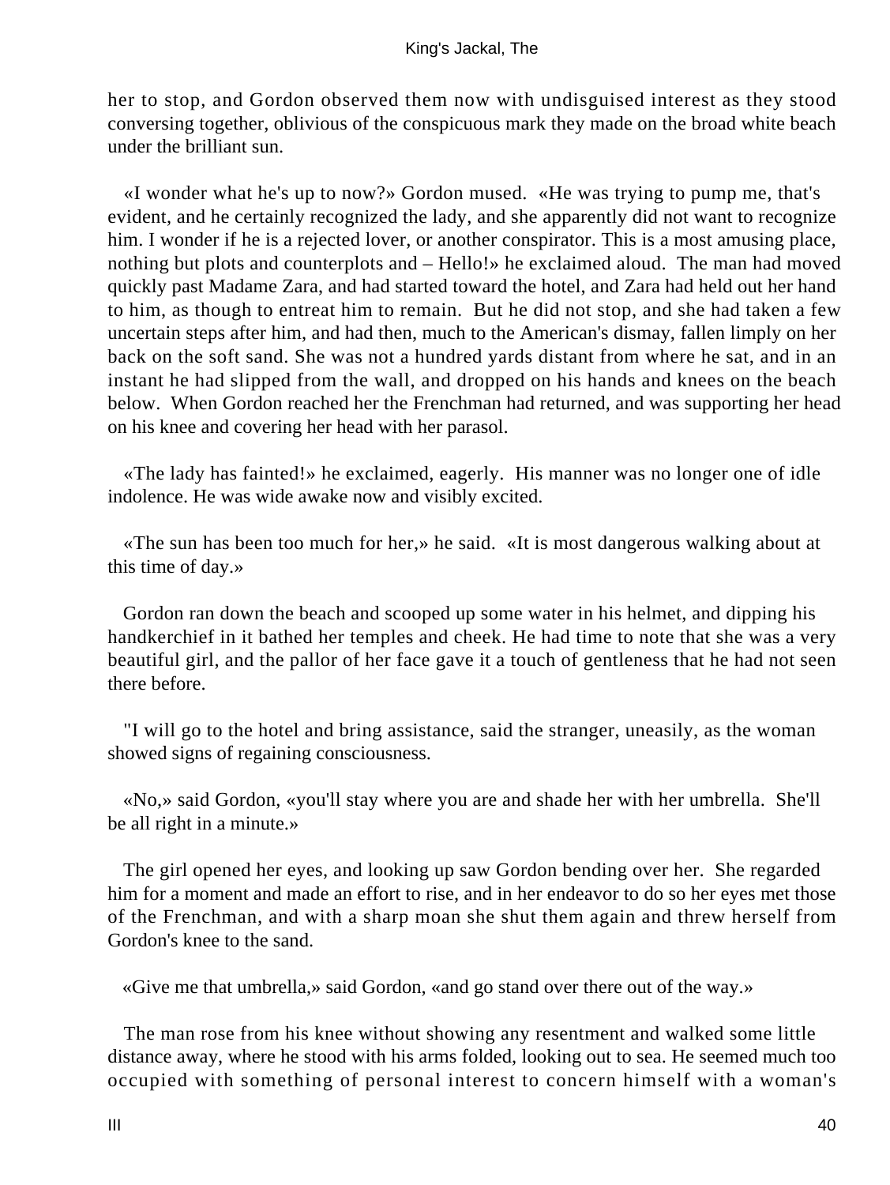her to stop, and Gordon observed them now with undisguised interest as they stood conversing together, oblivious of the conspicuous mark they made on the broad white beach under the brilliant sun.

«I wonder what he's up to now?» Gordon mused. «He was trying to pump me, that's evident, and he certainly recognized the lady, and she apparently did not want to recognize him. I wonder if he is a rejected lover, or another conspirator. This is a most amusing place, nothing but plots and counterplots and – Hello!» he exclaimed aloud. The man had moved quickly past Madame Zara, and had started toward the hotel, and Zara had held out her hand to him, as though to entreat him to remain. But he did not stop, and she had taken a few uncertain steps after him, and had then, much to the American's dismay, fallen limply on her back on the soft sand. She was not a hundred yards distant from where he sat, and in an instant he had slipped from the wall, and dropped on his hands and knees on the beach below. When Gordon reached her the Frenchman had returned, and was supporting her head on his knee and covering her head with her parasol.

«The lady has fainted!» he exclaimed, eagerly. His manner was no longer one of idle indolence. He was wide awake now and visibly excited.

«The sun has been too much for her,» he said. «It is most dangerous walking about at this time of day.»

Gordon ran down the beach and scooped up some water in his helmet, and dipping his handkerchief in it bathed her temples and cheek. He had time to note that she was a very beautiful girl, and the pallor of her face gave it a touch of gentleness that he had not seen there before.

"I will go to the hotel and bring assistance, said the stranger, uneasily, as the woman showed signs of regaining consciousness.

«No,» said Gordon, «you'll stay where you are and shade her with her umbrella. She'll be all right in a minute.»

The girl opened her eyes, and looking up saw Gordon bending over her. She regarded him for a moment and made an effort to rise, and in her endeavor to do so her eyes met those of the Frenchman, and with a sharp moan she shut them again and threw herself from Gordon's knee to the sand.

«Give me that umbrella,» said Gordon, «and go stand over there out of the way.»

The man rose from his knee without showing any resentment and walked some little distance away, where he stood with his arms folded, looking out to sea. He seemed much too occupied with something of personal interest to concern himself with a woman's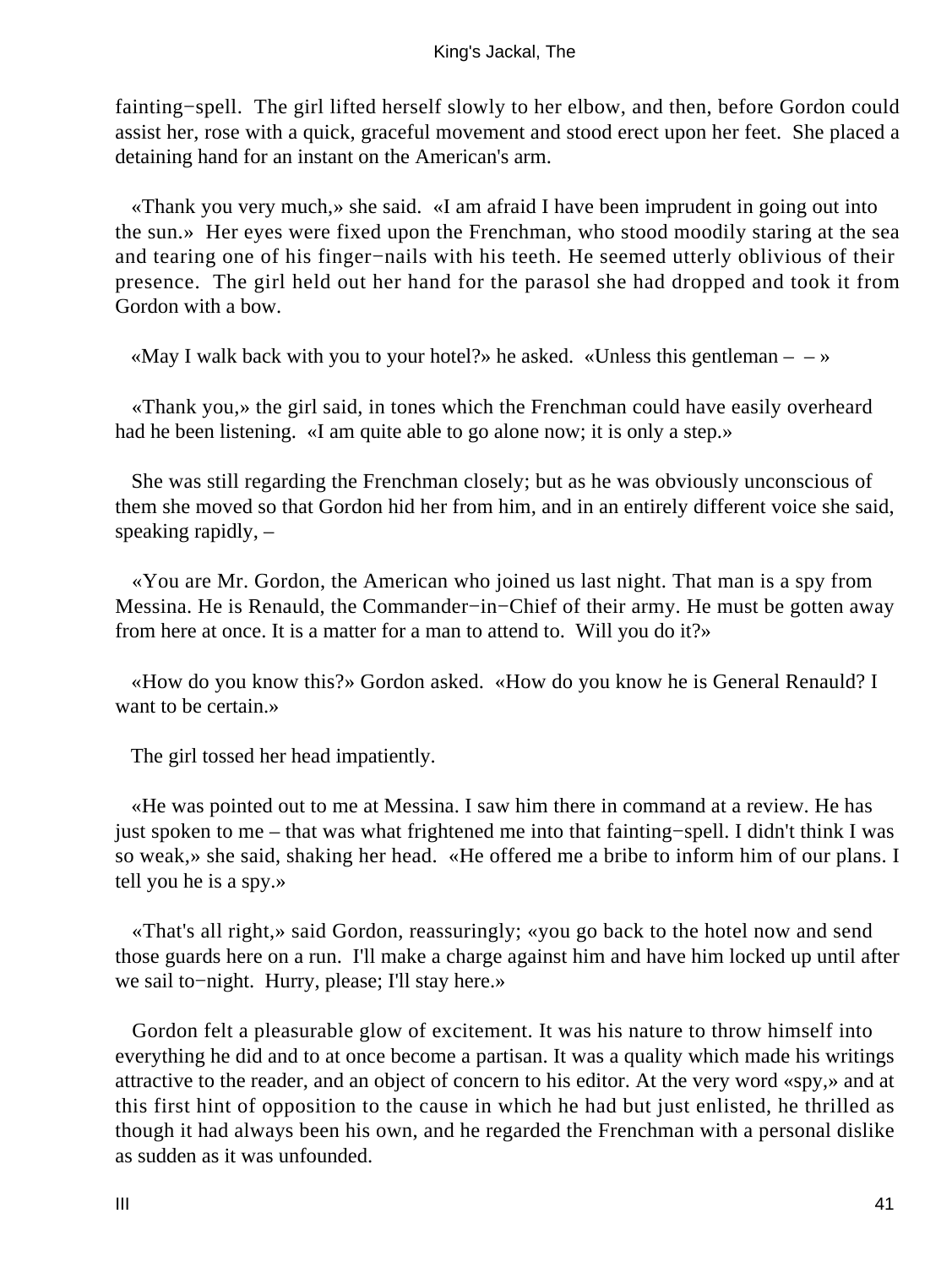fainting−spell. The girl lifted herself slowly to her elbow, and then, before Gordon could assist her, rose with a quick, graceful movement and stood erect upon her feet. She placed a detaining hand for an instant on the American's arm.

«Thank you very much,» she said. «I am afraid I have been imprudent in going out into the sun.» Her eyes were fixed upon the Frenchman, who stood moodily staring at the sea and tearing one of his finger−nails with his teeth. He seemed utterly oblivious of their presence. The girl held out her hand for the parasol she had dropped and took it from Gordon with a bow.

«May I walk back with you to your hotel?» he asked. «Unless this gentleman – – »

«Thank you,» the girl said, in tones which the Frenchman could have easily overheard had he been listening. «I am quite able to go alone now; it is only a step.»

She was still regarding the Frenchman closely; but as he was obviously unconscious of them she moved so that Gordon hid her from him, and in an entirely different voice she said, speaking rapidly, –

«You are Mr. Gordon, the American who joined us last night. That man is a spy from Messina. He is Renauld, the Commander−in−Chief of their army. He must be gotten away from here at once. It is a matter for a man to attend to. Will you do it?»

«How do you know this?» Gordon asked. «How do you know he is General Renauld? I want to be certain.»

The girl tossed her head impatiently.

«He was pointed out to me at Messina. I saw him there in command at a review. He has just spoken to me – that was what frightened me into that fainting−spell. I didn't think I was so weak,» she said, shaking her head. «He offered me a bribe to inform him of our plans. I tell you he is a spy.»

«That's all right,» said Gordon, reassuringly; «you go back to the hotel now and send those guards here on a run. I'll make a charge against him and have him locked up until after we sail to−night. Hurry, please; I'll stay here.»

Gordon felt a pleasurable glow of excitement. It was his nature to throw himself into everything he did and to at once become a partisan. It was a quality which made his writings attractive to the reader, and an object of concern to his editor. At the very word «spy,» and at this first hint of opposition to the cause in which he had but just enlisted, he thrilled as though it had always been his own, and he regarded the Frenchman with a personal dislike as sudden as it was unfounded.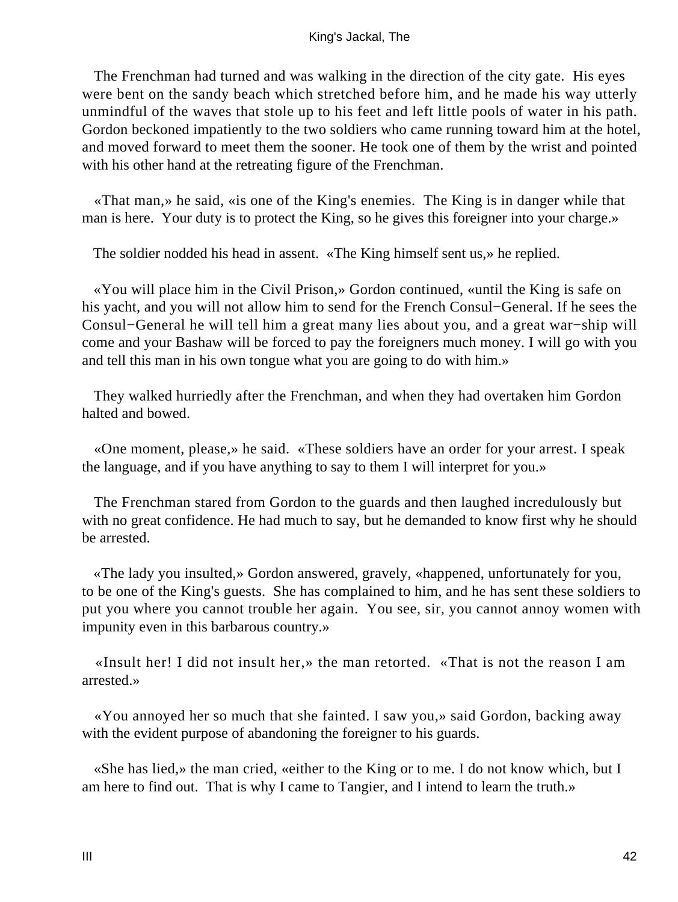The Frenchman had turned and was walking in the direction of the city gate. His eyes were bent on the sandy beach which stretched before him, and he made his way utterly unmindful of the waves that stole up to his feet and left little pools of water in his path. Gordon beckoned impatiently to the two soldiers who came running toward him at the hotel, and moved forward to meet them the sooner. He took one of them by the wrist and pointed with his other hand at the retreating figure of the Frenchman.

«That man,» he said, «is one of the King's enemies. The King is in danger while that man is here. Your duty is to protect the King, so he gives this foreigner into your charge.»

The soldier nodded his head in assent. «The King himself sent us,» he replied.

«You will place him in the Civil Prison,» Gordon continued, «until the King is safe on his yacht, and you will not allow him to send for the French Consul−General. If he sees the Consul−General he will tell him a great many lies about you, and a great war−ship will come and your Bashaw will be forced to pay the foreigners much money. I will go with you and tell this man in his own tongue what you are going to do with him.»

They walked hurriedly after the Frenchman, and when they had overtaken him Gordon halted and bowed.

«One moment, please,» he said. «These soldiers have an order for your arrest. I speak the language, and if you have anything to say to them I will interpret for you.»

The Frenchman stared from Gordon to the guards and then laughed incredulously but with no great confidence. He had much to say, but he demanded to know first why he should be arrested.

«The lady you insulted,» Gordon answered, gravely, «happened, unfortunately for you, to be one of the King's guests. She has complained to him, and he has sent these soldiers to put you where you cannot trouble her again. You see, sir, you cannot annoy women with impunity even in this barbarous country.»

«Insult her! I did not insult her,» the man retorted. «That is not the reason I am arrested.»

«You annoyed her so much that she fainted. I saw you,» said Gordon, backing away with the evident purpose of abandoning the foreigner to his guards.

«She has lied,» the man cried, «either to the King or to me. I do not know which, but I am here to find out. That is why I came to Tangier, and I intend to learn the truth.»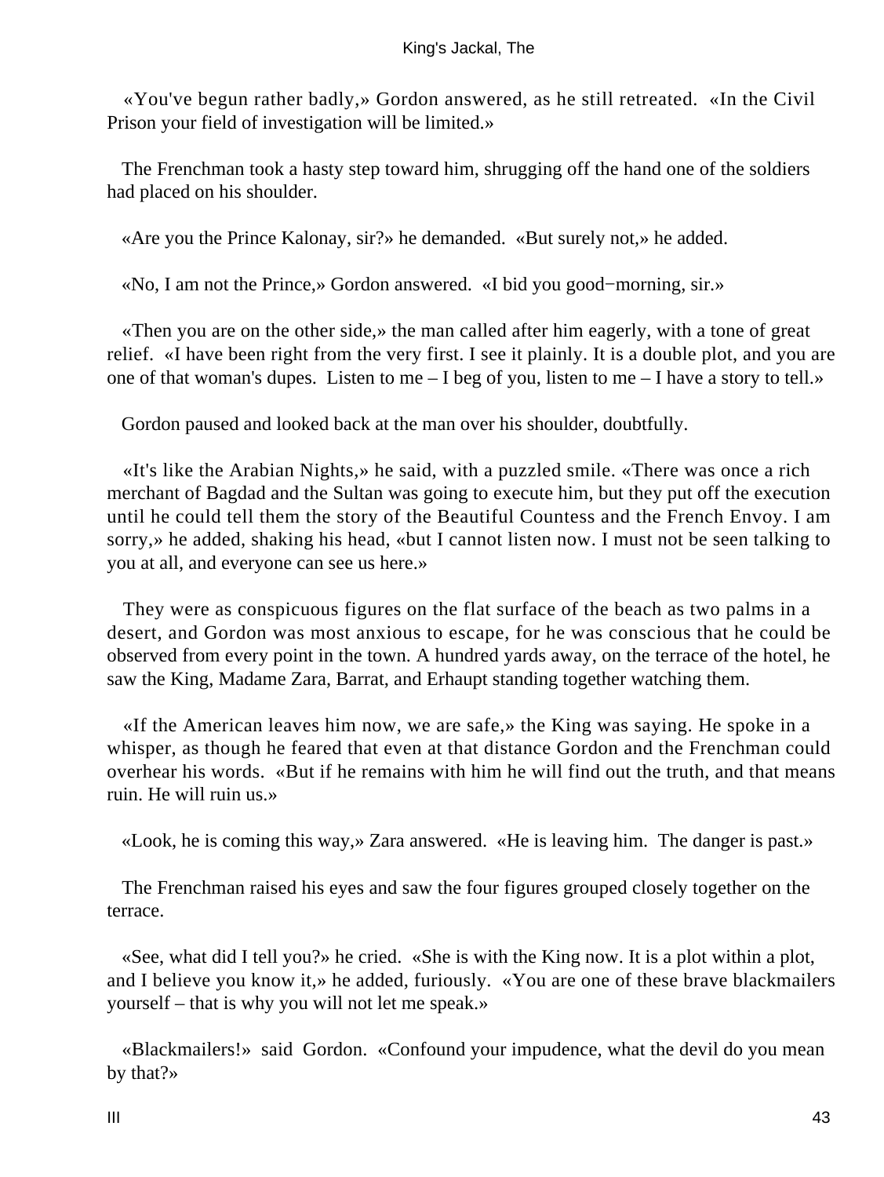«You've begun rather badly,» Gordon answered, as he still retreated. «In the Civil Prison your field of investigation will be limited.»

The Frenchman took a hasty step toward him, shrugging off the hand one of the soldiers had placed on his shoulder.

«Are you the Prince Kalonay, sir?» he demanded. «But surely not,» he added.

«No, I am not the Prince,» Gordon answered. «I bid you good−morning, sir.»

«Then you are on the other side,» the man called after him eagerly, with a tone of great relief. «I have been right from the very first. I see it plainly. It is a double plot, and you are one of that woman's dupes. Listen to me – I beg of you, listen to me – I have a story to tell.»

Gordon paused and looked back at the man over his shoulder, doubtfully.

«It's like the Arabian Nights,» he said, with a puzzled smile. «There was once a rich merchant of Bagdad and the Sultan was going to execute him, but they put off the execution until he could tell them the story of the Beautiful Countess and the French Envoy. I am sorry,» he added, shaking his head, «but I cannot listen now. I must not be seen talking to you at all, and everyone can see us here.»

They were as conspicuous figures on the flat surface of the beach as two palms in a desert, and Gordon was most anxious to escape, for he was conscious that he could be observed from every point in the town. A hundred yards away, on the terrace of the hotel, he saw the King, Madame Zara, Barrat, and Erhaupt standing together watching them.

«If the American leaves him now, we are safe,» the King was saying. He spoke in a whisper, as though he feared that even at that distance Gordon and the Frenchman could overhear his words. «But if he remains with him he will find out the truth, and that means ruin. He will ruin us.»

«Look, he is coming this way,» Zara answered. «He is leaving him. The danger is past.»

The Frenchman raised his eyes and saw the four figures grouped closely together on the terrace.

«See, what did I tell you?» he cried. «She is with the King now. It is a plot within a plot, and I believe you know it,» he added, furiously. «You are one of these brave blackmailers yourself – that is why you will not let me speak.»

«Blackmailers!» said Gordon. «Confound your impudence, what the devil do you mean by that?»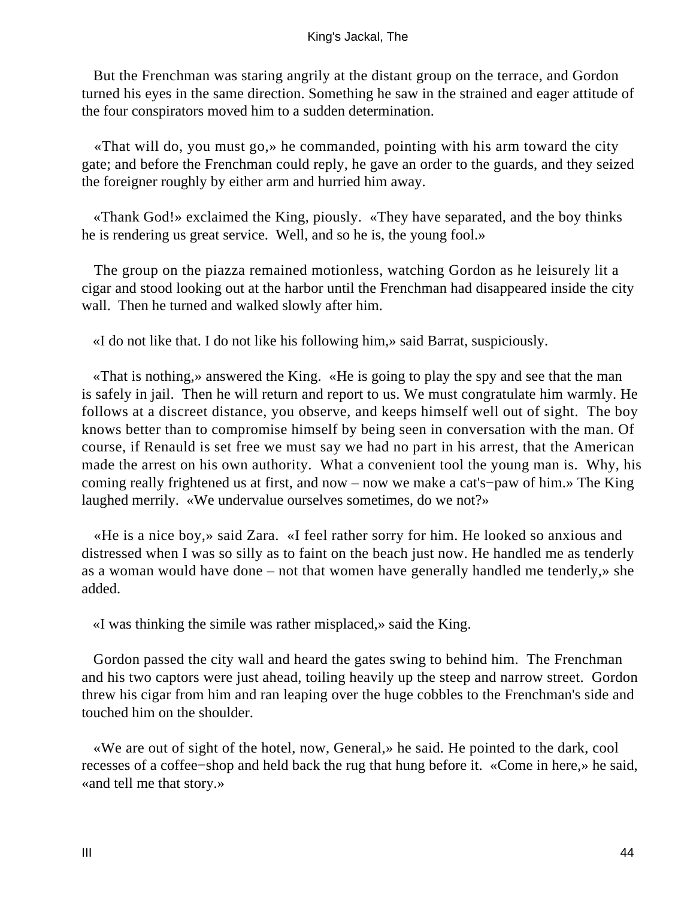But the Frenchman was staring angrily at the distant group on the terrace, and Gordon turned his eyes in the same direction. Something he saw in the strained and eager attitude of the four conspirators moved him to a sudden determination.

«That will do, you must go,» he commanded, pointing with his arm toward the city gate; and before the Frenchman could reply, he gave an order to the guards, and they seized the foreigner roughly by either arm and hurried him away.

«Thank God!» exclaimed the King, piously. «They have separated, and the boy thinks he is rendering us great service. Well, and so he is, the young fool.»

The group on the piazza remained motionless, watching Gordon as he leisurely lit a cigar and stood looking out at the harbor until the Frenchman had disappeared inside the city wall. Then he turned and walked slowly after him.

«I do not like that. I do not like his following him,» said Barrat, suspiciously.

«That is nothing,» answered the King. «He is going to play the spy and see that the man is safely in jail. Then he will return and report to us. We must congratulate him warmly. He follows at a discreet distance, you observe, and keeps himself well out of sight. The boy knows better than to compromise himself by being seen in conversation with the man. Of course, if Renauld is set free we must say we had no part in his arrest, that the American made the arrest on his own authority. What a convenient tool the young man is. Why, his coming really frightened us at first, and now – now we make a cat's−paw of him.» The King laughed merrily. «We undervalue ourselves sometimes, do we not?»

«He is a nice boy,» said Zara. «I feel rather sorry for him. He looked so anxious and distressed when I was so silly as to faint on the beach just now. He handled me as tenderly as a woman would have done – not that women have generally handled me tenderly,» she added.

«I was thinking the simile was rather misplaced,» said the King.

Gordon passed the city wall and heard the gates swing to behind him. The Frenchman and his two captors were just ahead, toiling heavily up the steep and narrow street. Gordon threw his cigar from him and ran leaping over the huge cobbles to the Frenchman's side and touched him on the shoulder.

«We are out of sight of the hotel, now, General,» he said. He pointed to the dark, cool recesses of a coffee−shop and held back the rug that hung before it. «Come in here,» he said, «and tell me that story.»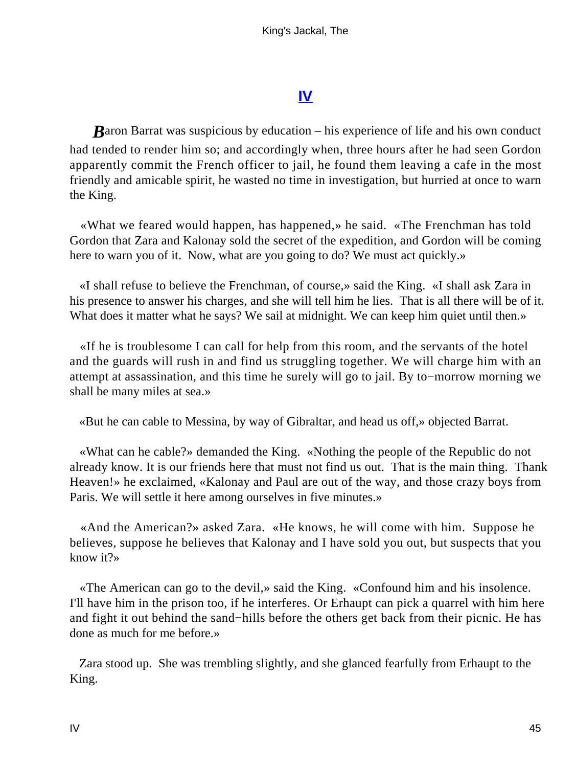## IV

Baron Barrat was suspicious by education – his experience of life and his own conduct had tended to render him so; and accordingly when, three hours after he had seen Gordon apparently commit the French officer to jail, he found them leaving a cafe in the most friendly and amicable spirit, he wasted no time in investigation, but hurried at once to warn the King.

«What we feared would happen, has happened,» he said. «The Frenchman has told Gordon that Zara and Kalonay sold the secret of the expedition, and Gordon will be coming here to warn you of it. Now, what are you going to do? We must act quickly.»

«I shall refuse to believe the Frenchman, of course,» said the King. «I shall ask Zara in his presence to answer his charges, and she will tell him he lies. That is all there will be of it. What does it matter what he says? We sail at midnight. We can keep him quiet until then.»

«If he is troublesome I can call for help from this room, and the servants of the hotel and the guards will rush in and find us struggling together. We will charge him with an attempt at assassination, and this time he surely will go to jail. By to−morrow morning we shall be many miles at sea.»

«But he can cable to Messina, by way of Gibraltar, and head us off,» objected Barrat.

«What can he cable?» demanded the King. «Nothing the people of the Republic do not already know. It is our friends here that must not find us out. That is the main thing. Thank Heaven!» he exclaimed, «Kalonay and Paul are out of the way, and those crazy boys from Paris. We will settle it here among ourselves in five minutes.»

«And the American?» asked Zara. «He knows, he will come with him. Suppose he believes, suppose he believes that Kalonay and I have sold you out, but suspects that you know it?»

«The American can go to the devil,» said the King. «Confound him and his insolence. I'll have him in the prison too, if he interferes. Or Erhaupt can pick a quarrel with him here and fight it out behind the sand−hills before the others get back from their picnic. He has done as much for me before.»

Zara stood up. She was trembling slightly, and she glanced fearfully from Erhaupt to the King.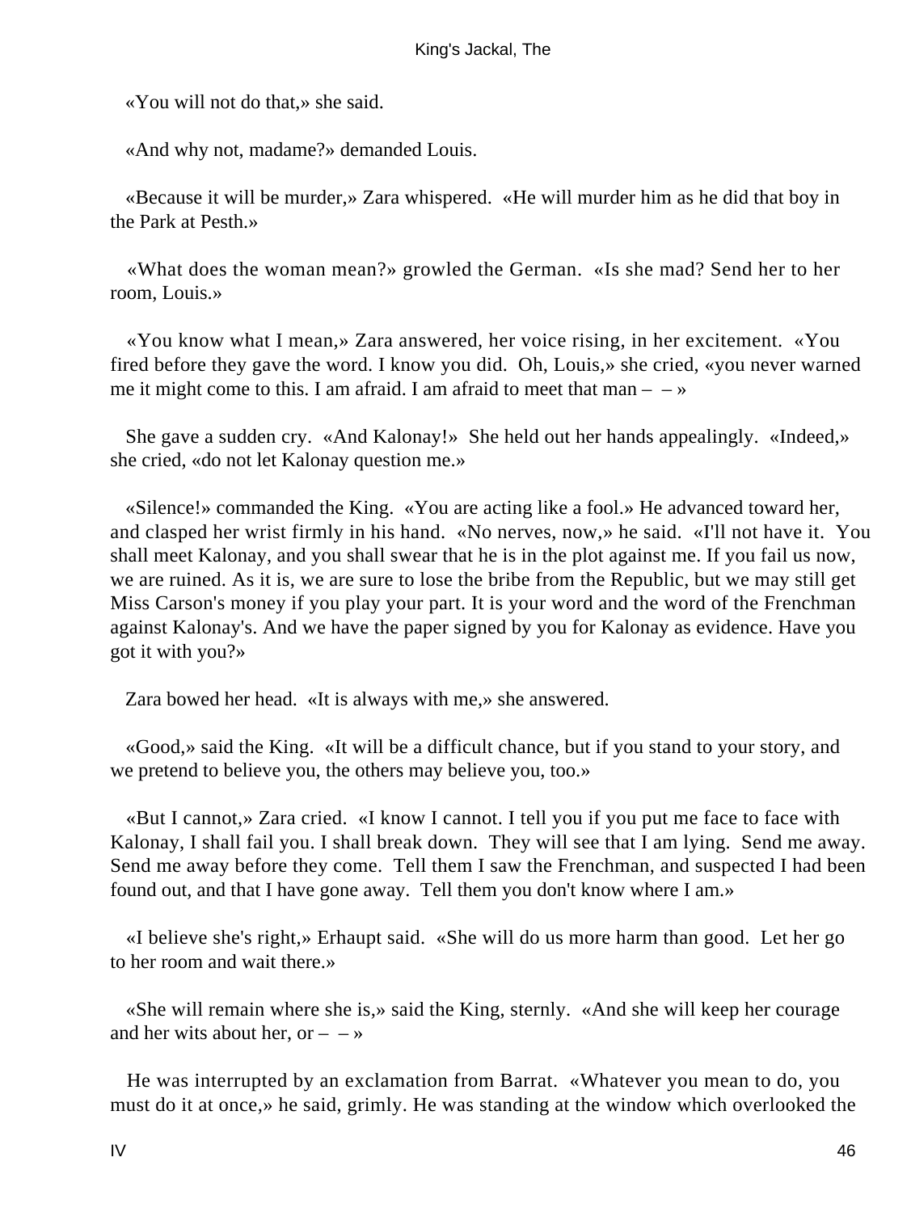«You will not do that,» she said.

«And why not, madame?» demanded Louis.

«Because it will be murder,» Zara whispered. «He will murder him as he did that boy in the Park at Pesth.»

«What does the woman mean?» growled the German. «Is she mad? Send her to her room, Louis.»

«You know what I mean,» Zara answered, her voice rising, in her excitement. «You fired before they gave the word. I know you did. Oh, Louis,» she cried, «you never warned me it might come to this. I am afraid. I am afraid to meet that man – – »

She gave a sudden cry. «And Kalonay!» She held out her hands appealingly. «Indeed,» she cried, «do not let Kalonay question me.»

«Silence!» commanded the King. «You are acting like a fool.» He advanced toward her, and clasped her wrist firmly in his hand. «No nerves, now,» he said. «I'll not have it. You shall meet Kalonay, and you shall swear that he is in the plot against me. If you fail us now, we are ruined. As it is, we are sure to lose the bribe from the Republic, but we may still get Miss Carson's money if you play your part. It is your word and the word of the Frenchman against Kalonay's. And we have the paper signed by you for Kalonay as evidence. Have you got it with you?»

Zara bowed her head. «It is always with me,» she answered.

«Good,» said the King. «It will be a difficult chance, but if you stand to your story, and we pretend to believe you, the others may believe you, too.»

«But I cannot,» Zara cried. «I know I cannot. I tell you if you put me face to face with Kalonay, I shall fail you. I shall break down. They will see that I am lying. Send me away. Send me away before they come. Tell them I saw the Frenchman, and suspected I had been found out, and that I have gone away. Tell them you don't know where I am.»

«I believe she's right,» Erhaupt said. «She will do us more harm than good. Let her go to her room and wait there.»

«She will remain where she is,» said the King, sternly. «And she will keep her courage and her wits about her, or – – »

He was interrupted by an exclamation from Barrat. «Whatever you mean to do, you must do it at once,» he said, grimly. He was standing at the window which overlooked the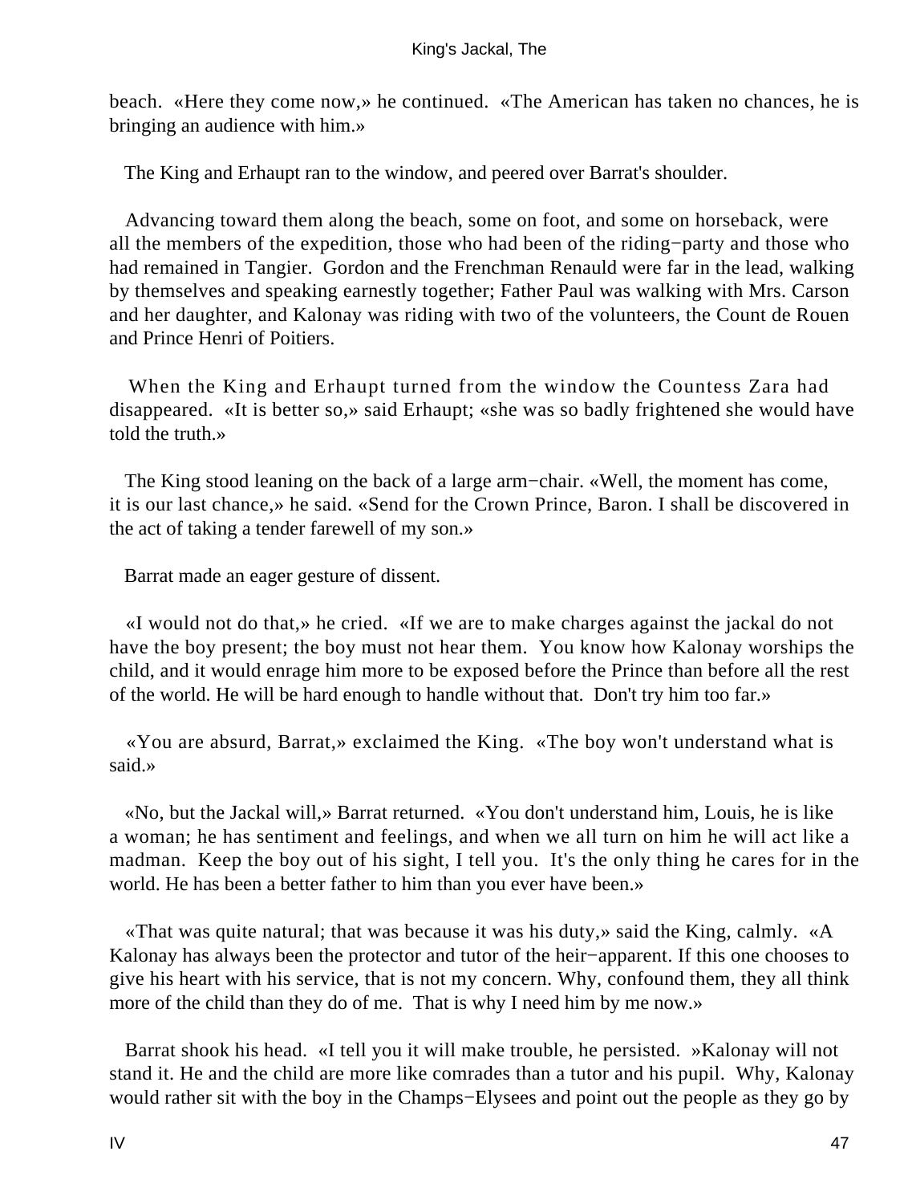beach. «Here they come now,» he continued. «The American has taken no chances, he is bringing an audience with him.»

The King and Erhaupt ran to the window, and peered over Barrat's shoulder.

Advancing toward them along the beach, some on foot, and some on horseback, were all the members of the expedition, those who had been of the riding−party and those who had remained in Tangier. Gordon and the Frenchman Renauld were far in the lead, walking by themselves and speaking earnestly together; Father Paul was walking with Mrs. Carson and her daughter, and Kalonay was riding with two of the volunteers, the Count de Rouen and Prince Henri of Poitiers.

When the King and Erhaupt turned from the window the Countess Zara had disappeared. «It is better so,» said Erhaupt; «she was so badly frightened she would have told the truth.»

The King stood leaning on the back of a large arm−chair. «Well, the moment has come, it is our last chance,» he said. «Send for the Crown Prince, Baron. I shall be discovered in the act of taking a tender farewell of my son.»

Barrat made an eager gesture of dissent.

«I would not do that,» he cried. «If we are to make charges against the jackal do not have the boy present; the boy must not hear them. You know how Kalonay worships the child, and it would enrage him more to be exposed before the Prince than before all the rest of the world. He will be hard enough to handle without that. Don't try him too far.»

«You are absurd, Barrat,» exclaimed the King. «The boy won't understand what is said.»

«No, but the Jackal will,» Barrat returned. «You don't understand him, Louis, he is like a woman; he has sentiment and feelings, and when we all turn on him he will act like a madman. Keep the boy out of his sight, I tell you. It's the only thing he cares for in the world. He has been a better father to him than you ever have been.»

«That was quite natural; that was because it was his duty,» said the King, calmly. «A Kalonay has always been the protector and tutor of the heir−apparent. If this one chooses to give his heart with his service, that is not my concern. Why, confound them, they all think more of the child than they do of me. That is why I need him by me now.»

Barrat shook his head. «I tell you it will make trouble, he persisted. »Kalonay will not stand it. He and the child are more like comrades than a tutor and his pupil. Why, Kalonay would rather sit with the boy in the Champs−Elysees and point out the people as they go by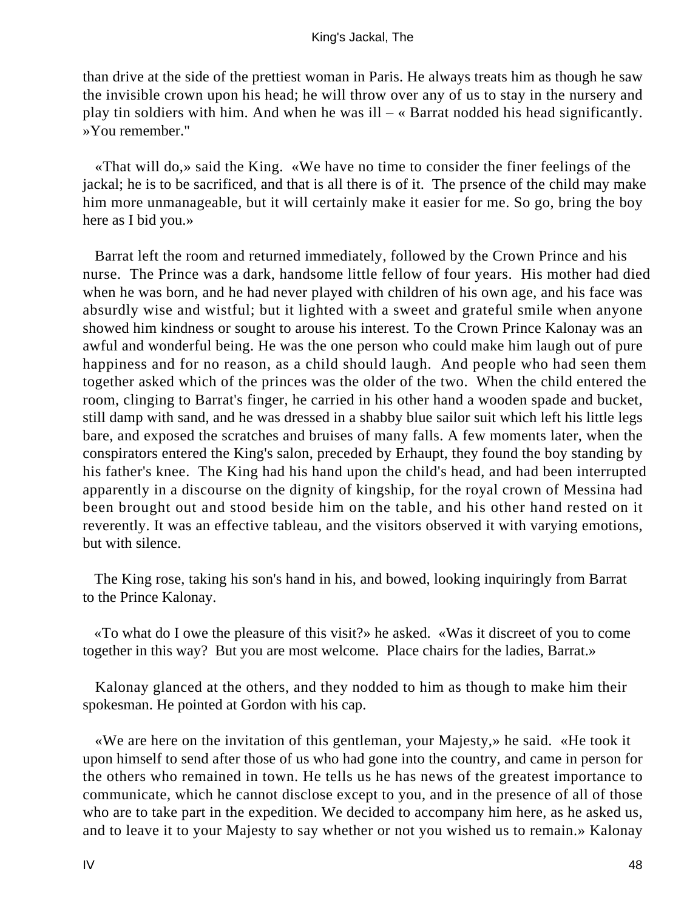than drive at the side of the prettiest woman in Paris. He always treats him as though he saw the invisible crown upon his head; he will throw over any of us to stay in the nursery and play tin soldiers with him. And when he was ill – « Barrat nodded his head significantly. »You remember."

«That will do,» said the King. «We have no time to consider the finer feelings of the jackal; he is to be sacrificed, and that is all there is of it. The prsence of the child may make him more unmanageable, but it will certainly make it easier for me. So go, bring the boy here as I bid you.»

Barrat left the room and returned immediately, followed by the Crown Prince and his nurse. The Prince was a dark, handsome little fellow of four years. His mother had died when he was born, and he had never played with children of his own age, and his face was absurdly wise and wistful; but it lighted with a sweet and grateful smile when anyone showed him kindness or sought to arouse his interest. To the Crown Prince Kalonay was an awful and wonderful being. He was the one person who could make him laugh out of pure happiness and for no reason, as a child should laugh. And people who had seen them together asked which of the princes was the older of the two. When the child entered the room, clinging to Barrat's finger, he carried in his other hand a wooden spade and bucket, still damp with sand, and he was dressed in a shabby blue sailor suit which left his little legs bare, and exposed the scratches and bruises of many falls. A few moments later, when the conspirators entered the King's salon, preceded by Erhaupt, they found the boy standing by his father's knee. The King had his hand upon the child's head, and had been interrupted apparently in a discourse on the dignity of kingship, for the royal crown of Messina had been brought out and stood beside him on the table, and his other hand rested on it reverently. It was an effective tableau, and the visitors observed it with varying emotions, but with silence.

The King rose, taking his son's hand in his, and bowed, looking inquiringly from Barrat to the Prince Kalonay.

«To what do I owe the pleasure of this visit?» he asked. «Was it discreet of you to come together in this way? But you are most welcome. Place chairs for the ladies, Barrat.»

Kalonay glanced at the others, and they nodded to him as though to make him their spokesman. He pointed at Gordon with his cap.

«We are here on the invitation of this gentleman, your Majesty,» he said. «He took it upon himself to send after those of us who had gone into the country, and came in person for the others who remained in town. He tells us he has news of the greatest importance to communicate, which he cannot disclose except to you, and in the presence of all of those who are to take part in the expedition. We decided to accompany him here, as he asked us, and to leave it to your Majesty to say whether or not you wished us to remain.» Kalonay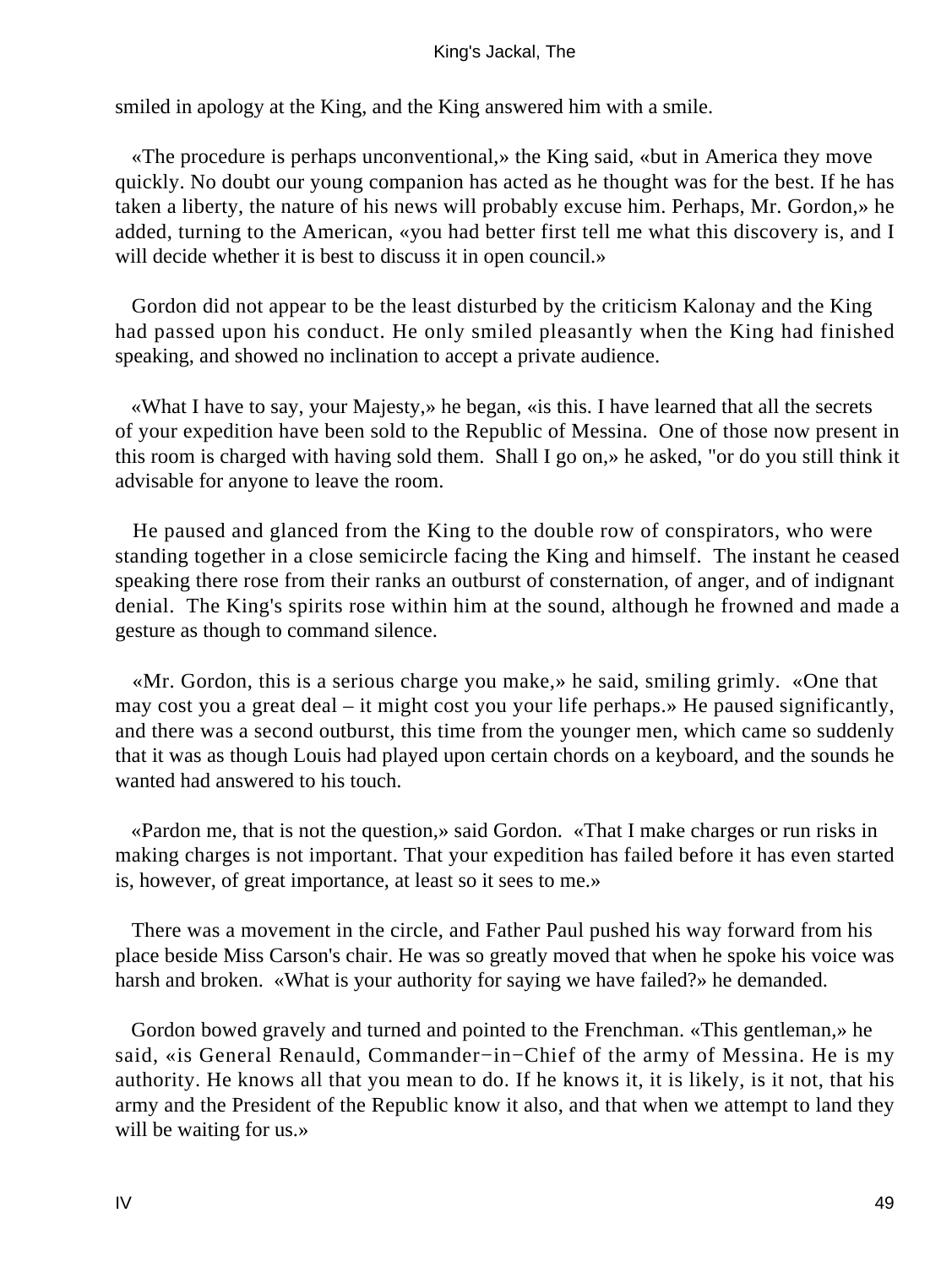smiled in apology at the King, and the King answered him with a smile.

«The procedure is perhaps unconventional,» the King said, «but in America they move quickly. No doubt our young companion has acted as he thought was for the best. If he has taken a liberty, the nature of his news will probably excuse him. Perhaps, Mr. Gordon,» he added, turning to the American, «you had better first tell me what this discovery is, and I will decide whether it is best to discuss it in open council.»

Gordon did not appear to be the least disturbed by the criticism Kalonay and the King had passed upon his conduct. He only smiled pleasantly when the King had finished speaking, and showed no inclination to accept a private audience.

«What I have to say, your Majesty,» he began, «is this. I have learned that all the secrets of your expedition have been sold to the Republic of Messina. One of those now present in this room is charged with having sold them. Shall I go on,» he asked, "or do you still think it advisable for anyone to leave the room.

He paused and glanced from the King to the double row of conspirators, who were standing together in a close semicircle facing the King and himself. The instant he ceased speaking there rose from their ranks an outburst of consternation, of anger, and of indignant denial. The King's spirits rose within him at the sound, although he frowned and made a gesture as though to command silence.

«Mr. Gordon, this is a serious charge you make,» he said, smiling grimly. «One that may cost you a great deal – it might cost you your life perhaps.» He paused significantly, and there was a second outburst, this time from the younger men, which came so suddenly that it was as though Louis had played upon certain chords on a keyboard, and the sounds he wanted had answered to his touch.

«Pardon me, that is not the question,» said Gordon. «That I make charges or run risks in making charges is not important. That your expedition has failed before it has even started is, however, of great importance, at least so it sees to me.»

There was a movement in the circle, and Father Paul pushed his way forward from his place beside Miss Carson's chair. He was so greatly moved that when he spoke his voice was harsh and broken. «What is your authority for saying we have failed?» he demanded.

Gordon bowed gravely and turned and pointed to the Frenchman. «This gentleman,» he said, «is General Renauld, Commander−in−Chief of the army of Messina. He is my authority. He knows all that you mean to do. If he knows it, it is likely, is it not, that his army and the President of the Republic know it also, and that when we attempt to land they will be waiting for us.»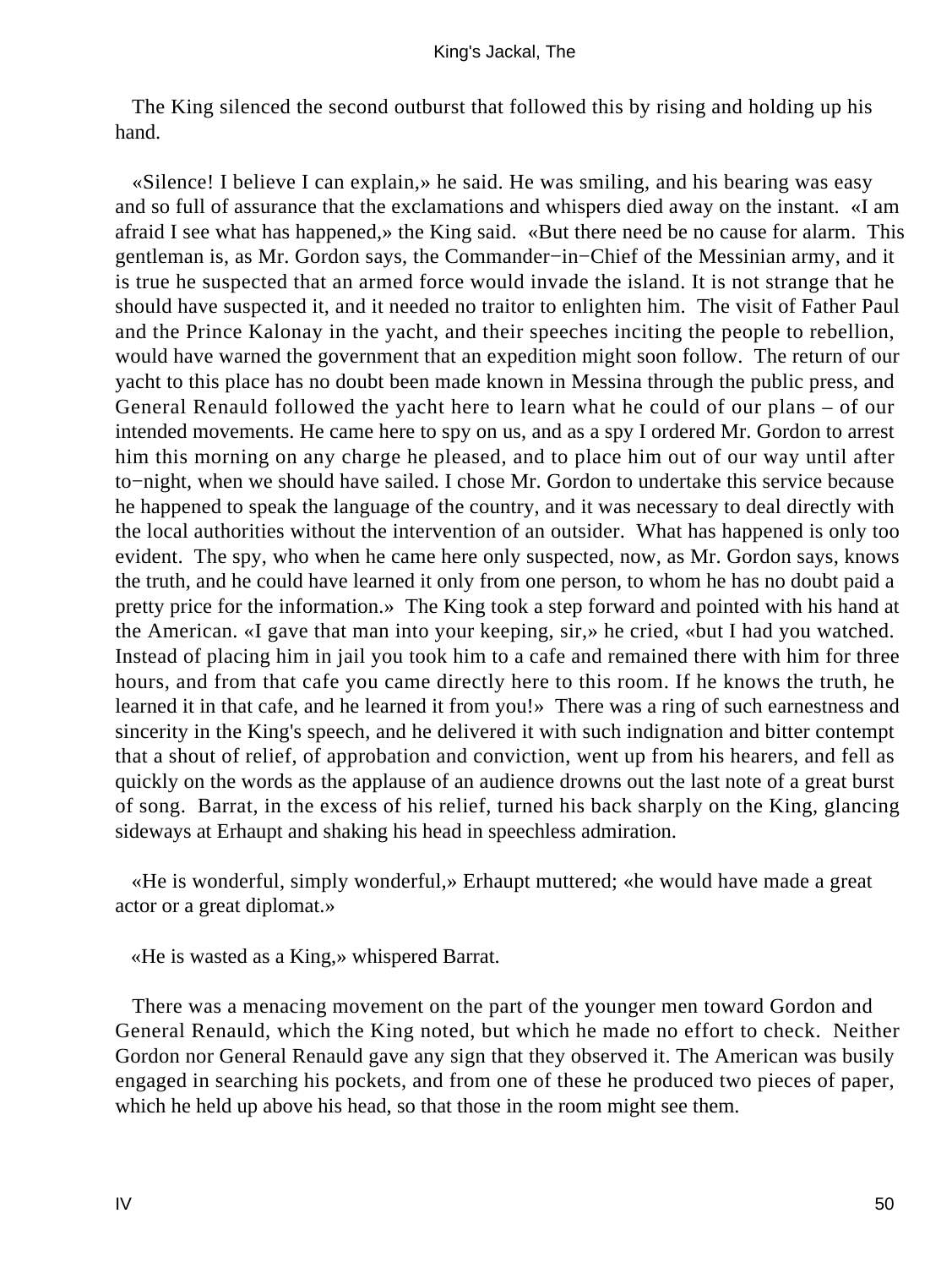The King silenced the second outburst that followed this by rising and holding up his hand.

«Silence! I believe I can explain,» he said. He was smiling, and his bearing was easy and so full of assurance that the exclamations and whispers died away on the instant. «I am afraid I see what has happened,» the King said. «But there need be no cause for alarm. This gentleman is, as Mr. Gordon says, the Commander−in−Chief of the Messinian army, and it is true he suspected that an armed force would invade the island. It is not strange that he should have suspected it, and it needed no traitor to enlighten him. The visit of Father Paul and the Prince Kalonay in the yacht, and their speeches inciting the people to rebellion, would have warned the government that an expedition might soon follow. The return of our yacht to this place has no doubt been made known in Messina through the public press, and General Renauld followed the yacht here to learn what he could of our plans – of our intended movements. He came here to spy on us, and as a spy I ordered Mr. Gordon to arrest him this morning on any charge he pleased, and to place him out of our way until after to−night, when we should have sailed. I chose Mr. Gordon to undertake this service because he happened to speak the language of the country, and it was necessary to deal directly with the local authorities without the intervention of an outsider. What has happened is only too evident. The spy, who when he came here only suspected, now, as Mr. Gordon says, knows the truth, and he could have learned it only from one person, to whom he has no doubt paid a pretty price for the information.» The King took a step forward and pointed with his hand at the American. «I gave that man into your keeping, sir,» he cried, «but I had you watched. Instead of placing him in jail you took him to a cafe and remained there with him for three hours, and from that cafe you came directly here to this room. If he knows the truth, he learned it in that cafe, and he learned it from you!» There was a ring of such earnestness and sincerity in the King's speech, and he delivered it with such indignation and bitter contempt that a shout of relief, of approbation and conviction, went up from his hearers, and fell as quickly on the words as the applause of an audience drowns out the last note of a great burst of song. Barrat, in the excess of his relief, turned his back sharply on the King, glancing sideways at Erhaupt and shaking his head in speechless admiration.

«He is wonderful, simply wonderful,» Erhaupt muttered; «he would have made a great actor or a great diplomat.»

«He is wasted as a King,» whispered Barrat.

There was a menacing movement on the part of the younger men toward Gordon and General Renauld, which the King noted, but which he made no effort to check. Neither Gordon nor General Renauld gave any sign that they observed it. The American was busily engaged in searching his pockets, and from one of these he produced two pieces of paper, which he held up above his head, so that those in the room might see them.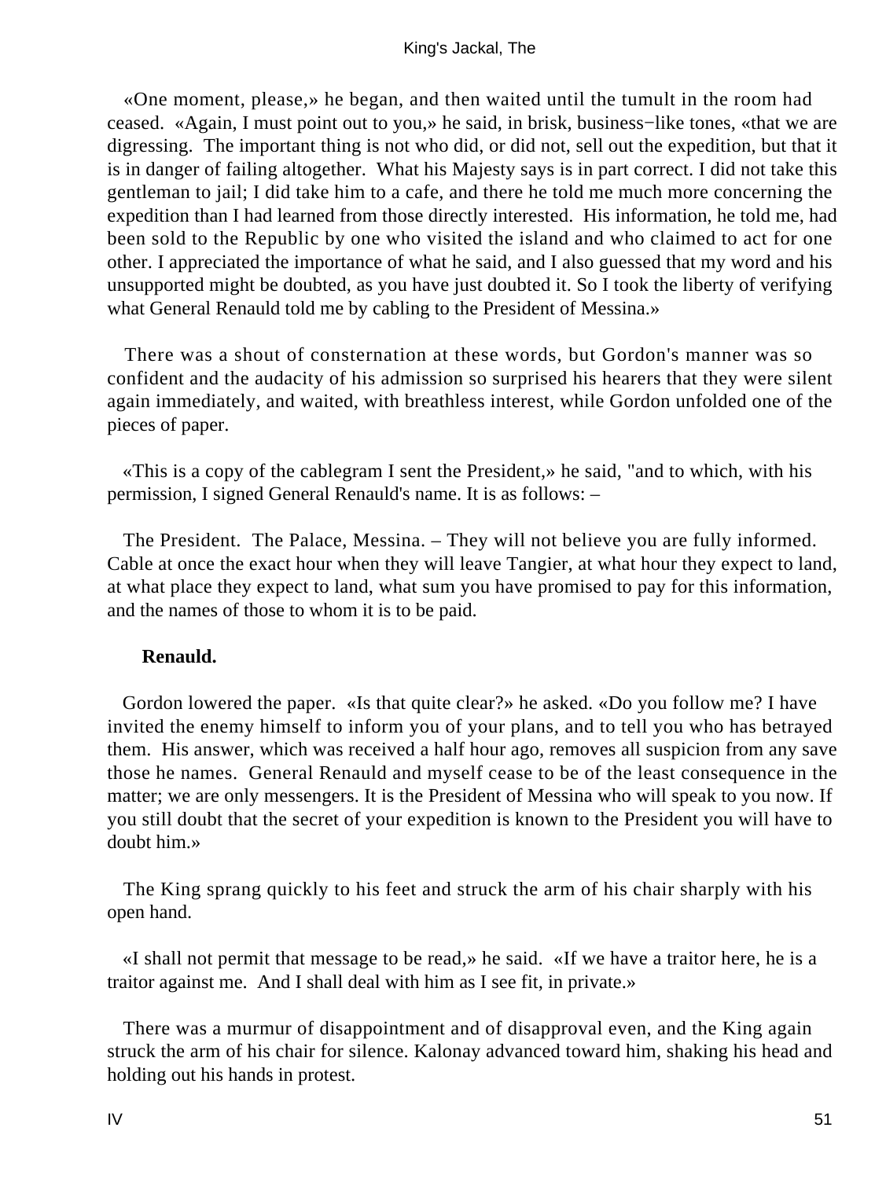«One moment, please,» he began, and then waited until the tumult in the room had ceased. «Again, I must point out to you,» he said, in brisk, business−like tones, «that we are digressing. The important thing is not who did, or did not, sell out the expedition, but that it is in danger of failing altogether. What his Majesty says is in part correct. I did not take this gentleman to jail; I did take him to a cafe, and there he told me much more concerning the expedition than I had learned from those directly interested. His information, he told me, had been sold to the Republic by one who visited the island and who claimed to act for one other. I appreciated the importance of what he said, and I also guessed that my word and his unsupported might be doubted, as you have just doubted it. So I took the liberty of verifying what General Renauld told me by cabling to the President of Messina.»

There was a shout of consternation at these words, but Gordon's manner was so confident and the audacity of his admission so surprised his hearers that they were silent again immediately, and waited, with breathless interest, while Gordon unfolded one of the pieces of paper.

«This is a copy of the cablegram I sent the President,» he said, "and to which, with his permission, I signed General Renauld's name. It is as follows: –

The President. The Palace, Messina. – They will not believe you are fully informed. Cable at once the exact hour when they will leave Tangier, at what hour they expect to land, at what place they expect to land, what sum you have promised to pay for this information, and the names of those to whom it is to be paid.

**Renauld.**

Gordon lowered the paper. «Is that quite clear?» he asked. «Do you follow me? I have invited the enemy himself to inform you of your plans, and to tell you who has betrayed them. His answer, which was received a half hour ago, removes all suspicion from any save those he names. General Renauld and myself cease to be of the least consequence in the matter; we are only messengers. It is the President of Messina who will speak to you now. If you still doubt that the secret of your expedition is known to the President you will have to doubt him.»

The King sprang quickly to his feet and struck the arm of his chair sharply with his open hand.

«I shall not permit that message to be read,» he said. «If we have a traitor here, he is a traitor against me. And I shall deal with him as I see fit, in private.»

There was a murmur of disappointment and of disapproval even, and the King again struck the arm of his chair for silence. Kalonay advanced toward him, shaking his head and holding out his hands in protest.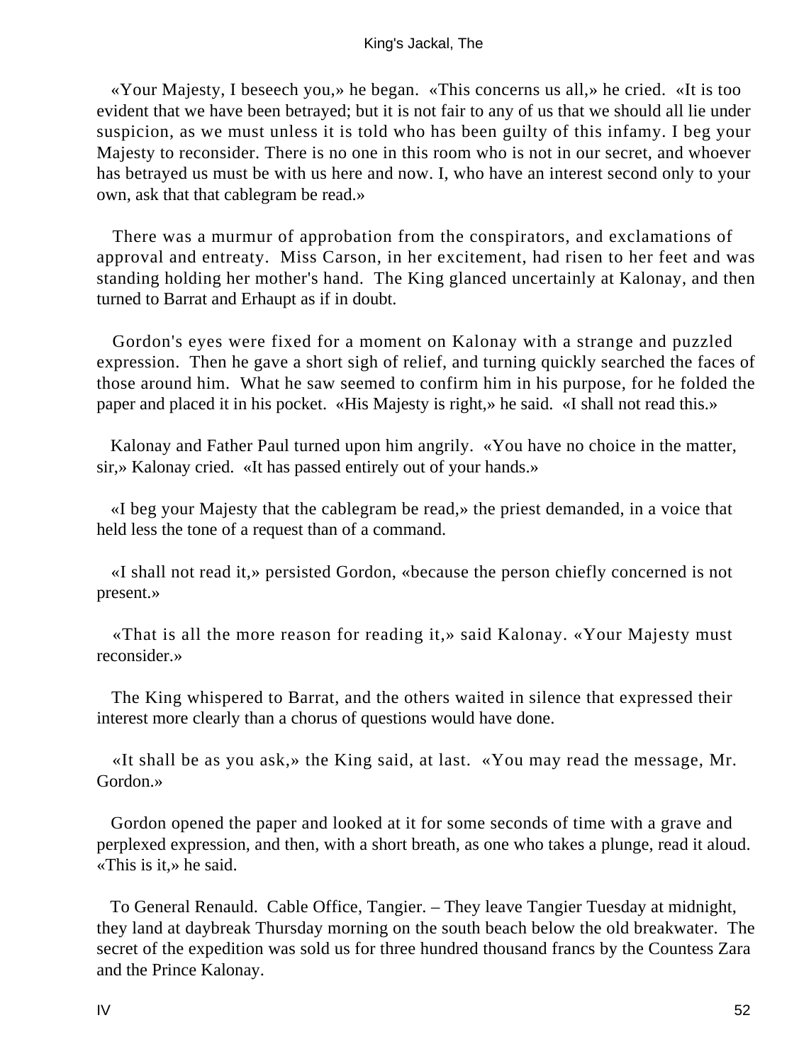«Your Majesty, I beseech you,» he began. «This concerns us all,» he cried. «It is too evident that we have been betrayed; but it is not fair to any of us that we should all lie under suspicion, as we must unless it is told who has been guilty of this infamy. I beg your Majesty to reconsider. There is no one in this room who is not in our secret, and whoever has betrayed us must be with us here and now. I, who have an interest second only to your own, ask that that cablegram be read.»

There was a murmur of approbation from the conspirators, and exclamations of approval and entreaty. Miss Carson, in her excitement, had risen to her feet and was standing holding her mother's hand. The King glanced uncertainly at Kalonay, and then turned to Barrat and Erhaupt as if in doubt.

Gordon's eyes were fixed for a moment on Kalonay with a strange and puzzled expression. Then he gave a short sigh of relief, and turning quickly searched the faces of those around him. What he saw seemed to confirm him in his purpose, for he folded the paper and placed it in his pocket. «His Majesty is right,» he said. «I shall not read this.»

Kalonay and Father Paul turned upon him angrily. «You have no choice in the matter, sir,» Kalonay cried. «It has passed entirely out of your hands.»

«I beg your Majesty that the cablegram be read,» the priest demanded, in a voice that held less the tone of a request than of a command.

«I shall not read it,» persisted Gordon, «because the person chiefly concerned is not present.»

«That is all the more reason for reading it,» said Kalonay. «Your Majesty must reconsider.»

The King whispered to Barrat, and the others waited in silence that expressed their interest more clearly than a chorus of questions would have done.

«It shall be as you ask,» the King said, at last. «You may read the message, Mr. Gordon.»

Gordon opened the paper and looked at it for some seconds of time with a grave and perplexed expression, and then, with a short breath, as one who takes a plunge, read it aloud. «This is it,» he said.

To General Renauld. Cable Office, Tangier. – They leave Tangier Tuesday at midnight, they land at daybreak Thursday morning on the south beach below the old breakwater. The secret of the expedition was sold us for three hundred thousand francs by the Countess Zara and the Prince Kalonay.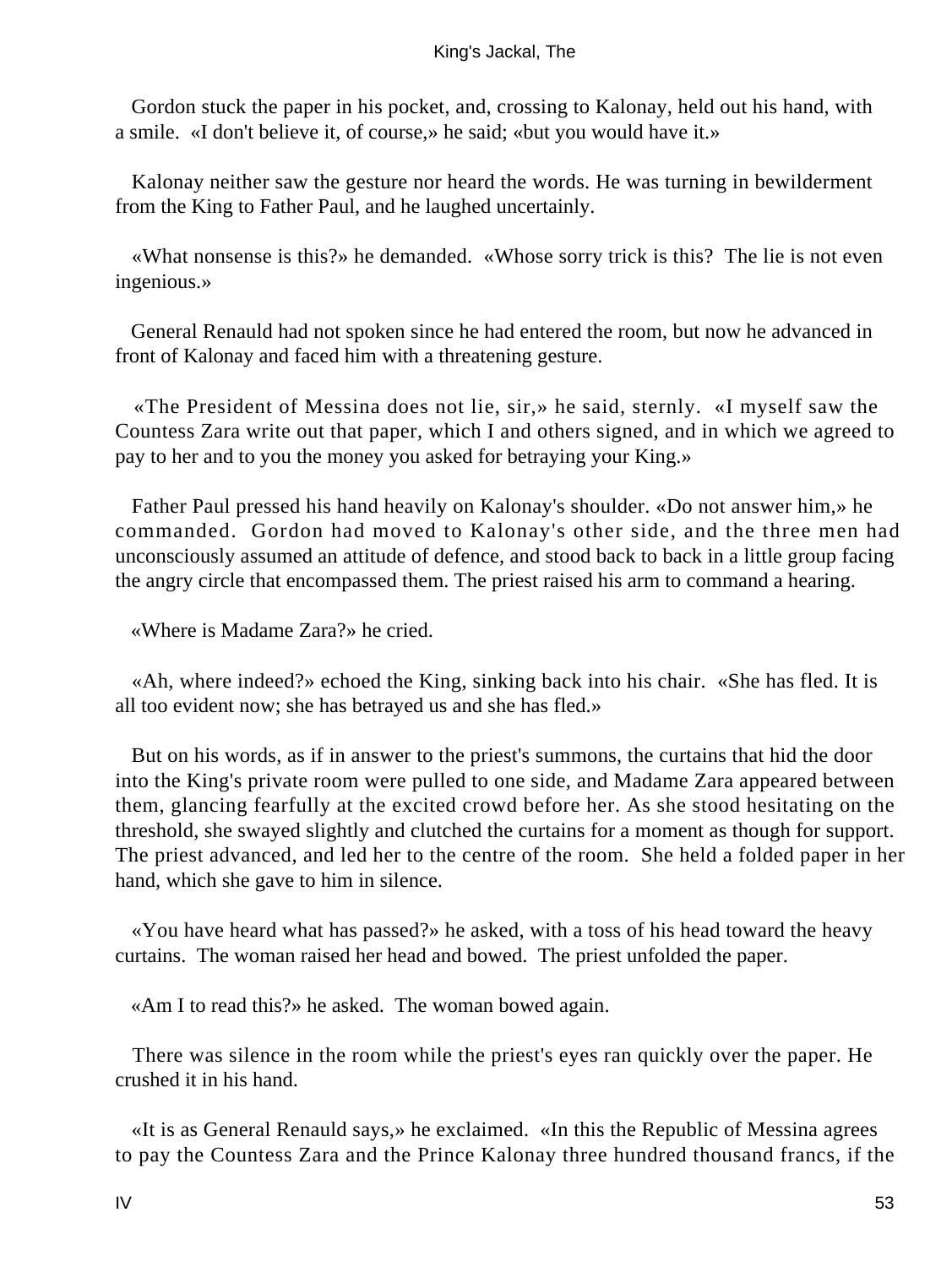Gordon stuck the paper in his pocket, and, crossing to Kalonay, held out his hand, with a smile. «I don't believe it, of course,» he said; «but you would have it.»

Kalonay neither saw the gesture nor heard the words. He was turning in bewilderment from the King to Father Paul, and he laughed uncertainly.

«What nonsense is this?» he demanded. «Whose sorry trick is this? The lie is not even ingenious.»

General Renauld had not spoken since he had entered the room, but now he advanced in front of Kalonay and faced him with a threatening gesture.

«The President of Messina does not lie, sir,» he said, sternly. «I myself saw the Countess Zara write out that paper, which I and others signed, and in which we agreed to pay to her and to you the money you asked for betraying your King.»

Father Paul pressed his hand heavily on Kalonay's shoulder. «Do not answer him,» he commanded. Gordon had moved to Kalonay's other side, and the three men had unconsciously assumed an attitude of defence, and stood back to back in a little group facing the angry circle that encompassed them. The priest raised his arm to command a hearing.

«Where is Madame Zara?» he cried.

«Ah, where indeed?» echoed the King, sinking back into his chair. «She has fled. It is all too evident now; she has betrayed us and she has fled.»

But on his words, as if in answer to the priest's summons, the curtains that hid the door into the King's private room were pulled to one side, and Madame Zara appeared between them, glancing fearfully at the excited crowd before her. As she stood hesitating on the threshold, she swayed slightly and clutched the curtains for a moment as though for support. The priest advanced, and led her to the centre of the room. She held a folded paper in her hand, which she gave to him in silence.

«You have heard what has passed?» he asked, with a toss of his head toward the heavy curtains. The woman raised her head and bowed. The priest unfolded the paper.

«Am I to read this?» he asked. The woman bowed again.

There was silence in the room while the priest's eyes ran quickly over the paper. He crushed it in his hand.

«It is as General Renauld says,» he exclaimed. «In this the Republic of Messina agrees to pay the Countess Zara and the Prince Kalonay three hundred thousand francs, if the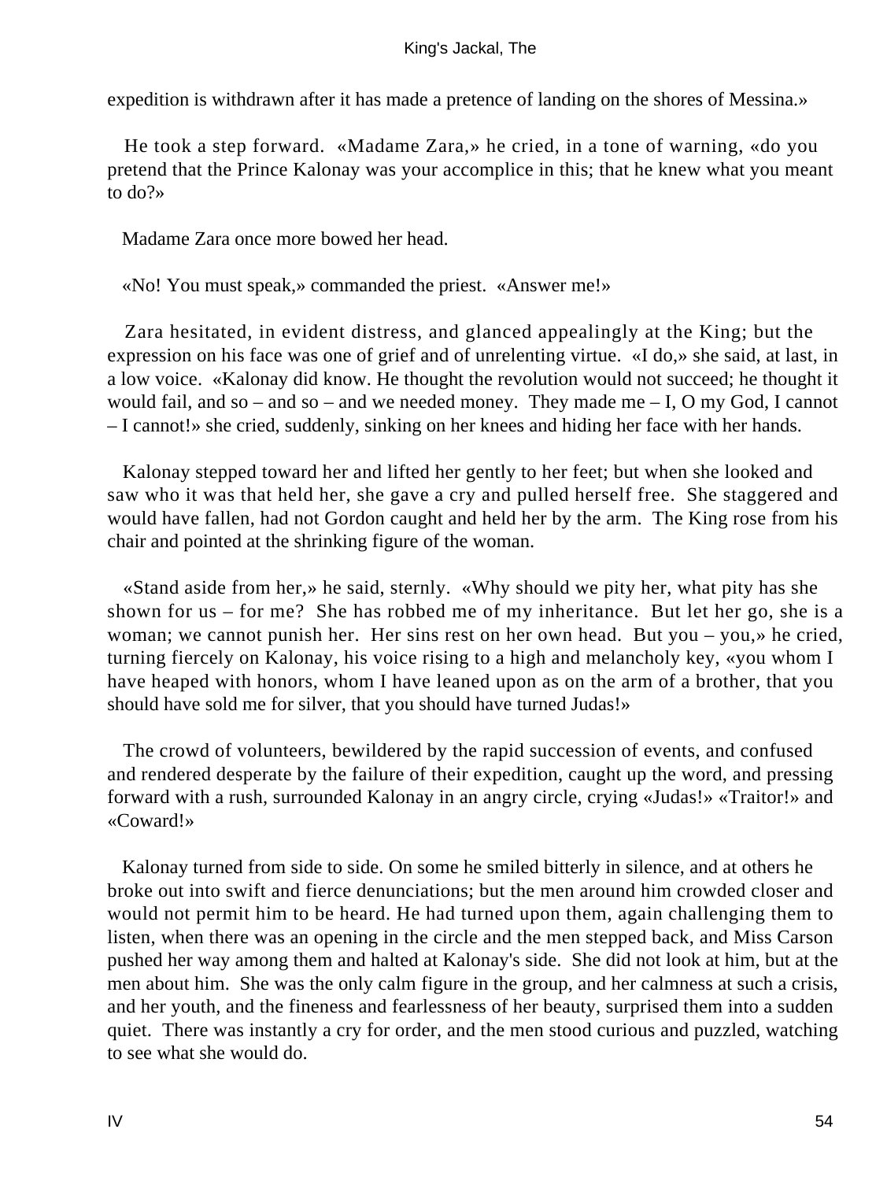expedition is withdrawn after it has made a pretence of landing on the shores of Messina.»

He took a step forward. «Madame Zara,» he cried, in a tone of warning, «do you pretend that the Prince Kalonay was your accomplice in this; that he knew what you meant to do?»

Madame Zara once more bowed her head.

«No! You must speak,» commanded the priest. «Answer me!»

Zara hesitated, in evident distress, and glanced appealingly at the King; but the expression on his face was one of grief and of unrelenting virtue. «I do,» she said, at last, in a low voice. «Kalonay did know. He thought the revolution would not succeed; he thought it would fail, and so – and so – and we needed money. They made me – I, O my God, I cannot – I cannot!» she cried, suddenly, sinking on her knees and hiding her face with her hands.

Kalonay stepped toward her and lifted her gently to her feet; but when she looked and saw who it was that held her, she gave a cry and pulled herself free. She staggered and would have fallen, had not Gordon caught and held her by the arm. The King rose from his chair and pointed at the shrinking figure of the woman.

«Stand aside from her,» he said, sternly. «Why should we pity her, what pity has she shown for us – for me? She has robbed me of my inheritance. But let her go, she is a woman; we cannot punish her. Her sins rest on her own head. But you – you,» he cried, turning fiercely on Kalonay, his voice rising to a high and melancholy key, «you whom I have heaped with honors, whom I have leaned upon as on the arm of a brother, that you should have sold me for silver, that you should have turned Judas!»

The crowd of volunteers, bewildered by the rapid succession of events, and confused and rendered desperate by the failure of their expedition, caught up the word, and pressing forward with a rush, surrounded Kalonay in an angry circle, crying «Judas!» «Traitor!» and «Coward!»

Kalonay turned from side to side. On some he smiled bitterly in silence, and at others he broke out into swift and fierce denunciations; but the men around him crowded closer and would not permit him to be heard. He had turned upon them, again challenging them to listen, when there was an opening in the circle and the men stepped back, and Miss Carson pushed her way among them and halted at Kalonay's side. She did not look at him, but at the men about him. She was the only calm figure in the group, and her calmness at such a crisis, and her youth, and the fineness and fearlessness of her beauty, surprised them into a sudden quiet. There was instantly a cry for order, and the men stood curious and puzzled, watching to see what she would do.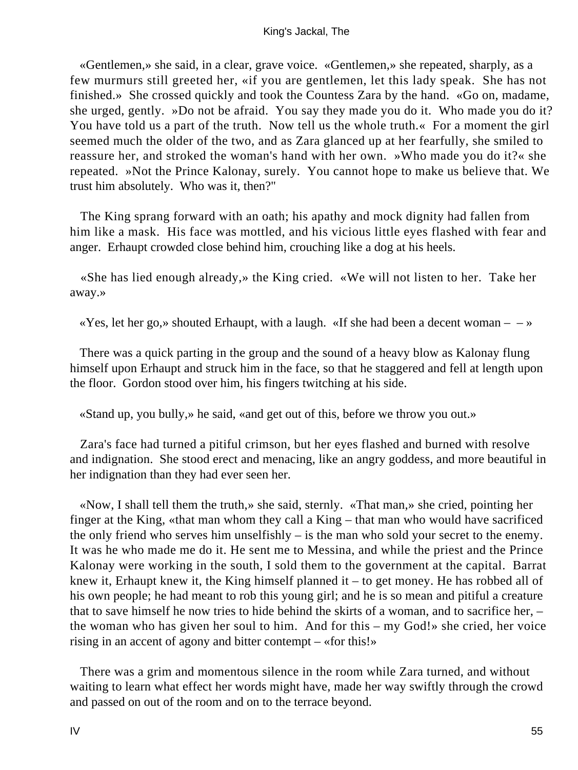«Gentlemen,» she said, in a clear, grave voice. «Gentlemen,» she repeated, sharply, as a few murmurs still greeted her, «if you are gentlemen, let this lady speak. She has not finished.» She crossed quickly and took the Countess Zara by the hand. «Go on, madame, she urged, gently. »Do not be afraid. You say they made you do it. Who made you do it? You have told us a part of the truth. Now tell us the whole truth.« For a moment the girl seemed much the older of the two, and as Zara glanced up at her fearfully, she smiled to reassure her, and stroked the woman's hand with her own. »Who made you do it?« she repeated. »Not the Prince Kalonay, surely. You cannot hope to make us believe that. We trust him absolutely. Who was it, then?"

The King sprang forward with an oath; his apathy and mock dignity had fallen from him like a mask. His face was mottled, and his vicious little eyes flashed with fear and anger. Erhaupt crowded close behind him, crouching like a dog at his heels.

«She has lied enough already,» the King cried. «We will not listen to her. Take her away.»

«Yes, let her go,» shouted Erhaupt, with a laugh. «If she had been a decent woman – – »

There was a quick parting in the group and the sound of a heavy blow as Kalonay flung himself upon Erhaupt and struck him in the face, so that he staggered and fell at length upon the floor. Gordon stood over him, his fingers twitching at his side.

«Stand up, you bully,» he said, «and get out of this, before we throw you out.»

Zara's face had turned a pitiful crimson, but her eyes flashed and burned with resolve and indignation. She stood erect and menacing, like an angry goddess, and more beautiful in her indignation than they had ever seen her.

«Now, I shall tell them the truth,» she said, sternly. «That man,» she cried, pointing her finger at the King, «that man whom they call a King – that man who would have sacrificed the only friend who serves him unselfishly – is the man who sold your secret to the enemy. It was he who made me do it. He sent me to Messina, and while the priest and the Prince Kalonay were working in the south, I sold them to the government at the capital. Barrat knew it, Erhaupt knew it, the King himself planned it – to get money. He has robbed all of his own people; he had meant to rob this young girl; and he is so mean and pitiful a creature that to save himself he now tries to hide behind the skirts of a woman, and to sacrifice her, – the woman who has given her soul to him. And for this – my God!» she cried, her voice rising in an accent of agony and bitter contempt – «for this!»

There was a grim and momentous silence in the room while Zara turned, and without waiting to learn what effect her words might have, made her way swiftly through the crowd and passed on out of the room and on to the terrace beyond.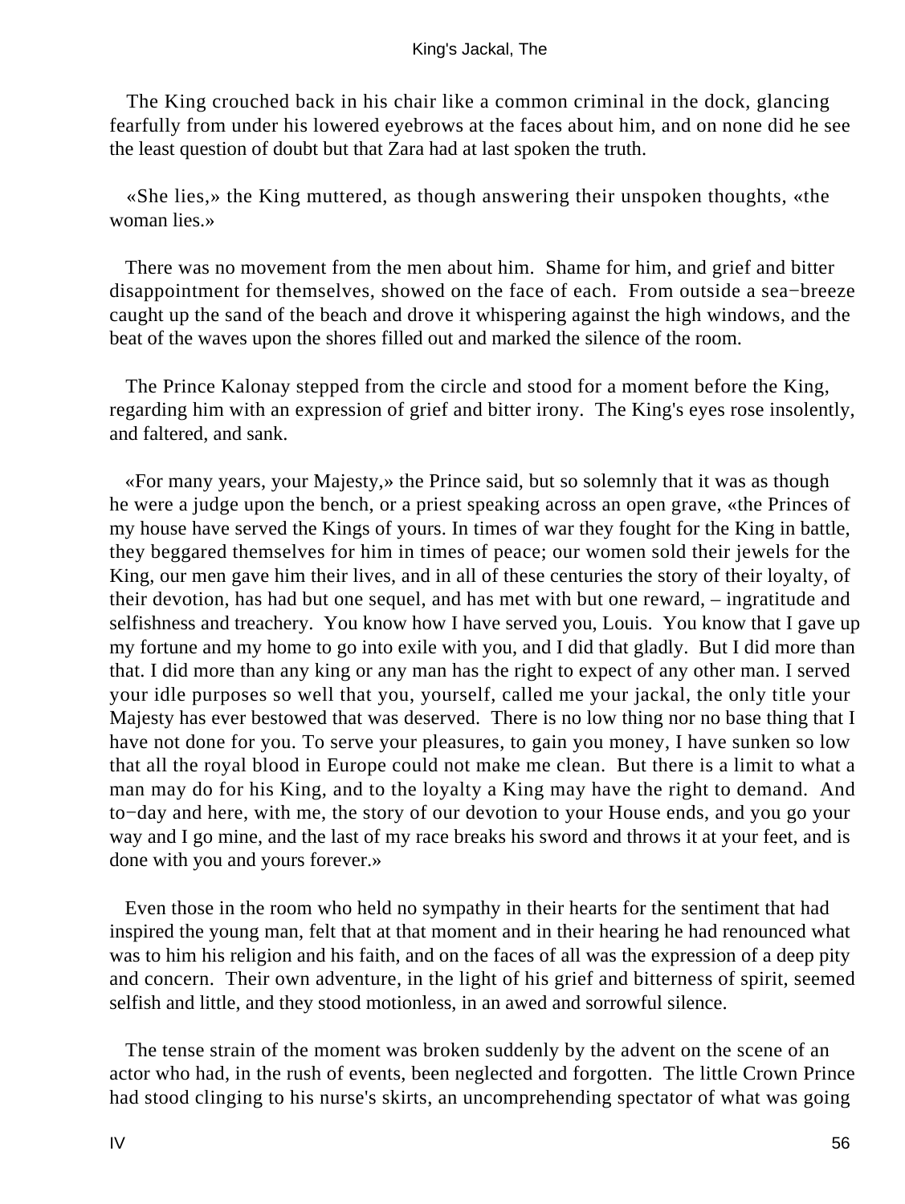The King crouched back in his chair like a common criminal in the dock, glancing fearfully from under his lowered eyebrows at the faces about him, and on none did he see the least question of doubt but that Zara had at last spoken the truth.

«She lies,» the King muttered, as though answering their unspoken thoughts, «the woman lies.»

There was no movement from the men about him. Shame for him, and grief and bitter disappointment for themselves, showed on the face of each. From outside a sea−breeze caught up the sand of the beach and drove it whispering against the high windows, and the beat of the waves upon the shores filled out and marked the silence of the room.

The Prince Kalonay stepped from the circle and stood for a moment before the King, regarding him with an expression of grief and bitter irony. The King's eyes rose insolently, and faltered, and sank.

«For many years, your Majesty,» the Prince said, but so solemnly that it was as though he were a judge upon the bench, or a priest speaking across an open grave, «the Princes of my house have served the Kings of yours. In times of war they fought for the King in battle, they beggared themselves for him in times of peace; our women sold their jewels for the King, our men gave him their lives, and in all of these centuries the story of their loyalty, of their devotion, has had but one sequel, and has met with but one reward, – ingratitude and selfishness and treachery. You know how I have served you, Louis. You know that I gave up my fortune and my home to go into exile with you, and I did that gladly. But I did more than that. I did more than any king or any man has the right to expect of any other man. I served your idle purposes so well that you, yourself, called me your jackal, the only title your Majesty has ever bestowed that was deserved. There is no low thing nor no base thing that I have not done for you. To serve your pleasures, to gain you money, I have sunken so low that all the royal blood in Europe could not make me clean. But there is a limit to what a man may do for his King, and to the loyalty a King may have the right to demand. And to−day and here, with me, the story of our devotion to your House ends, and you go your way and I go mine, and the last of my race breaks his sword and throws it at your feet, and is done with you and yours forever.»

Even those in the room who held no sympathy in their hearts for the sentiment that had inspired the young man, felt that at that moment and in their hearing he had renounced what was to him his religion and his faith, and on the faces of all was the expression of a deep pity and concern. Their own adventure, in the light of his grief and bitterness of spirit, seemed selfish and little, and they stood motionless, in an awed and sorrowful silence.

The tense strain of the moment was broken suddenly by the advent on the scene of an actor who had, in the rush of events, been neglected and forgotten. The little Crown Prince had stood clinging to his nurse's skirts, an uncomprehending spectator of what was going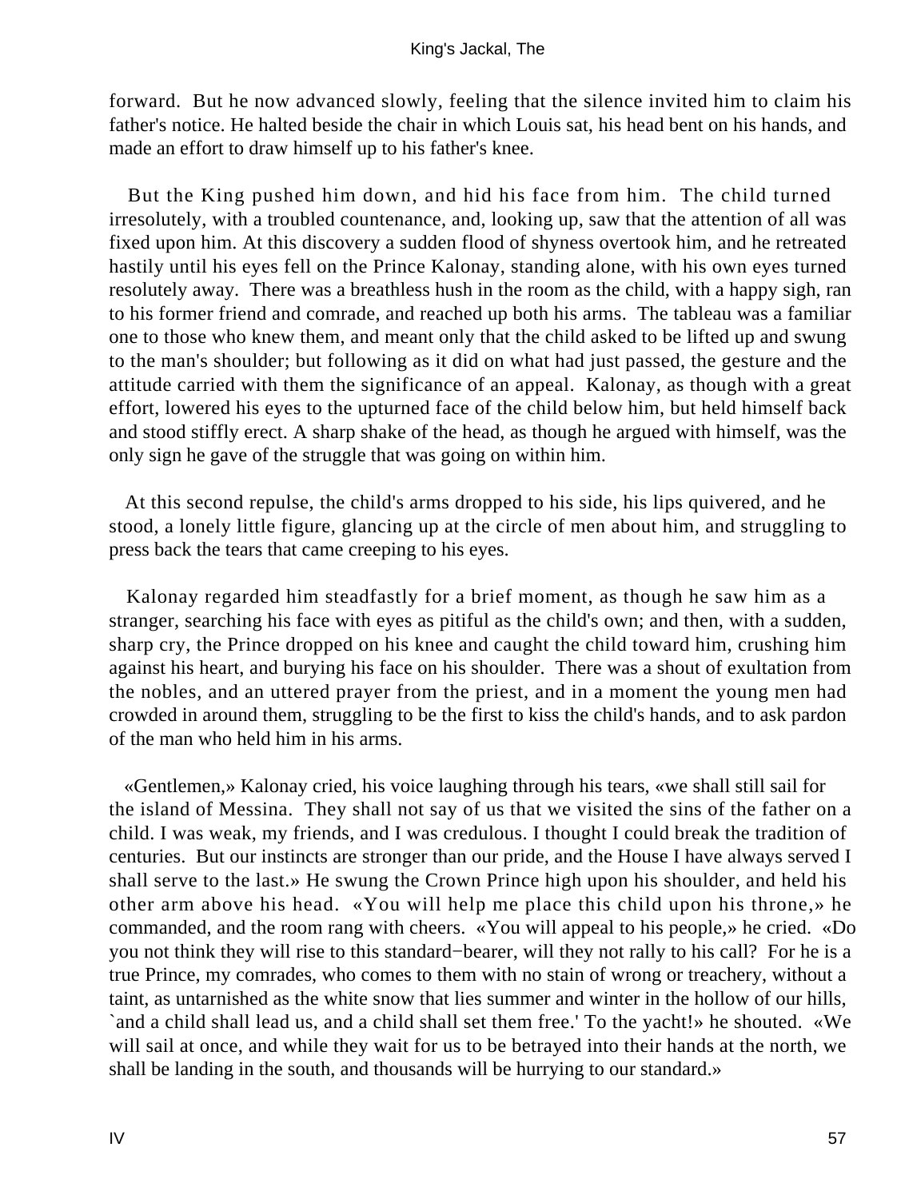forward. But he now advanced slowly, feeling that the silence invited him to claim his father's notice. He halted beside the chair in which Louis sat, his head bent on his hands, and made an effort to draw himself up to his father's knee.

But the King pushed him down, and hid his face from him. The child turned irresolutely, with a troubled countenance, and, looking up, saw that the attention of all was fixed upon him. At this discovery a sudden flood of shyness overtook him, and he retreated hastily until his eyes fell on the Prince Kalonay, standing alone, with his own eyes turned resolutely away. There was a breathless hush in the room as the child, with a happy sigh, ran to his former friend and comrade, and reached up both his arms. The tableau was a familiar one to those who knew them, and meant only that the child asked to be lifted up and swung to the man's shoulder; but following as it did on what had just passed, the gesture and the attitude carried with them the significance of an appeal. Kalonay, as though with a great effort, lowered his eyes to the upturned face of the child below him, but held himself back and stood stiffly erect. A sharp shake of the head, as though he argued with himself, was the only sign he gave of the struggle that was going on within him.

At this second repulse, the child's arms dropped to his side, his lips quivered, and he stood, a lonely little figure, glancing up at the circle of men about him, and struggling to press back the tears that came creeping to his eyes.

Kalonay regarded him steadfastly for a brief moment, as though he saw him as a stranger, searching his face with eyes as pitiful as the child's own; and then, with a sudden, sharp cry, the Prince dropped on his knee and caught the child toward him, crushing him against his heart, and burying his face on his shoulder. There was a shout of exultation from the nobles, and an uttered prayer from the priest, and in a moment the young men had crowded in around them, struggling to be the first to kiss the child's hands, and to ask pardon of the man who held him in his arms.

«Gentlemen,» Kalonay cried, his voice laughing through his tears, «we shall still sail for the island of Messina. They shall not say of us that we visited the sins of the father on a child. I was weak, my friends, and I was credulous. I thought I could break the tradition of centuries. But our instincts are stronger than our pride, and the House I have always served I shall serve to the last.» He swung the Crown Prince high upon his shoulder, and held his other arm above his head. «You will help me place this child upon his throne,» he commanded, and the room rang with cheers. «You will appeal to his people,» he cried. «Do you not think they will rise to this standard−bearer, will they not rally to his call? For he is a true Prince, my comrades, who comes to them with no stain of wrong or treachery, without a taint, as untarnished as the white snow that lies summer and winter in the hollow of our hills, `and a child shall lead us, and a child shall set them free.' To the yacht!» he shouted. «We will sail at once, and while they wait for us to be betrayed into their hands at the north, we shall be landing in the south, and thousands will be hurrying to our standard.»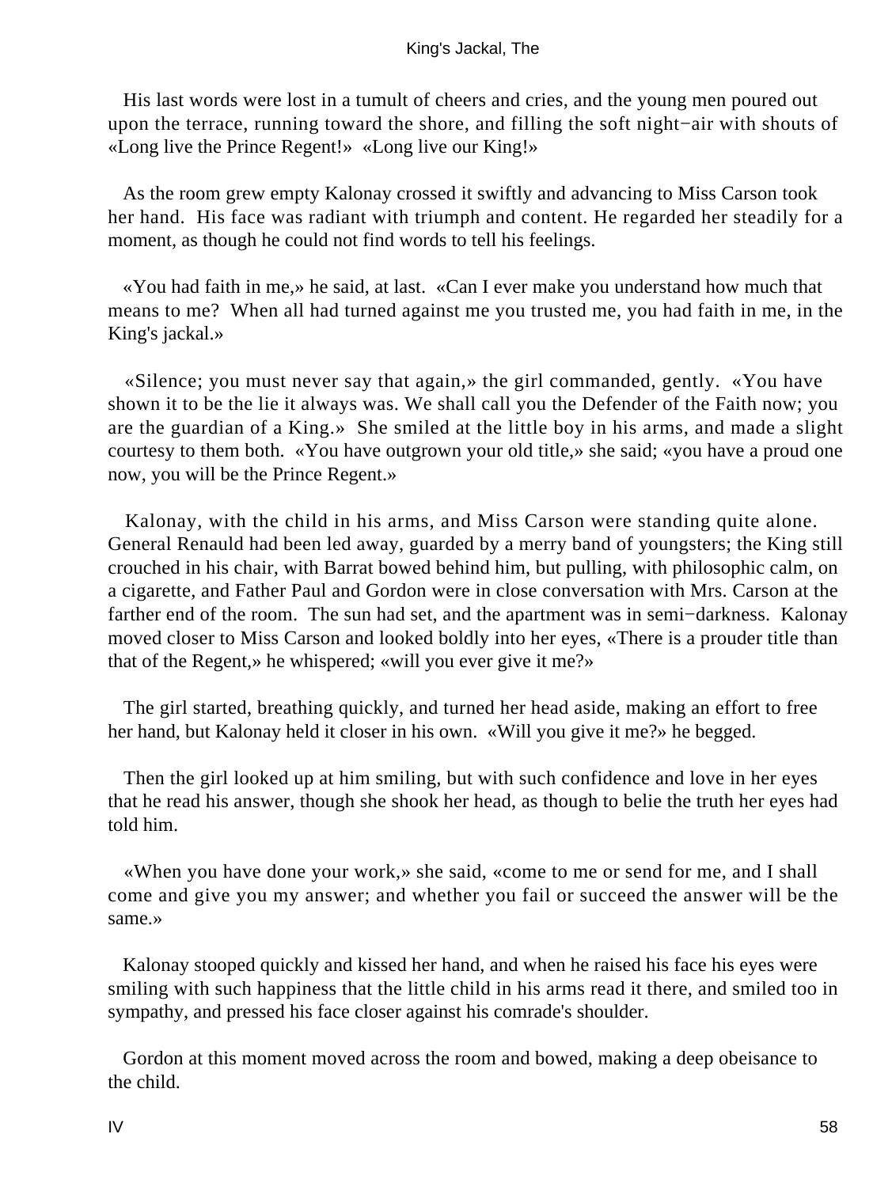His last words were lost in a tumult of cheers and cries, and the young men poured out upon the terrace, running toward the shore, and filling the soft night−air with shouts of «Long live the Prince Regent!» «Long live our King!»

As the room grew empty Kalonay crossed it swiftly and advancing to Miss Carson took her hand. His face was radiant with triumph and content. He regarded her steadily for a moment, as though he could not find words to tell his feelings.

«You had faith in me,» he said, at last. «Can I ever make you understand how much that means to me? When all had turned against me you trusted me, you had faith in me, in the King's jackal.»

«Silence; you must never say that again,» the girl commanded, gently. «You have shown it to be the lie it always was. We shall call you the Defender of the Faith now; you are the guardian of a King.» She smiled at the little boy in his arms, and made a slight courtesy to them both. «You have outgrown your old title,» she said; «you have a proud one now, you will be the Prince Regent.»

Kalonay, with the child in his arms, and Miss Carson were standing quite alone. General Renauld had been led away, guarded by a merry band of youngsters; the King still crouched in his chair, with Barrat bowed behind him, but pulling, with philosophic calm, on a cigarette, and Father Paul and Gordon were in close conversation with Mrs. Carson at the farther end of the room. The sun had set, and the apartment was in semi−darkness. Kalonay moved closer to Miss Carson and looked boldly into her eyes, «There is a prouder title than that of the Regent,» he whispered; «will you ever give it me?»

The girl started, breathing quickly, and turned her head aside, making an effort to free her hand, but Kalonay held it closer in his own. «Will you give it me?» he begged.

Then the girl looked up at him smiling, but with such confidence and love in her eyes that he read his answer, though she shook her head, as though to belie the truth her eyes had told him.

«When you have done your work,» she said, «come to me or send for me, and I shall come and give you my answer; and whether you fail or succeed the answer will be the same.»

Kalonay stooped quickly and kissed her hand, and when he raised his face his eyes were smiling with such happiness that the little child in his arms read it there, and smiled too in sympathy, and pressed his face closer against his comrade's shoulder.

Gordon at this moment moved across the room and bowed, making a deep obeisance to the child.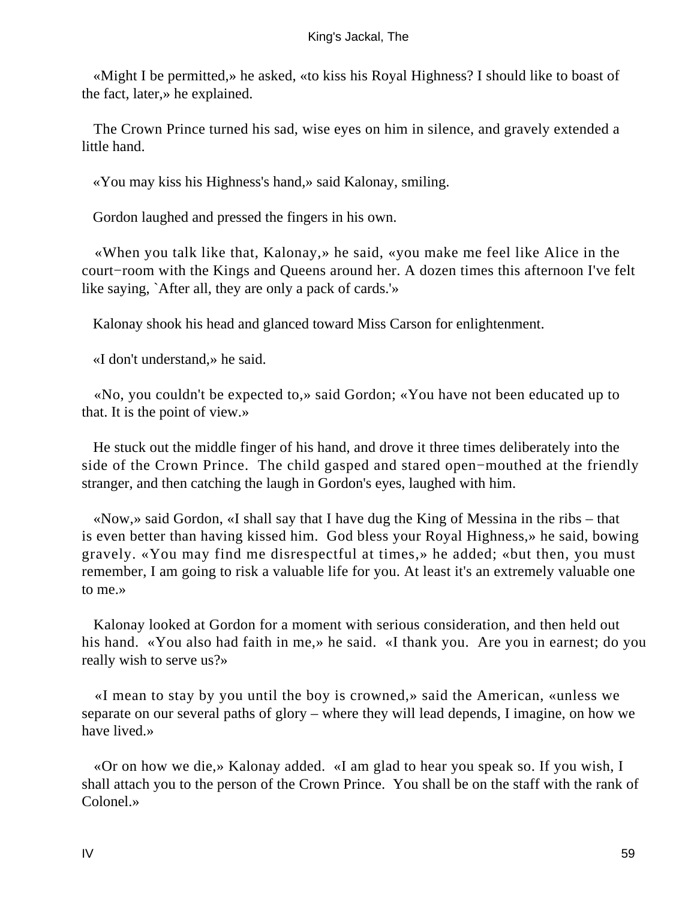«Might I be permitted,» he asked, «to kiss his Royal Highness? I should like to boast of the fact, later,» he explained.

The Crown Prince turned his sad, wise eyes on him in silence, and gravely extended a little hand.

«You may kiss his Highness's hand,» said Kalonay, smiling.

Gordon laughed and pressed the fingers in his own.

«When you talk like that, Kalonay,» he said, «you make me feel like Alice in the court−room with the Kings and Queens around her. A dozen times this afternoon I've felt like saying, `After all, they are only a pack of cards.'»

Kalonay shook his head and glanced toward Miss Carson for enlightenment.

«I don't understand,» he said.

«No, you couldn't be expected to,» said Gordon; «You have not been educated up to that. It is the point of view.»

He stuck out the middle finger of his hand, and drove it three times deliberately into the side of the Crown Prince. The child gasped and stared open−mouthed at the friendly stranger, and then catching the laugh in Gordon's eyes, laughed with him.

«Now,» said Gordon, «I shall say that I have dug the King of Messina in the ribs – that is even better than having kissed him. God bless your Royal Highness,» he said, bowing gravely. «You may find me disrespectful at times,» he added; «but then, you must remember, I am going to risk a valuable life for you. At least it's an extremely valuable one to me.»

Kalonay looked at Gordon for a moment with serious consideration, and then held out his hand. «You also had faith in me,» he said. «I thank you. Are you in earnest; do you really wish to serve us?»

«I mean to stay by you until the boy is crowned,» said the American, «unless we separate on our several paths of glory – where they will lead depends, I imagine, on how we have lived.»

«Or on how we die,» Kalonay added. «I am glad to hear you speak so. If you wish, I shall attach you to the person of the Crown Prince. You shall be on the staff with the rank of Colonel.»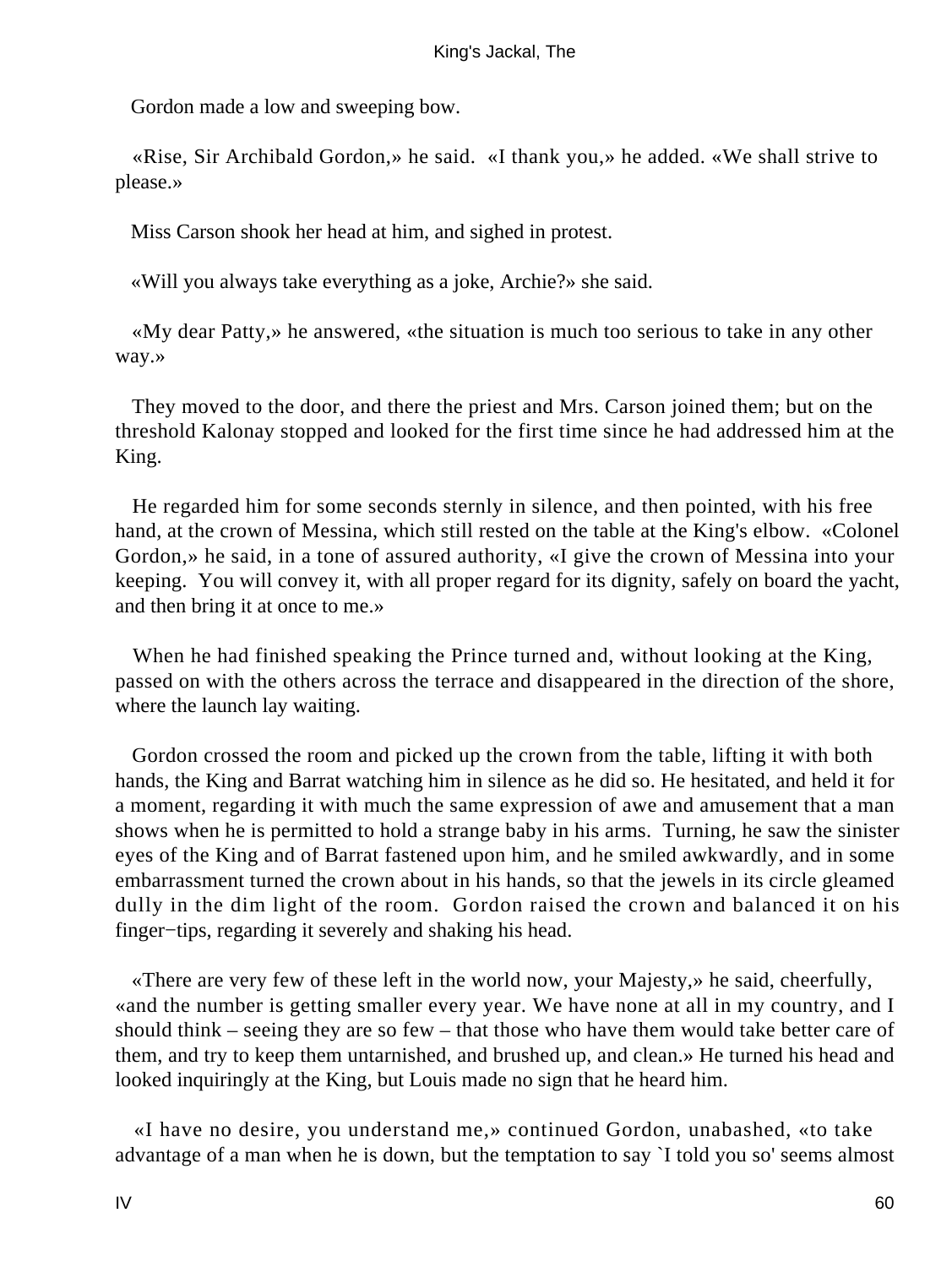Gordon made a low and sweeping bow.

«Rise, Sir Archibald Gordon,» he said. «I thank you,» he added. «We shall strive to please.»

Miss Carson shook her head at him, and sighed in protest.

«Will you always take everything as a joke, Archie?» she said.

«My dear Patty,» he answered, «the situation is much too serious to take in any other way.»

They moved to the door, and there the priest and Mrs. Carson joined them; but on the threshold Kalonay stopped and looked for the first time since he had addressed him at the King.

He regarded him for some seconds sternly in silence, and then pointed, with his free hand, at the crown of Messina, which still rested on the table at the King's elbow. «Colonel Gordon,» he said, in a tone of assured authority, «I give the crown of Messina into your keeping. You will convey it, with all proper regard for its dignity, safely on board the yacht, and then bring it at once to me.»

When he had finished speaking the Prince turned and, without looking at the King, passed on with the others across the terrace and disappeared in the direction of the shore, where the launch lay waiting.

Gordon crossed the room and picked up the crown from the table, lifting it with both hands, the King and Barrat watching him in silence as he did so. He hesitated, and held it for a moment, regarding it with much the same expression of awe and amusement that a man shows when he is permitted to hold a strange baby in his arms. Turning, he saw the sinister eyes of the King and of Barrat fastened upon him, and he smiled awkwardly, and in some embarrassment turned the crown about in his hands, so that the jewels in its circle gleamed dully in the dim light of the room. Gordon raised the crown and balanced it on his finger-tips, regarding it severely and shaking his head.

«There are very few of these left in the world now, your Majesty,» he said, cheerfully, «and the number is getting smaller every year. We have none at all in my country, and I should think – seeing they are so few – that those who have them would take better care of them, and try to keep them untarnished, and brushed up, and clean.» He turned his head and looked inquiringly at the King, but Louis made no sign that he heard him.

«I have no desire, you understand me,» continued Gordon, unabashed, «to take advantage of a man when he is down, but the temptation to say `I told you so' seems almost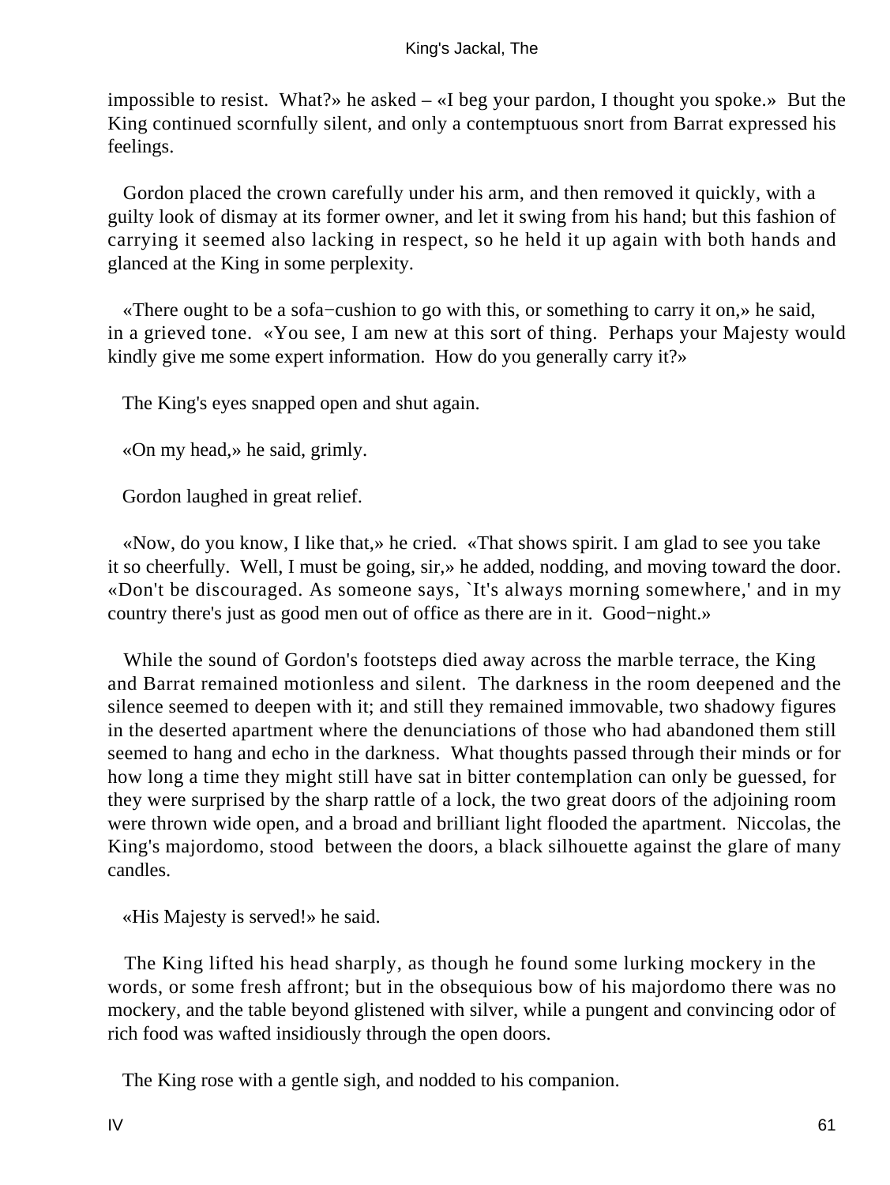impossible to resist. What?» he asked – «I beg your pardon, I thought you spoke.» But the King continued scornfully silent, and only a contemptuous snort from Barrat expressed his feelings.

Gordon placed the crown carefully under his arm, and then removed it quickly, with a guilty look of dismay at its former owner, and let it swing from his hand; but this fashion of carrying it seemed also lacking in respect, so he held it up again with both hands and glanced at the King in some perplexity.

«There ought to be a sofa−cushion to go with this, or something to carry it on,» he said, in a grieved tone. «You see, I am new at this sort of thing. Perhaps your Majesty would kindly give me some expert information. How do you generally carry it?»

The King's eyes snapped open and shut again.

«On my head,» he said, grimly.

Gordon laughed in great relief.

«Now, do you know, I like that,» he cried. «That shows spirit. I am glad to see you take it so cheerfully. Well, I must be going, sir,» he added, nodding, and moving toward the door. «Don't be discouraged. As someone says, `It's always morning somewhere,' and in my country there's just as good men out of office as there are in it. Good−night.»

While the sound of Gordon's footsteps died away across the marble terrace, the King and Barrat remained motionless and silent. The darkness in the room deepened and the silence seemed to deepen with it; and still they remained immovable, two shadowy figures in the deserted apartment where the denunciations of those who had abandoned them still seemed to hang and echo in the darkness. What thoughts passed through their minds or for how long a time they might still have sat in bitter contemplation can only be guessed, for they were surprised by the sharp rattle of a lock, the two great doors of the adjoining room were thrown wide open, and a broad and brilliant light flooded the apartment. Niccolas, the King's majordomo, stood between the doors, a black silhouette against the glare of many candles.

«His Majesty is served!» he said.

The King lifted his head sharply, as though he found some lurking mockery in the words, or some fresh affront; but in the obsequious bow of his majordomo there was no mockery, and the table beyond glistened with silver, while a pungent and convincing odor of rich food was wafted insidiously through the open doors.

The King rose with a gentle sigh, and nodded to his companion.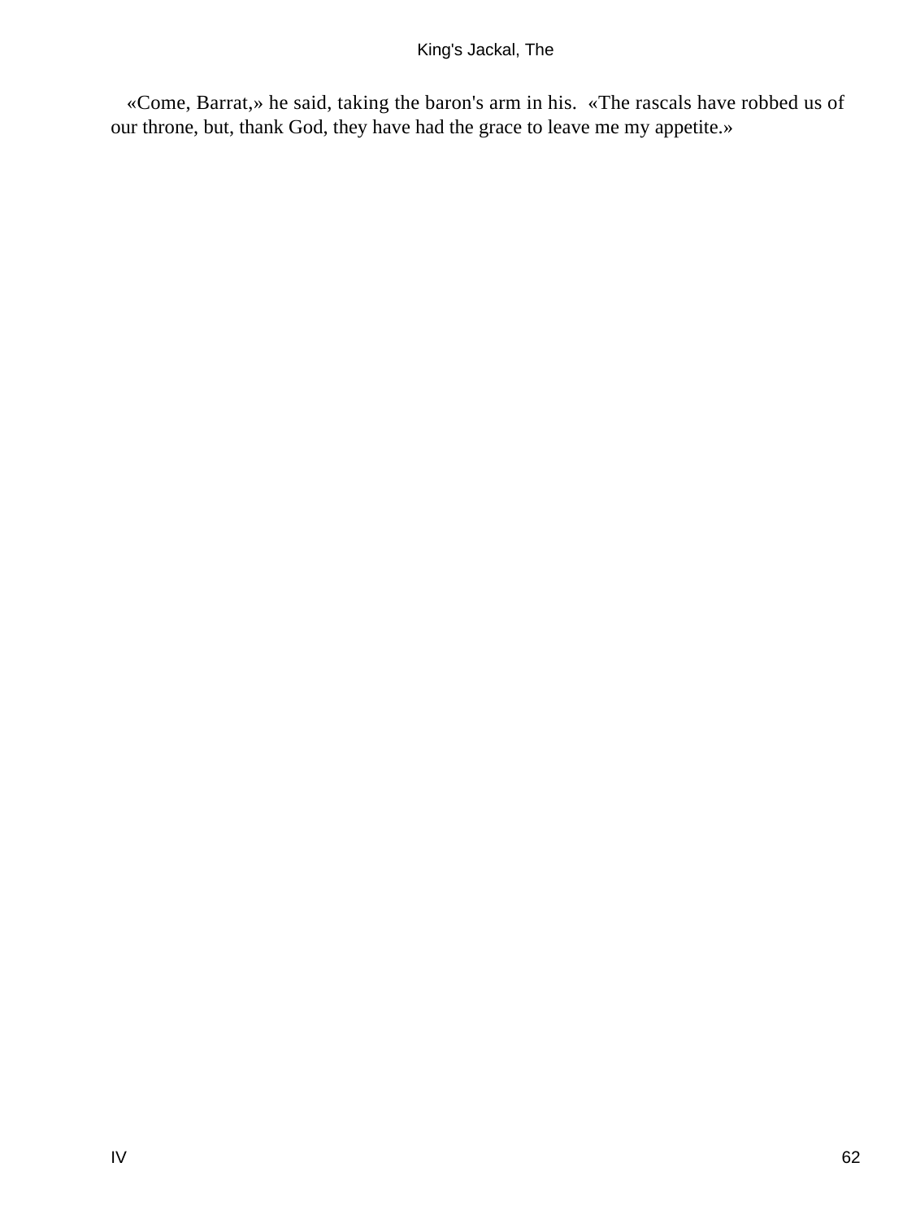«Come, Barrat,» he said, taking the baron's arm in his. «The rascals have robbed us of our throne, but, thank God, they have had the grace to leave me my appetite.»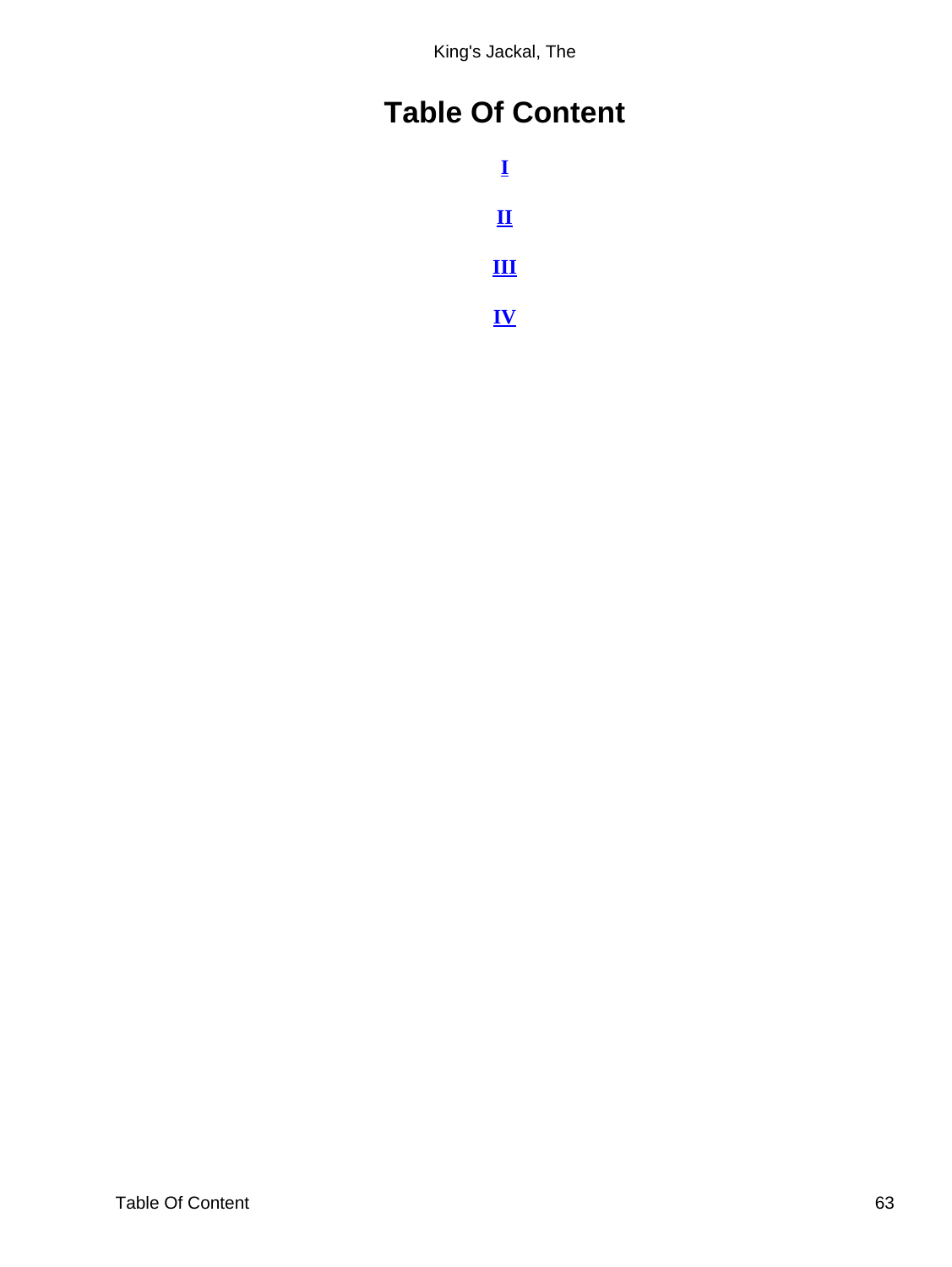# Table Of Content

[I]

[II]

[III]

[IV]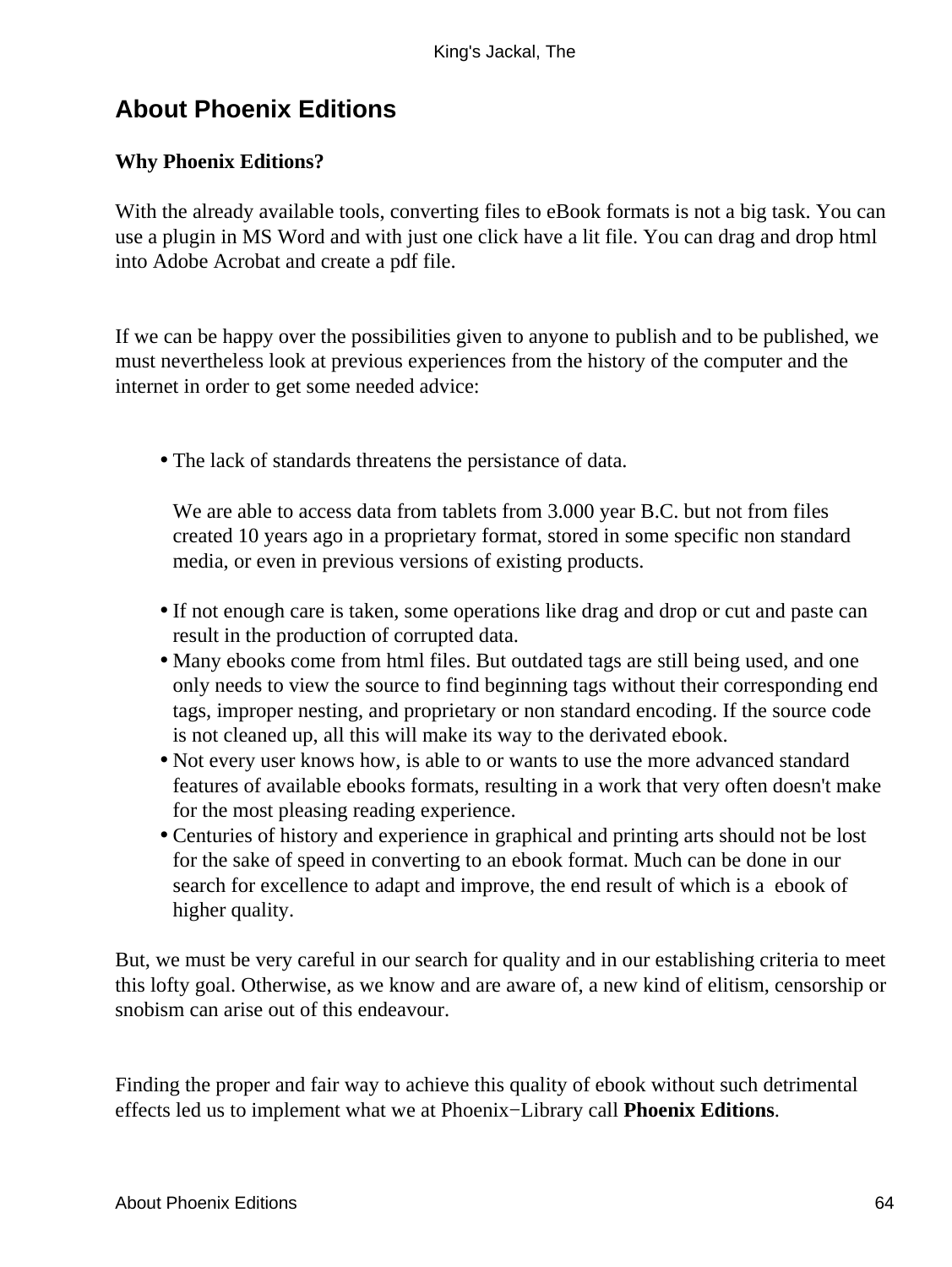## About Phoenix Editions

**Why Phoenix Editions?**

With the already available tools, converting files to eBook formats is not a big task. You can use a plugin in MS Word and with just one click have a lit file. You can drag and drop html into Adobe Acrobat and create a pdf file.

If we can be happy over the possibilities given to anyone to publish and to be published, we must nevertheless look at previous experiences from the history of the computer and the internet in order to get some needed advice:

- The lack of standards threatens the persistance of data.

  We are able to access data from tablets from 3.000 year B.C. but not from files created 10 years ago in a proprietary format, stored in some specific non standard media, or even in previous versions of existing products.
- If not enough care is taken, some operations like drag and drop or cut and paste can result in the production of corrupted data.
- Many ebooks come from html files. But outdated tags are still being used, and one only needs to view the source to find beginning tags without their corresponding end tags, improper nesting, and proprietary or non standard encoding. If the source code is not cleaned up, all this will make its way to the derivated ebook.
- Not every user knows how, is able to or wants to use the more advanced standard features of available ebooks formats, resulting in a work that very often doesn't make for the most pleasing reading experience.
- Centuries of history and experience in graphical and printing arts should not be lost for the sake of speed in converting to an ebook format. Much can be done in our search for excellence to adapt and improve, the end result of which is a ebook of higher quality.

But, we must be very careful in our search for quality and in our establishing criteria to meet this lofty goal. Otherwise, as we know and are aware of, a new kind of elitism, censorship or snobism can arise out of this endeavour.

Finding the proper and fair way to achieve this quality of ebook without such detrimental effects led us to implement what we at Phoenix−Library call **Phoenix Editions**.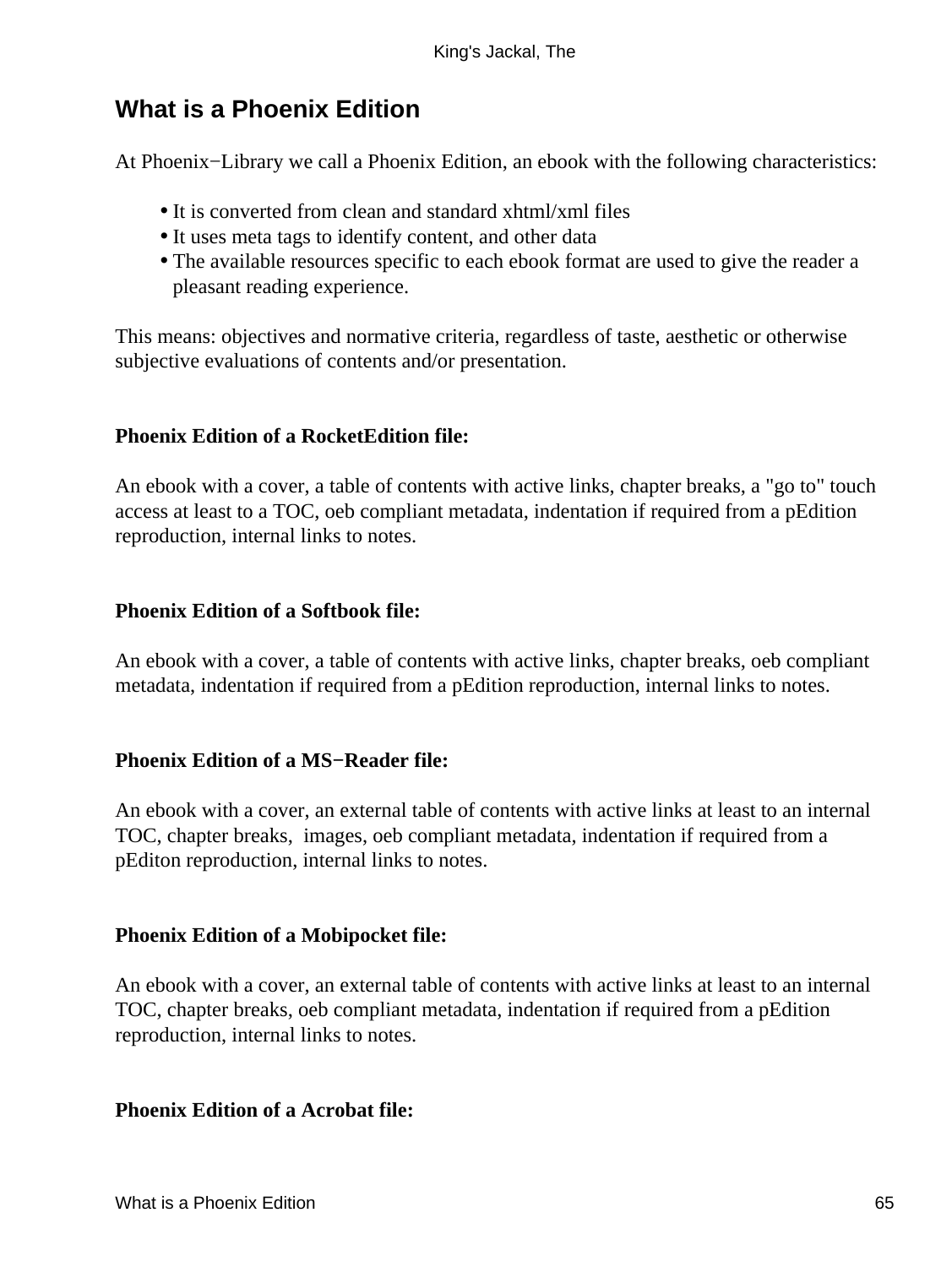## What is a Phoenix Edition

At Phoenix−Library we call a Phoenix Edition, an ebook with the following characteristics:

- It is converted from clean and standard xhtml/xml files
- It uses meta tags to identify content, and other data
- The available resources specific to each ebook format are used to give the reader a pleasant reading experience.

This means: objectives and normative criteria, regardless of taste, aesthetic or otherwise subjective evaluations of contents and/or presentation.

**Phoenix Edition of a RocketEdition file:**

An ebook with a cover, a table of contents with active links, chapter breaks, a "go to" touch access at least to a TOC, oeb compliant metadata, indentation if required from a pEdition reproduction, internal links to notes.

**Phoenix Edition of a Softbook file:**

An ebook with a cover, a table of contents with active links, chapter breaks, oeb compliant metadata, indentation if required from a pEdition reproduction, internal links to notes.

**Phoenix Edition of a MS−Reader file:**

An ebook with a cover, an external table of contents with active links at least to an internal TOC, chapter breaks, images, oeb compliant metadata, indentation if required from a pEditon reproduction, internal links to notes.

**Phoenix Edition of a Mobipocket file:**

An ebook with a cover, an external table of contents with active links at least to an internal TOC, chapter breaks, oeb compliant metadata, indentation if required from a pEdition reproduction, internal links to notes.

**Phoenix Edition of a Acrobat file:**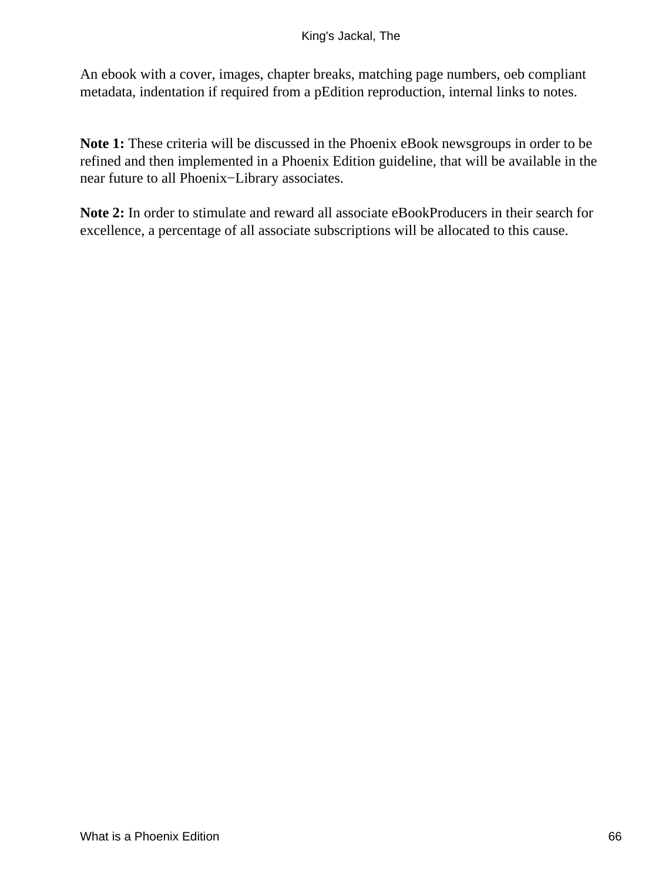An ebook with a cover, images, chapter breaks, matching page numbers, oeb compliant metadata, indentation if required from a pEdition reproduction, internal links to notes.

**Note 1:** These criteria will be discussed in the Phoenix eBook newsgroups in order to be refined and then implemented in a Phoenix Edition guideline, that will be available in the near future to all Phoenix−Library associates.

**Note 2:** In order to stimulate and reward all associate eBookProducers in their search for excellence, a percentage of all associate subscriptions will be allocated to this cause.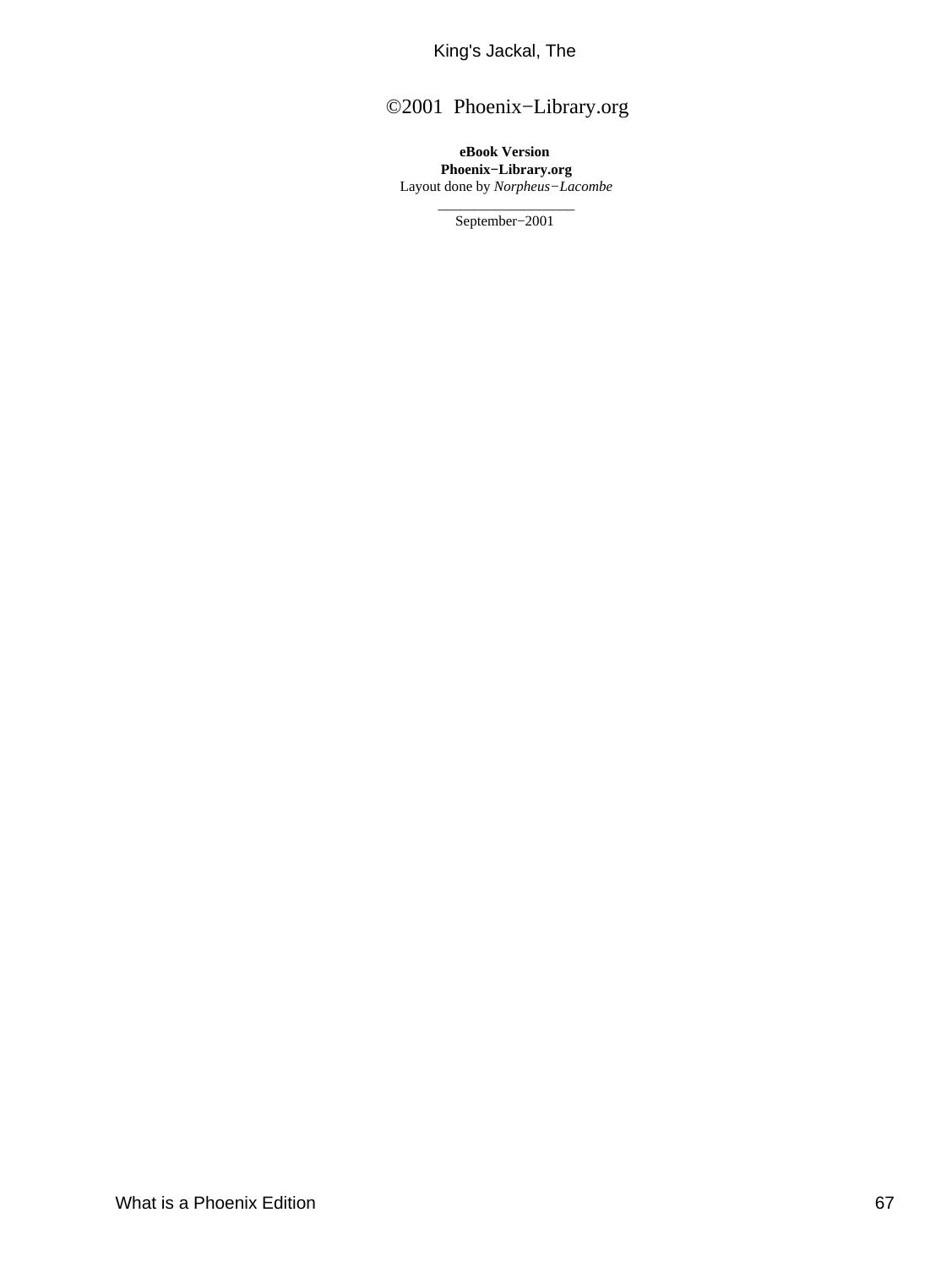©2001 Phoenix−Library.org

**eBook Version**
**Phoenix−Library.org**
Layout done by *Norpheus−Lacombe*

___________________

September−2001